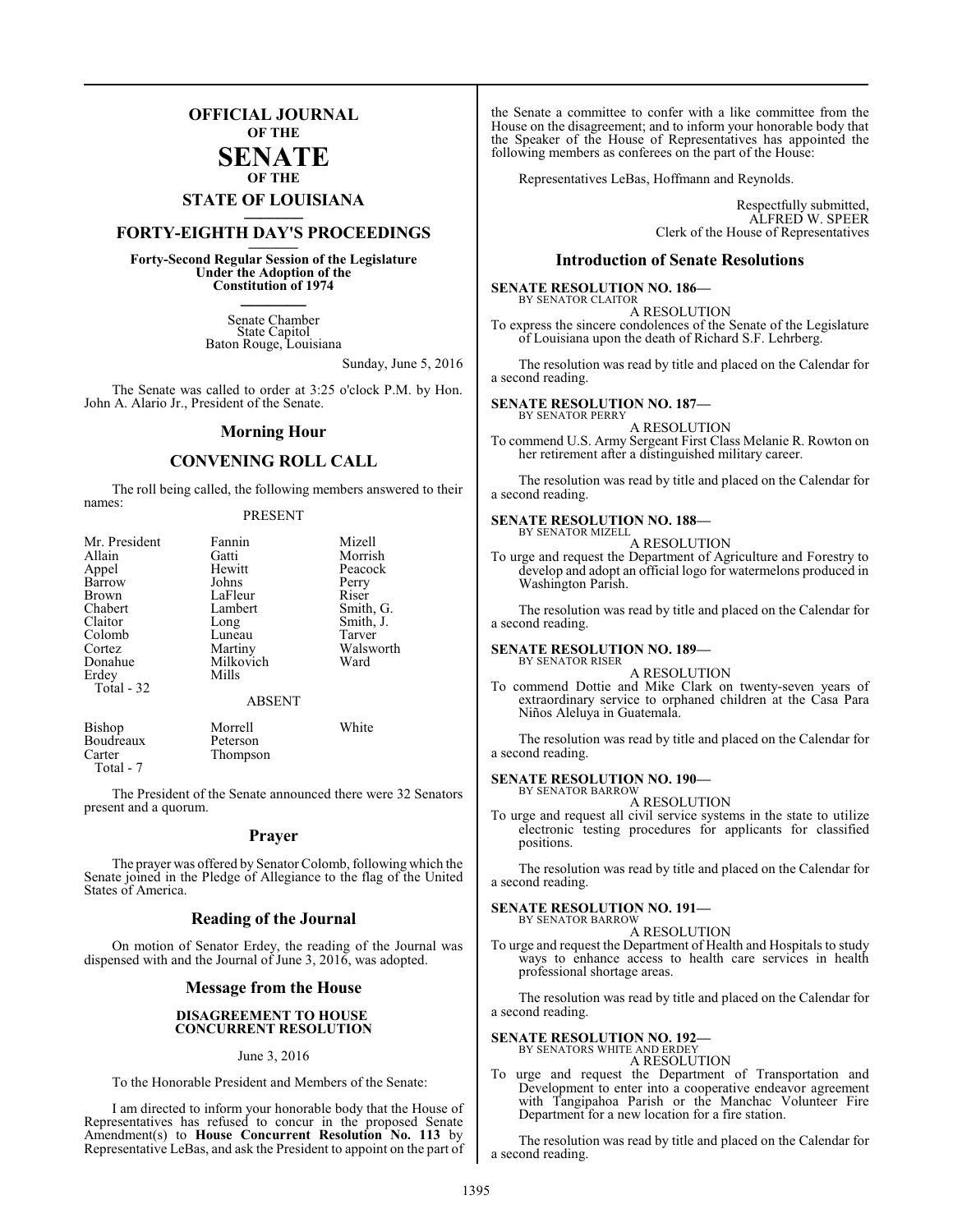# OFFICIAL JOURNAL OF THE SENATE OF THE STATE OF LOUISIANA

## FORTY-EIGHTH DAY'S PROCEEDINGS

**Forty-Second Regular Session of the Legislature Under the Adoption of the Constitution of 1974**

Senate Chamber
State Capitol
Baton Rouge, Louisiana

Sunday, June 5, 2016

The Senate was called to order at 3:25 o'clock P.M. by Hon. John A. Alario Jr., President of the Senate.

## Morning Hour

## CONVENING ROLL CALL

The roll being called, the following members answered to their names:

PRESENT

| | | |
|---|---|---|
| Mr. President | Fannin | Mizell |
| Allain | Gatti | Morrish |
| Appel | Hewitt | Peacock |
| Barrow | Johns | Perry |
| Brown | LaFleur | Riser |
| Chabert | Lambert | Smith, G. |
| Claitor | Long | Smith, J. |
| Colomb | Luneau | Tarver |
| Cortez | Martiny | Walsworth |
| Donahue | Milkovich | Ward |
| Erdey | Mills | |
| Total - 32 | | |

ABSENT

| | | |
|---|---|---|
| Bishop | Morrell | White |
| Boudreaux | Peterson | |
| Carter | Thompson | |
| Total - 7 | | |

The President of the Senate announced there were 32 Senators present and a quorum.

## Prayer

The prayer was offered by Senator Colomb, following which the Senate joined in the Pledge of Allegiance to the flag of the United States of America.

## Reading of the Journal

On motion of Senator Erdey, the reading of the Journal was dispensed with and the Journal of June 3, 2016, was adopted.

## Message from the House

### DISAGREEMENT TO HOUSE CONCURRENT RESOLUTION

June 3, 2016

To the Honorable President and Members of the Senate:

I am directed to inform your honorable body that the House of Representatives has refused to concur in the proposed Senate Amendment(s) to **House Concurrent Resolution No. 113** by Representative LeBas, and ask the President to appoint on the part of the Senate a committee to confer with a like committee from the House on the disagreement; and to inform your honorable body that the Speaker of the House of Representatives has appointed the following members as conferees on the part of the House:

Representatives LeBas, Hoffmann and Reynolds.

Respectfully submitted,
ALFRED W. SPEER
Clerk of the House of Representatives

## Introduction of Senate Resolutions

**SENATE RESOLUTION NO. 186—**
BY SENATOR CLAITOR

A RESOLUTION

To express the sincere condolences of the Senate of the Legislature of Louisiana upon the death of Richard S.F. Lehrberg.

The resolution was read by title and placed on the Calendar for a second reading.

**SENATE RESOLUTION NO. 187—**
BY SENATOR PERRY

A RESOLUTION

To commend U.S. Army Sergeant First Class Melanie R. Rowton on her retirement after a distinguished military career.

The resolution was read by title and placed on the Calendar for a second reading.

**SENATE RESOLUTION NO. 188—**
BY SENATOR MIZELL

A RESOLUTION

To urge and request the Department of Agriculture and Forestry to develop and adopt an official logo for watermelons produced in Washington Parish.

The resolution was read by title and placed on the Calendar for a second reading.

**SENATE RESOLUTION NO. 189—**
BY SENATOR RISER

A RESOLUTION

To commend Dottie and Mike Clark on twenty-seven years of extraordinary service to orphaned children at the Casa Para Niños Aleluya in Guatemala.

The resolution was read by title and placed on the Calendar for a second reading.

**SENATE RESOLUTION NO. 190—**
BY SENATOR BARROW

A RESOLUTION

To urge and request all civil service systems in the state to utilize electronic testing procedures for applicants for classified positions.

The resolution was read by title and placed on the Calendar for a second reading.

**SENATE RESOLUTION NO. 191—**
BY SENATOR BARROW

A RESOLUTION

To urge and request the Department of Health and Hospitals to study ways to enhance access to health care services in health professional shortage areas.

The resolution was read by title and placed on the Calendar for a second reading.

**SENATE RESOLUTION NO. 192—**
BY SENATORS WHITE AND ERDEY

A RESOLUTION

To urge and request the Department of Transportation and Development to enter into a cooperative endeavor agreement with Tangipahoa Parish or the Manchac Volunteer Fire Department for a new location for a fire station.

The resolution was read by title and placed on the Calendar for a second reading.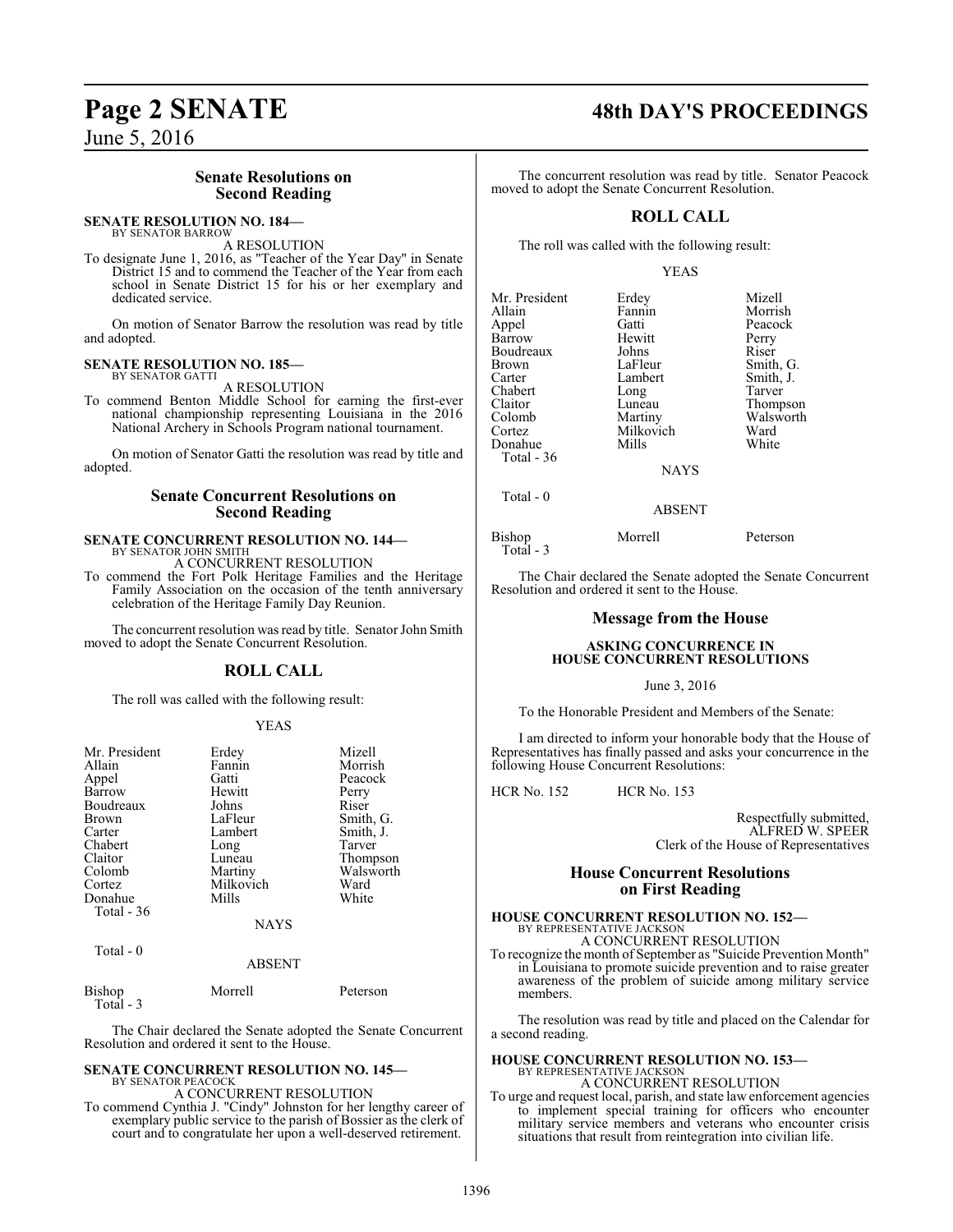## Senate Resolutions on Second Reading

**SENATE RESOLUTION NO. 184—**
BY SENATOR BARROW

A RESOLUTION

To designate June 1, 2016, as "Teacher of the Year Day" in Senate District 15 and to commend the Teacher of the Year from each school in Senate District 15 for his or her exemplary and dedicated service.

On motion of Senator Barrow the resolution was read by title and adopted.

**SENATE RESOLUTION NO. 185—**
BY SENATOR GATTI

A RESOLUTION

To commend Benton Middle School for earning the first-ever national championship representing Louisiana in the 2016 National Archery in Schools Program national tournament.

On motion of Senator Gatti the resolution was read by title and adopted.

## Senate Concurrent Resolutions on Second Reading

**SENATE CONCURRENT RESOLUTION NO. 144—**
BY SENATOR JOHN SMITH

A CONCURRENT RESOLUTION

To commend the Fort Polk Heritage Families and the Heritage Family Association on the occasion of the tenth anniversary celebration of the Heritage Family Day Reunion.

The concurrent resolution was read by title. Senator John Smith moved to adopt the Senate Concurrent Resolution.

## ROLL CALL

The roll was called with the following result:

YEAS

| | | |
|---|---|---|
| Mr. President | Erdey | Mizell |
| Allain | Fannin | Morrish |
| Appel | Gatti | Peacock |
| Barrow | Hewitt | Perry |
| Boudreaux | Johns | Riser |
| Brown | LaFleur | Smith, G. |
| Carter | Lambert | Smith, J. |
| Chabert | Long | Tarver |
| Claitor | Luneau | Thompson |
| Colomb | Martiny | Walsworth |
| Cortez | Milkovich | Ward |
| Donahue | Mills | White |

Total - 36

NAYS

Total - 0

ABSENT

| | | |
|---|---|---|
| Bishop | Morrell | Peterson |

Total - 3

The Chair declared the Senate adopted the Senate Concurrent Resolution and ordered it sent to the House.

**SENATE CONCURRENT RESOLUTION NO. 145—**
BY SENATOR PEACOCK

A CONCURRENT RESOLUTION

To commend Cynthia J. "Cindy" Johnston for her lengthy career of exemplary public service to the parish of Bossier as the clerk of court and to congratulate her upon a well-deserved retirement.

The concurrent resolution was read by title. Senator Peacock moved to adopt the Senate Concurrent Resolution.

## ROLL CALL

The roll was called with the following result:

YEAS

| | | |
|---|---|---|
| Mr. President | Erdey | Mizell |
| Allain | Fannin | Morrish |
| Appel | Gatti | Peacock |
| Barrow | Hewitt | Perry |
| Boudreaux | Johns | Riser |
| Brown | LaFleur | Smith, G. |
| Carter | Lambert | Smith, J. |
| Chabert | Long | Tarver |
| Claitor | Luneau | Thompson |
| Colomb | Martiny | Walsworth |
| Cortez | Milkovich | Ward |
| Donahue | Mills | White |

Total - 36

NAYS

Total - 0

ABSENT

| | | |
|---|---|---|
| Bishop | Morrell | Peterson |

Total - 3

The Chair declared the Senate adopted the Senate Concurrent Resolution and ordered it sent to the House.

## Message from the House

### ASKING CONCURRENCE IN HOUSE CONCURRENT RESOLUTIONS

June 3, 2016

To the Honorable President and Members of the Senate:

I am directed to inform your honorable body that the House of Representatives has finally passed and asks your concurrence in the following House Concurrent Resolutions:

HCR No. 152 HCR No. 153

Respectfully submitted,
ALFRED W. SPEER
Clerk of the House of Representatives

## House Concurrent Resolutions on First Reading

**HOUSE CONCURRENT RESOLUTION NO. 152—**
BY REPRESENTATIVE JACKSON

A CONCURRENT RESOLUTION

To recognize the month of September as "Suicide Prevention Month" in Louisiana to promote suicide prevention and to raise greater awareness of the problem of suicide among military service members.

The resolution was read by title and placed on the Calendar for a second reading.

**HOUSE CONCURRENT RESOLUTION NO. 153—**
BY REPRESENTATIVE JACKSON

A CONCURRENT RESOLUTION

To urge and request local, parish, and state law enforcement agencies to implement special training for officers who encounter military service members and veterans who encounter crisis situations that result from reintegration into civilian life.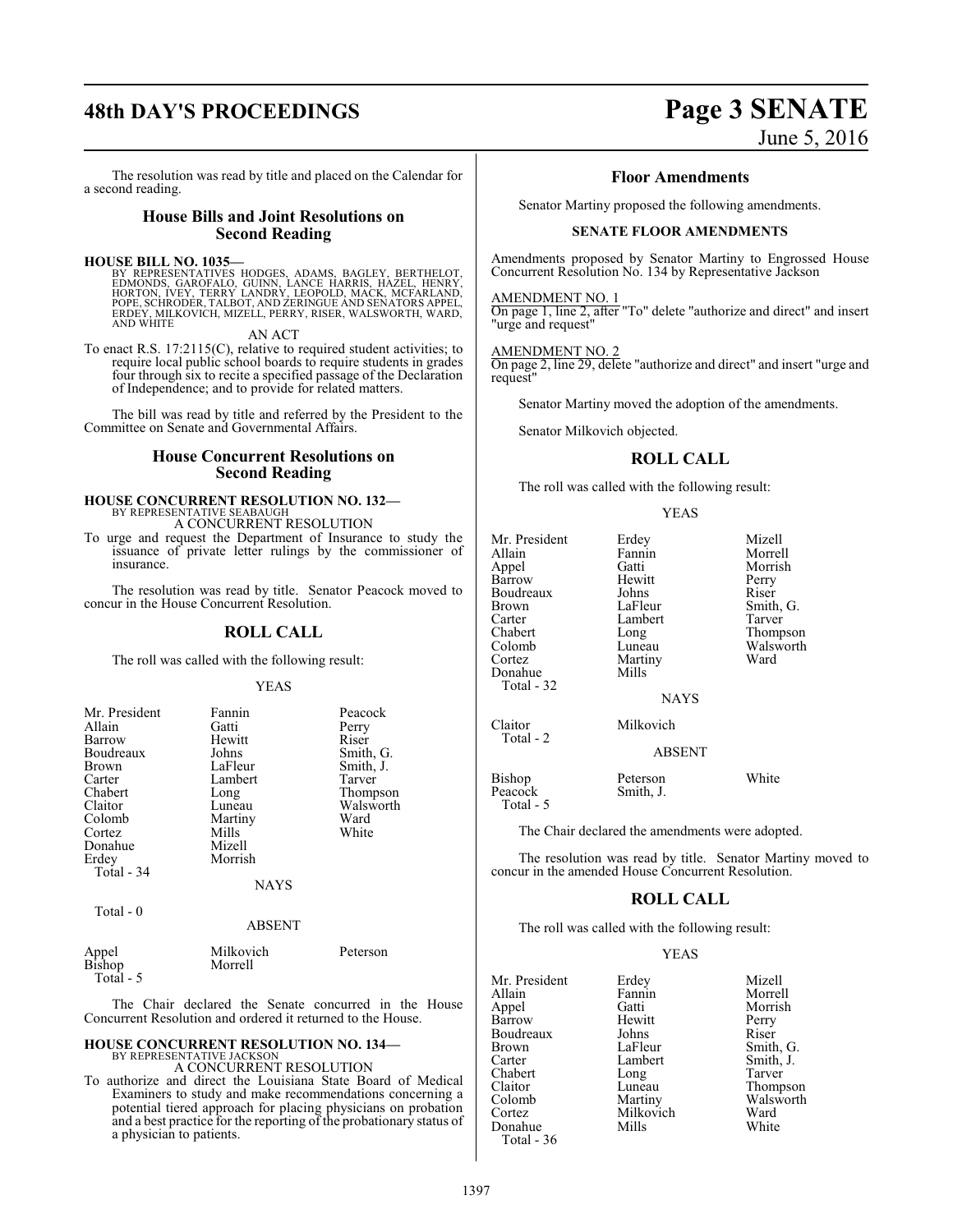The resolution was read by title and placed on the Calendar for a second reading.

## House Bills and Joint Resolutions on Second Reading

**HOUSE BILL NO. 1035—**
BY REPRESENTATIVES HODGES, ADAMS, BAGLEY, BERTHELOT, EDMONDS, GAROFALO, GUINN, LANCE HARRIS, HAZEL, HENRY, HORTON, IVEY, TERRY LANDRY, LEOPOLD, MACK, MCFARLAND, POPE, SCHRODER, TALBOT, AND ZERINGUE AND SENATORS APPEL, ERDEY, MILKOVICH, MIZELL, PERRY, RISER, WALSWORTH, WARD, AND WHITE

AN ACT

To enact R.S. 17:2115(C), relative to required student activities; to require local public school boards to require students in grades four through six to recite a specified passage of the Declaration of Independence; and to provide for related matters.

The bill was read by title and referred by the President to the Committee on Senate and Governmental Affairs.

## House Concurrent Resolutions on Second Reading

**HOUSE CONCURRENT RESOLUTION NO. 132—**
BY REPRESENTATIVE SEABAUGH

A CONCURRENT RESOLUTION

To urge and request the Department of Insurance to study the issuance of private letter rulings by the commissioner of insurance.

The resolution was read by title. Senator Peacock moved to concur in the House Concurrent Resolution.

## ROLL CALL

The roll was called with the following result:

YEAS

| | | |
|---|---|---|
| Mr. President | Fannin | Peacock |
| Allain | Gatti | Perry |
| Barrow | Hewitt | Riser |
| Boudreaux | Johns | Smith, G. |
| Brown | LaFleur | Smith, J. |
| Carter | Lambert | Tarver |
| Chabert | Long | Thompson |
| Claitor | Luneau | Walsworth |
| Colomb | Martiny | Ward |
| Cortez | Mills | White |
| Donahue | Mizell | |
| Erdey | Morrish | |

Total - 34

NAYS

Total - 0

ABSENT

| | | |
|---|---|---|
| Appel | Milkovich | Peterson |
| Bishop | Morrell | |

Total - 5

The Chair declared the Senate concurred in the House Concurrent Resolution and ordered it returned to the House.

**HOUSE CONCURRENT RESOLUTION NO. 134—**
BY REPRESENTATIVE JACKSON

A CONCURRENT RESOLUTION

To authorize and direct the Louisiana State Board of Medical Examiners to study and make recommendations concerning a potential tiered approach for placing physicians on probation and a best practice for the reporting of the probationary status of a physician to patients.

## Floor Amendments

Senator Martiny proposed the following amendments.

### SENATE FLOOR AMENDMENTS

Amendments proposed by Senator Martiny to Engrossed House Concurrent Resolution No. 134 by Representative Jackson

AMENDMENT NO. 1
On page 1, line 2, after "To" delete "authorize and direct" and insert "urge and request"

AMENDMENT NO. 2
On page 2, line 29, delete "authorize and direct" and insert "urge and request"

Senator Martiny moved the adoption of the amendments.

Senator Milkovich objected.

## ROLL CALL

The roll was called with the following result:

YEAS

| | | |
|---|---|---|
| Mr. President | Erdey | Mizell |
| Allain | Fannin | Morrell |
| Appel | Gatti | Morrish |
| Barrow | Hewitt | Perry |
| Boudreaux | Johns | Riser |
| Brown | LaFleur | Smith, G. |
| Carter | Lambert | Tarver |
| Chabert | Long | Thompson |
| Colomb | Luneau | Walsworth |
| Cortez | Martiny | Ward |
| Donahue | Mills | |

Total - 32

NAYS

| | |
|---|---|
| Claitor | Milkovich |

Total - 2

ABSENT

| | | |
|---|---|---|
| Bishop | Peterson | White |
| Peacock | Smith, J. | |

Total - 5

The Chair declared the amendments were adopted.

The resolution was read by title. Senator Martiny moved to concur in the amended House Concurrent Resolution.

## ROLL CALL

The roll was called with the following result:

YEAS

| | | |
|---|---|---|
| Mr. President | Erdey | Mizell |
| Allain | Fannin | Morrell |
| Appel | Gatti | Morrish |
| Barrow | Hewitt | Perry |
| Boudreaux | Johns | Riser |
| Brown | LaFleur | Smith, G. |
| Carter | Lambert | Smith, J. |
| Chabert | Long | Tarver |
| Claitor | Luneau | Thompson |
| Colomb | Martiny | Walsworth |
| Cortez | Milkovich | Ward |
| Donahue | Mills | White |

Total - 36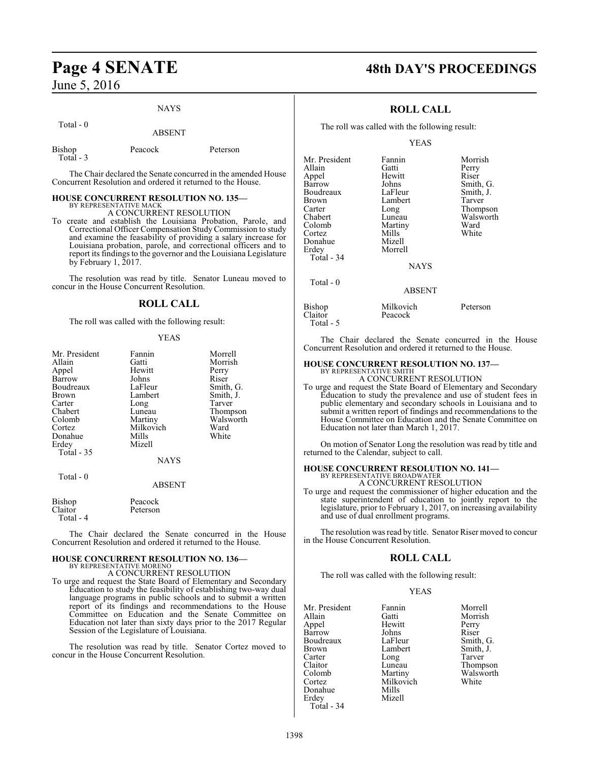NAYS

Total - 0

ABSENT

| | | |
|---|---|---|
| Bishop | Peacock | Peterson |
| Total - 3 | | |

The Chair declared the Senate concurred in the amended House Concurrent Resolution and ordered it returned to the House.

**HOUSE CONCURRENT RESOLUTION NO. 135—**
BY REPRESENTATIVE MACK
A CONCURRENT RESOLUTION

To create and establish the Louisiana Probation, Parole, and Correctional Officer Compensation Study Commission to study and examine the feasability of providing a salary increase for Louisiana probation, parole, and correctional officers and to report its findings to the governor and the Louisiana Legislature by February 1, 2017.

The resolution was read by title. Senator Luneau moved to concur in the House Concurrent Resolution.

## ROLL CALL

The roll was called with the following result:

YEAS

| | | |
|---|---|---|
| Mr. President | Fannin | Morrell |
| Allain | Gatti | Morrish |
| Appel | Hewitt | Perry |
| Barrow | Johns | Riser |
| Boudreaux | LaFleur | Smith, G. |
| Brown | Lambert | Smith, J. |
| Carter | Long | Tarver |
| Chabert | Luneau | Thompson |
| Colomb | Martiny | Walsworth |
| Cortez | Milkovich | Ward |
| Donahue | Mills | White |
| Erdey | Mizell | |
| Total - 35 | | |

NAYS

Total - 0

ABSENT

| | |
|---|---|
| Bishop | Peacock |
| Claitor | Peterson |
| Total - 4 | |

The Chair declared the Senate concurred in the House Concurrent Resolution and ordered it returned to the House.

**HOUSE CONCURRENT RESOLUTION NO. 136—**
BY REPRESENTATIVE MORENO
A CONCURRENT RESOLUTION

To urge and request the State Board of Elementary and Secondary Education to study the feasibility of establishing two-way dual language programs in public schools and to submit a written report of its findings and recommendations to the House Committee on Education and the Senate Committee on Education not later than sixty days prior to the 2017 Regular Session of the Legislature of Louisiana.

The resolution was read by title. Senator Cortez moved to concur in the House Concurrent Resolution.

## ROLL CALL

The roll was called with the following result:

YEAS

| | | |
|---|---|---|
| Mr. President | Fannin | Morrish |
| Allain | Gatti | Perry |
| Appel | Hewitt | Riser |
| Barrow | Johns | Smith, G. |
| Boudreaux | LaFleur | Smith, J. |
| Brown | Lambert | Tarver |
| Carter | Long | Thompson |
| Chabert | Luneau | Walsworth |
| Colomb | Martiny | Ward |
| Cortez | Mills | White |
| Donahue | Mizell | |
| Erdey | Morrell | |
| Total - 34 | | |

NAYS

Total - 0

ABSENT

| | | |
|---|---|---|
| Bishop | Milkovich | Peterson |
| Claitor | Peacock | |
| Total - 5 | | |

The Chair declared the Senate concurred in the House Concurrent Resolution and ordered it returned to the House.

**HOUSE CONCURRENT RESOLUTION NO. 137—**
BY REPRESENTATIVE SMITH
A CONCURRENT RESOLUTION

To urge and request the State Board of Elementary and Secondary Education to study the prevalence and use of student fees in public elementary and secondary schools in Louisiana and to submit a written report of findings and recommendations to the House Committee on Education and the Senate Committee on Education not later than March 1, 2017.

On motion of Senator Long the resolution was read by title and returned to the Calendar, subject to call.

**HOUSE CONCURRENT RESOLUTION NO. 141—**
BY REPRESENTATIVE BROADWATER
A CONCURRENT RESOLUTION

To urge and request the commissioner of higher education and the state superintendent of education to jointly report to the legislature, prior to February 1, 2017, on increasing availability and use of dual enrollment programs.

The resolution was read by title. Senator Riser moved to concur in the House Concurrent Resolution.

## ROLL CALL

The roll was called with the following result:

YEAS

| | | |
|---|---|---|
| Mr. President | Fannin | Morrell |
| Allain | Gatti | Morrish |
| Appel | Hewitt | Perry |
| Barrow | Johns | Riser |
| Boudreaux | LaFleur | Smith, G. |
| Brown | Lambert | Smith, J. |
| Carter | Long | Tarver |
| Claitor | Luneau | Thompson |
| Colomb | Martiny | Walsworth |
| Cortez | Milkovich | White |
| Donahue | Mills | |
| Erdey | Mizell | |
| Total - 34 | | |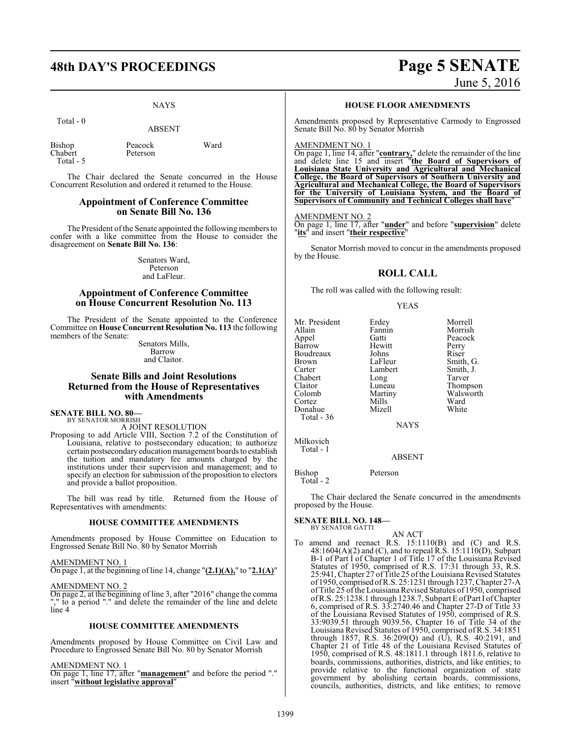NAYS

Total - 0

ABSENT

| | | |
|---|---|---|
| Bishop | Peacock | Ward |
| Chabert | Peterson | |
| Total - 5 | | |

The Chair declared the Senate concurred in the House Concurrent Resolution and ordered it returned to the House.

## Appointment of Conference Committee on Senate Bill No. 136

The President of the Senate appointed the following members to confer with a like committee from the House to consider the disagreement on **Senate Bill No. 136**:

Senators Ward,
Peterson
and LaFleur.

## Appointment of Conference Committee on House Concurrent Resolution No. 113

The President of the Senate appointed to the Conference Committee on **House Concurrent Resolution No. 113** the following members of the Senate:

Senators Mills,
Barrow
and Claitor.

## Senate Bills and Joint Resolutions Returned from the House of Representatives with Amendments

**SENATE BILL NO. 80—**
BY SENATOR MORRISH

A JOINT RESOLUTION

Proposing to add Article VIII, Section 7.2 of the Constitution of Louisiana, relative to postsecondary education; to authorize certain postsecondary education management boards to establish the tuition and mandatory fee amounts charged by the institutions under their supervision and management; and to specify an election for submission of the proposition to electors and provide a ballot proposition.

The bill was read by title. Returned from the House of Representatives with amendments:

### HOUSE COMMITTEE AMENDMENTS

Amendments proposed by House Committee on Education to Engrossed Senate Bill No. 80 by Senator Morrish

AMENDMENT NO. 1
On page 1, at the beginning of line 14, change "**(2.1)(A),**" to "**2.1(A)**"

AMENDMENT NO. 2
On page 2, at the beginning of line 3, after "2016" change the comma "," to a period "." and delete the remainder of the line and delete line 4

### HOUSE COMMITTEE AMENDMENTS

Amendments proposed by House Committee on Civil Law and Procedure to Engrossed Senate Bill No. 80 by Senator Morrish

AMENDMENT NO. 1
On page 1, line 17, after "**management**" and before the period "." insert "**without legislative approval**"

### HOUSE FLOOR AMENDMENTS

Amendments proposed by Representative Carmody to Engrossed Senate Bill No. 80 by Senator Morrish

AMENDMENT NO. 1
On page 1, line 14, after "**contrary,**" delete the remainder of the line and delete line 15 and insert "**the Board of Supervisors of Louisiana State University and Agricultural and Mechanical College, the Board of Supervisors of Southern University and Agricultural and Mechanical College, the Board of Supervisors for the University of Louisiana System, and the Board of Supervisors of Community and Technical Colleges shall have**"

AMENDMENT NO. 2
On page 1, line 17, after "**under**" and before "**supervision**" delete "**its**" and insert "**their respective**"

Senator Morrish moved to concur in the amendments proposed by the House.

## ROLL CALL

The roll was called with the following result:

YEAS

| | | |
|---|---|---|
| Mr. President | Erdey | Morrell |
| Allain | Fannin | Morrish |
| Appel | Gatti | Peacock |
| Barrow | Hewitt | Perry |
| Boudreaux | Johns | Riser |
| Brown | LaFleur | Smith, G. |
| Carter | Lambert | Smith, J. |
| Chabert | Long | Tarver |
| Claitor | Luneau | Thompson |
| Colomb | Martiny | Walsworth |
| Cortez | Mills | Ward |
| Donahue | Mizell | White |
| Total - 36 | | |

NAYS

Milkovich
Total - 1

ABSENT

| | |
|---|---|
| Bishop | Peterson |
| Total - 2 | |

The Chair declared the Senate concurred in the amendments proposed by the House.

**SENATE BILL NO. 148—**
BY SENATOR GATTI

AN ACT

To amend and reenact R.S. 15:1110(B) and (C) and R.S. 48:1604(A)(2) and (C), and to repeal R.S. 15:1110(D), Subpart B-1 of Part I of Chapter 1 of Title 17 of the Louisiana Revised Statutes of 1950, comprised of R.S. 17:31 through 33, R.S. 25:941, Chapter 27 of Title 25 of the Louisiana Revised Statutes of 1950, comprised of R.S. 25:1231 through 1237, Chapter 27-A of Title 25 of the Louisiana Revised Statutes of 1950, comprised of R.S. 25:1238.1 through 1238.7, Subpart E of Part I of Chapter 6, comprised of R.S. 33:2740.46 and Chapter 27-D of Title 33 of the Louisiana Revised Statutes of 1950, comprised of R.S. 33:9039.51 through 9039.56, Chapter 16 of Title 34 of the Louisiana Revised Statutes of 1950, comprised of R.S. 34:1851 through 1857, R.S. 36:209(Q) and (U), R.S. 40:2191, and Chapter 21 of Title 48 of the Louisiana Revised Statutes of 1950, comprised of R.S. 48:1811.1 through 1811.6, relative to boards, commissions, authorities, districts, and like entities; to provide relative to the functional organization of state government by abolishing certain boards, commissions, councils, authorities, districts, and like entities; to remove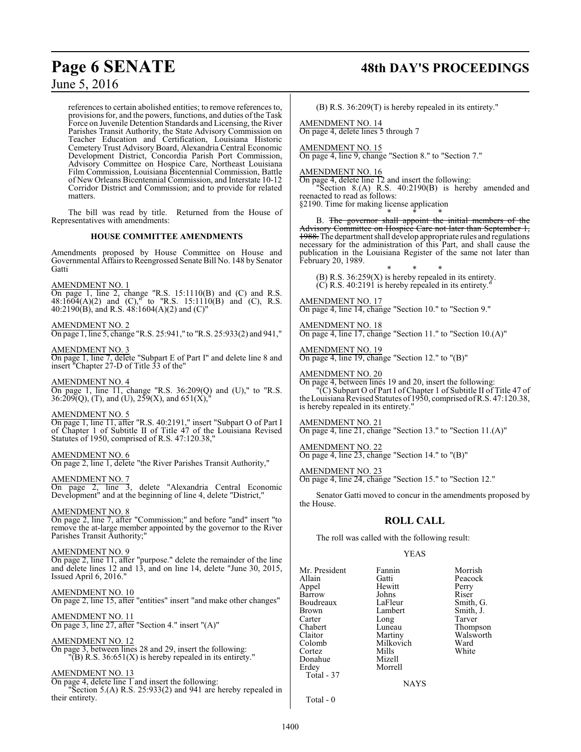references to certain abolished entities; to remove references to, provisions for, and the powers, functions, and duties of the Task Force on Juvenile Detention Standards and Licensing, the River Parishes Transit Authority, the State Advisory Commission on Teacher Education and Certification, Louisiana Historic Cemetery Trust Advisory Board, Alexandria Central Economic Development District, Concordia Parish Port Commission, Advisory Committee on Hospice Care, Northeast Louisiana Film Commission, Louisiana Bicentennial Commission, Battle of New Orleans Bicentennial Commission, and Interstate 10-12 Corridor District and Commission; and to provide for related matters.

The bill was read by title. Returned from the House of Representatives with amendments:

### HOUSE COMMITTEE AMENDMENTS

Amendments proposed by House Committee on House and Governmental Affairs to Reengrossed Senate Bill No. 148 by Senator Gatti

AMENDMENT NO. 1
On page 1, line 2, change "R.S. 15:1110(B) and (C) and R.S. 48:1604(A)(2) and (C)," to "R.S. 15:1110(B) and (C), R.S. 40:2190(B), and R.S. 48:1604(A)(2) and (C)"

AMENDMENT NO. 2
On page 1, line 5, change "R.S. 25:941," to "R.S. 25:933(2) and 941,"

AMENDMENT NO. 3
On page 1, line 7, delete "Subpart E of Part I" and delete line 8 and insert "Chapter 27-D of Title 33 of the"

AMENDMENT NO. 4
On page 1, line 11, change "R.S. 36:209(Q) and (U)," to "R.S. 36:209(Q), (T), and (U), 259(X), and 651(X),"

AMENDMENT NO. 5
On page 1, line 11, after "R.S. 40:2191," insert "Subpart O of Part I of Chapter 1 of Subtitle II of Title 47 of the Louisiana Revised Statutes of 1950, comprised of R.S. 47:120.38,"

AMENDMENT NO. 6
On page 2, line 1, delete "the River Parishes Transit Authority,"

AMENDMENT NO. 7
On page 2, line 3, delete "Alexandria Central Economic Development" and at the beginning of line 4, delete "District,"

AMENDMENT NO. 8
On page 2, line 7, after "Commission;" and before "and" insert "to remove the at-large member appointed by the governor to the River Parishes Transit Authority;"

AMENDMENT NO. 9
On page 2, line 11, after "purpose." delete the remainder of the line and delete lines 12 and 13, and on line 14, delete "June 30, 2015, Issued April 6, 2016."

AMENDMENT NO. 10
On page 2, line 15, after "entities" insert "and make other changes"

AMENDMENT NO. 11
On page 3, line 27, after "Section 4." insert "(A)"

AMENDMENT NO. 12
On page 3, between lines 28 and 29, insert the following:
"(B) R.S. 36:651(X) is hereby repealed in its entirety."

AMENDMENT NO. 13
On page 4, delete line 1 and insert the following:
"Section 5.(A) R.S. 25:933(2) and 941 are hereby repealed in their entirety.

(B) R.S. 36:209(T) is hereby repealed in its entirety."

AMENDMENT NO. 14
On page 4, delete lines 5 through 7

AMENDMENT NO. 15
On page 4, line 9, change "Section 8." to "Section 7."

AMENDMENT NO. 16
On page 4, delete line 12 and insert the following:
"Section 8.(A) R.S. 40:2190(B) is hereby amended and reenacted to read as follows:
§2190. Time for making license application

\* \* \*

B. ~~The governor shall appoint the initial members of the Advisory Committee on Hospice Care not later than September 1, 1988.~~ The department shall develop appropriate rules and regulations necessary for the administration of this Part, and shall cause the publication in the Louisiana Register of the same not later than February 20, 1989.

\* \* \*

(B) R.S. 36:259(X) is hereby repealed in its entirety.
(C) R.S. 40:2191 is hereby repealed in its entirety."

AMENDMENT NO. 17
On page 4, line 14, change "Section 10." to "Section 9."

AMENDMENT NO. 18
On page 4, line 17, change "Section 11." to "Section 10.(A)"

AMENDMENT NO. 19
On page 4, line 19, change "Section 12." to "(B)"

AMENDMENT NO. 20
On page 4, between lines 19 and 20, insert the following:
"(C) Subpart O of Part I of Chapter 1 of Subtitle II of Title 47 of the Louisiana Revised Statutes of 1950, comprised of R.S. 47:120.38, is hereby repealed in its entirety."

AMENDMENT NO. 21
On page 4, line 21, change "Section 13." to "Section 11.(A)"

AMENDMENT NO. 22
On page 4, line 23, change "Section 14." to "(B)"

AMENDMENT NO. 23
On page 4, line 24, change "Section 15." to "Section 12."

Senator Gatti moved to concur in the amendments proposed by the House.

## ROLL CALL

The roll was called with the following result:

YEAS

| | | |
|---|---|---|
| Mr. President | Fannin | Morrish |
| Allain | Gatti | Peacock |
| Appel | Hewitt | Perry |
| Barrow | Johns | Riser |
| Boudreaux | LaFleur | Smith, G. |
| Brown | Lambert | Smith, J. |
| Carter | Long | Tarver |
| Chabert | Luneau | Thompson |
| Claitor | Martiny | Walsworth |
| Colomb | Milkovich | Ward |
| Cortez | Mills | White |
| Donahue | Mizell | |
| Erdey | Morrell | |

Total - 37

NAYS

Total - 0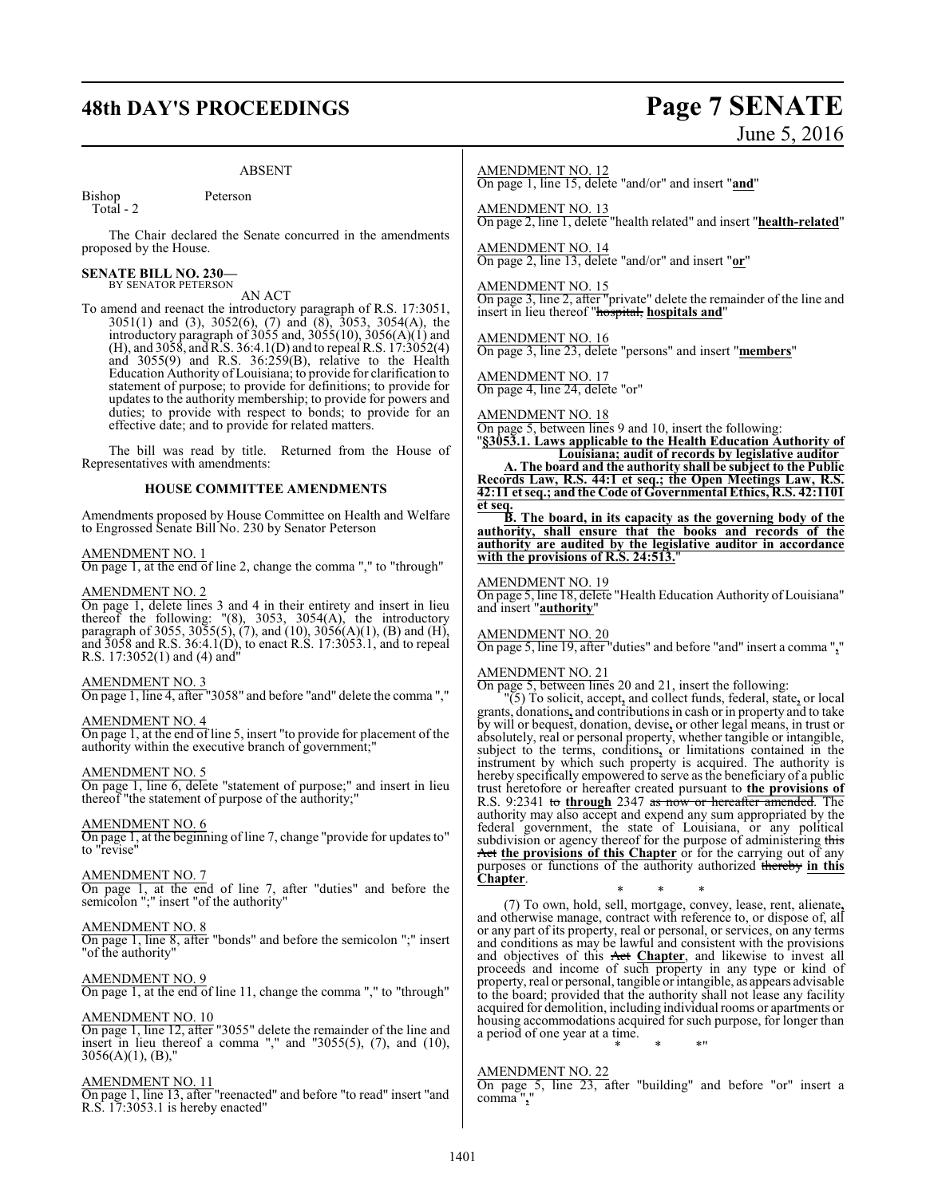ABSENT

Bishop Peterson
Total - 2

The Chair declared the Senate concurred in the amendments proposed by the House.

**SENATE BILL NO. 230—**
BY SENATOR PETERSON

AN ACT

To amend and reenact the introductory paragraph of R.S. 17:3051, 3051(1) and (3), 3052(6), (7) and (8), 3053, 3054(A), the introductory paragraph of 3055 and, 3055(10), 3056(A)(1) and (H), and 3058, and R.S. 36:4.1(D) and to repeal R.S. 17:3052(4) and 3055(9) and R.S. 36:259(B), relative to the Health Education Authority of Louisiana; to provide for clarification to statement of purpose; to provide for definitions; to provide for updates to the authority membership; to provide for powers and duties; to provide with respect to bonds; to provide for an effective date; and to provide for related matters.

The bill was read by title. Returned from the House of Representatives with amendments:

**HOUSE COMMITTEE AMENDMENTS**

Amendments proposed by House Committee on Health and Welfare to Engrossed Senate Bill No. 230 by Senator Peterson

AMENDMENT NO. 1
On page 1, at the end of line 2, change the comma "," to "through"

AMENDMENT NO. 2
On page 1, delete lines 3 and 4 in their entirety and insert in lieu thereof the following: "(8), 3053, 3054(A), the introductory paragraph of 3055, 3055(5), (7), and (10), 3056(A)(1), (B) and (H), and 3058 and R.S. 36:4.1(D), to enact R.S. 17:3053.1, and to repeal R.S. 17:3052(1) and (4) and"

AMENDMENT NO. 3
On page 1, line 4, after "3058" and before "and" delete the comma ","

AMENDMENT NO. 4
On page 1, at the end of line 5, insert "to provide for placement of the authority within the executive branch of government;"

AMENDMENT NO. 5
On page 1, line 6, delete "statement of purpose;" and insert in lieu thereof "the statement of purpose of the authority;"

AMENDMENT NO. 6
On page 1, at the beginning of line 7, change "provide for updates to" to "revise"

AMENDMENT NO. 7
On page 1, at the end of line 7, after "duties" and before the semicolon ";" insert "of the authority"

AMENDMENT NO. 8
On page 1, line 8, after "bonds" and before the semicolon ";" insert "of the authority"

AMENDMENT NO. 9
On page 1, at the end of line 11, change the comma "," to "through"

AMENDMENT NO. 10
On page 1, line 12, after "3055" delete the remainder of the line and insert in lieu thereof a comma "," and "3055(5), (7), and (10), 3056(A)(1), (B),"

AMENDMENT NO. 11
On page 1, line 13, after "reenacted" and before "to read" insert "and R.S. 17:3053.1 is hereby enacted"

AMENDMENT NO. 12
On page 1, line 15, delete "and/or" and insert "**and**"

AMENDMENT NO. 13
On page 2, line 1, delete "health related" and insert "**health-related**"

AMENDMENT NO. 14
On page 2, line 13, delete "and/or" and insert "**or**"

AMENDMENT NO. 15
On page 3, line 2, after "private" delete the remainder of the line and insert in lieu thereof "~~hospital,~~ **hospitals and**"

AMENDMENT NO. 16
On page 3, line 23, delete "persons" and insert "**members**"

AMENDMENT NO. 17
On page 4, line 24, delete "or"

AMENDMENT NO. 18
On page 5, between lines 9 and 10, insert the following:
"**§3053.1. Laws applicable to the Health Education Authority of Louisiana; audit of records by legislative auditor**

**A. The board and the authority shall be subject to the Public Records Law, R.S. 44:1 et seq.; the Open Meetings Law, R.S. 42:11 et seq.; and the Code of Governmental Ethics, R.S. 42:1101 et seq.**

**B. The board, in its capacity as the governing body of the authority, shall ensure that the books and records of the authority are audited by the legislative auditor in accordance with the provisions of R.S. 24:513.**"

AMENDMENT NO. 19
On page 5, line 18, delete "Health Education Authority of Louisiana" and insert "**authority**"

AMENDMENT NO. 20
On page 5, line 19, after "duties" and before "and" insert a comma "**,**"

AMENDMENT NO. 21
On page 5, between lines 20 and 21, insert the following:

"(5) To solicit, accept**,** and collect funds, federal, state**,** or local grants, donations**,** and contributions in cash or in property and to take by will or bequest, donation, devise**,** or other legal means, in trust or absolutely, real or personal property, whether tangible or intangible, subject to the terms, conditions**,** or limitations contained in the instrument by which such property is acquired. The authority is hereby specifically empowered to serve as the beneficiary of a public trust heretofore or hereafter created pursuant to **the provisions of** R.S. 9:2341 ~~to~~ **through** 2347 ~~as now or hereafter amended~~. The authority may also accept and expend any sum appropriated by the federal government, the state of Louisiana, or any political subdivision or agency thereof for the purpose of administering ~~this Act~~ **the provisions of this Chapter** or for the carrying out of any purposes or functions of the authority authorized ~~thereby~~ **in this Chapter**.

\* \* \*

(7) To own, hold, sell, mortgage, convey, lease, rent, alienate**,** and otherwise manage, contract with reference to, or dispose of, all or any part of its property, real or personal, or services, on any terms and conditions as may be lawful and consistent with the provisions and objectives of this ~~Act~~ **Chapter**, and likewise to invest all proceeds and income of such property in any type or kind of property, real or personal, tangible or intangible, as appears advisable to the board; provided that the authority shall not lease any facility acquired for demolition, including individual rooms or apartments or housing accommodations acquired for such purpose, for longer than a period of one year at a time.

\* \* \*"

AMENDMENT NO. 22
On page 5, line 23, after "building" and before "or" insert a comma "**,**"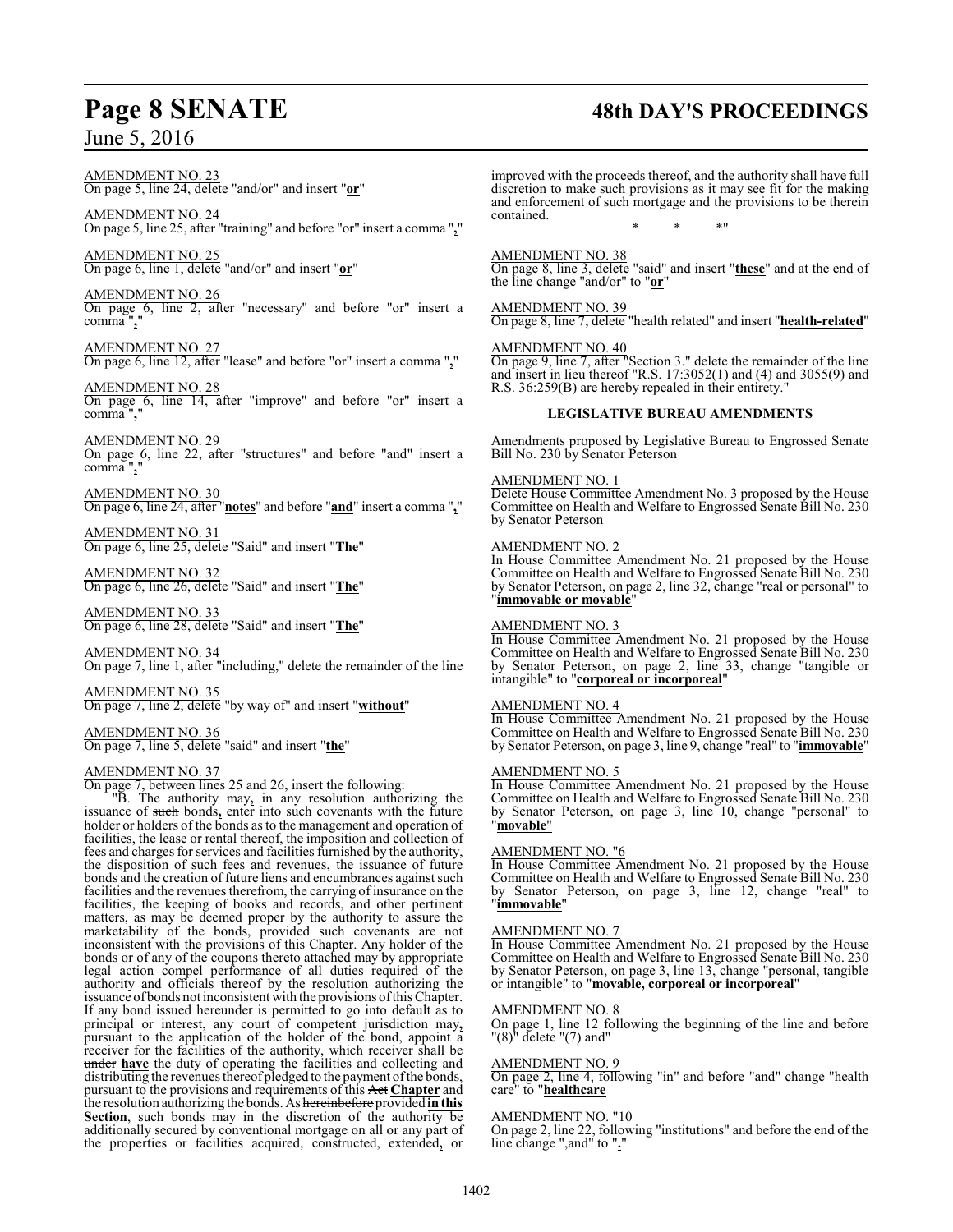AMENDMENT NO. 23
On page 5, line 24, delete "and/or" and insert "**or**"

AMENDMENT NO. 24
On page 5, line 25, after "training" and before "or" insert a comma "**,**"

AMENDMENT NO. 25
On page 6, line 1, delete "and/or" and insert "**or**"

AMENDMENT NO. 26
On page 6, line 2, after "necessary" and before "or" insert a comma "**,**"

AMENDMENT NO. 27
On page 6, line 12, after "lease" and before "or" insert a comma "**,**"

AMENDMENT NO. 28
On page 6, line 14, after "improve" and before "or" insert a comma "**,**"

AMENDMENT NO. 29
On page 6, line 22, after "structures" and before "and" insert a comma "**,**"

AMENDMENT NO. 30
On page 6, line 24, after "**notes**" and before "**and**" insert a comma "**,**"

AMENDMENT NO. 31
On page 6, line 25, delete "Said" and insert "**The**"

AMENDMENT NO. 32
On page 6, line 26, delete "Said" and insert "**The**"

AMENDMENT NO. 33
On page 6, line 28, delete "Said" and insert "**The**"

AMENDMENT NO. 34
On page 7, line 1, after "including," delete the remainder of the line

AMENDMENT NO. 35
On page 7, line 2, delete "by way of" and insert "**without**"

AMENDMENT NO. 36
On page 7, line 5, delete "said" and insert "**the**"

AMENDMENT NO. 37
On page 7, between lines 25 and 26, insert the following:

"B. The authority may**,** in any resolution authorizing the issuance of ~~such~~ bonds**,** enter into such covenants with the future holder or holders of the bonds as to the management and operation of facilities, the lease or rental thereof, the imposition and collection of fees and charges for services and facilities furnished by the authority, the disposition of such fees and revenues, the issuance of future bonds and the creation of future liens and encumbrances against such facilities and the revenues therefrom, the carrying of insurance on the facilities, the keeping of books and records, and other pertinent matters, as may be deemed proper by the authority to assure the marketability of the bonds, provided such covenants are not inconsistent with the provisions of this Chapter. Any holder of the bonds or of any of the coupons thereto attached may by appropriate legal action compel performance of all duties required of the authority and officials thereof by the resolution authorizing the issuance of bonds not inconsistent with the provisions of this Chapter. If any bond issued hereunder is permitted to go into default as to principal or interest, any court of competent jurisdiction may**,** pursuant to the application of the holder of the bond, appoint a receiver for the facilities of the authority, which receiver shall ~~be under~~ **have** the duty of operating the facilities and collecting and distributing the revenues thereof pledged to the payment of the bonds, pursuant to the provisions and requirements of this ~~Act~~ **Chapter** and the resolution authorizing the bonds. As ~~hereinbefore~~ provided **in this Section**, such bonds may in the discretion of the authority be additionally secured by conventional mortgage on all or any part of the properties or facilities acquired, constructed, extended**,** or improved with the proceeds thereof, and the authority shall have full discretion to make such provisions as it may see fit for the making and enforcement of such mortgage and the provisions to be therein contained.

\* \* \*"

AMENDMENT NO. 38
On page 8, line 3, delete "said" and insert "**these**" and at the end of the line change "and/or" to "**or**"

AMENDMENT NO. 39
On page 8, line 7, delete "health related" and insert "**health-related**"

AMENDMENT NO. 40
On page 9, line 7, after "Section 3." delete the remainder of the line and insert in lieu thereof "R.S. 17:3052(1) and (4) and 3055(9) and R.S. 36:259(B) are hereby repealed in their entirety."

## LEGISLATIVE BUREAU AMENDMENTS

Amendments proposed by Legislative Bureau to Engrossed Senate Bill No. 230 by Senator Peterson

AMENDMENT NO. 1
Delete House Committee Amendment No. 3 proposed by the House Committee on Health and Welfare to Engrossed Senate Bill No. 230 by Senator Peterson

AMENDMENT NO. 2
In House Committee Amendment No. 21 proposed by the House Committee on Health and Welfare to Engrossed Senate Bill No. 230 by Senator Peterson, on page 2, line 32, change "real or personal" to "**immovable or movable**"

AMENDMENT NO. 3
In House Committee Amendment No. 21 proposed by the House Committee on Health and Welfare to Engrossed Senate Bill No. 230 by Senator Peterson, on page 2, line 33, change "tangible or intangible" to "**corporeal or incorporeal**"

AMENDMENT NO. 4
In House Committee Amendment No. 21 proposed by the House Committee on Health and Welfare to Engrossed Senate Bill No. 230 by Senator Peterson, on page 3, line 9, change "real" to "**immovable**"

AMENDMENT NO. 5
In House Committee Amendment No. 21 proposed by the House Committee on Health and Welfare to Engrossed Senate Bill No. 230 by Senator Peterson, on page 3, line 10, change "personal" to "**movable**"

AMENDMENT NO. "6
In House Committee Amendment No. 21 proposed by the House Committee on Health and Welfare to Engrossed Senate Bill No. 230 by Senator Peterson, on page 3, line 12, change "real" to "**immovable**"

AMENDMENT NO. 7
In House Committee Amendment No. 21 proposed by the House Committee on Health and Welfare to Engrossed Senate Bill No. 230 by Senator Peterson, on page 3, line 13, change "personal, tangible or intangible" to "**movable, corporeal or incorporeal**"

AMENDMENT NO. 8
On page 1, line 12 following the beginning of the line and before "(8)" delete "(7) and"

AMENDMENT NO. 9
On page 2, line 4, following "in" and before "and" change "health care" to "**healthcare**

AMENDMENT NO. "10
On page 2, line 22, following "institutions" and before the end of the line change ",and" to "**,**"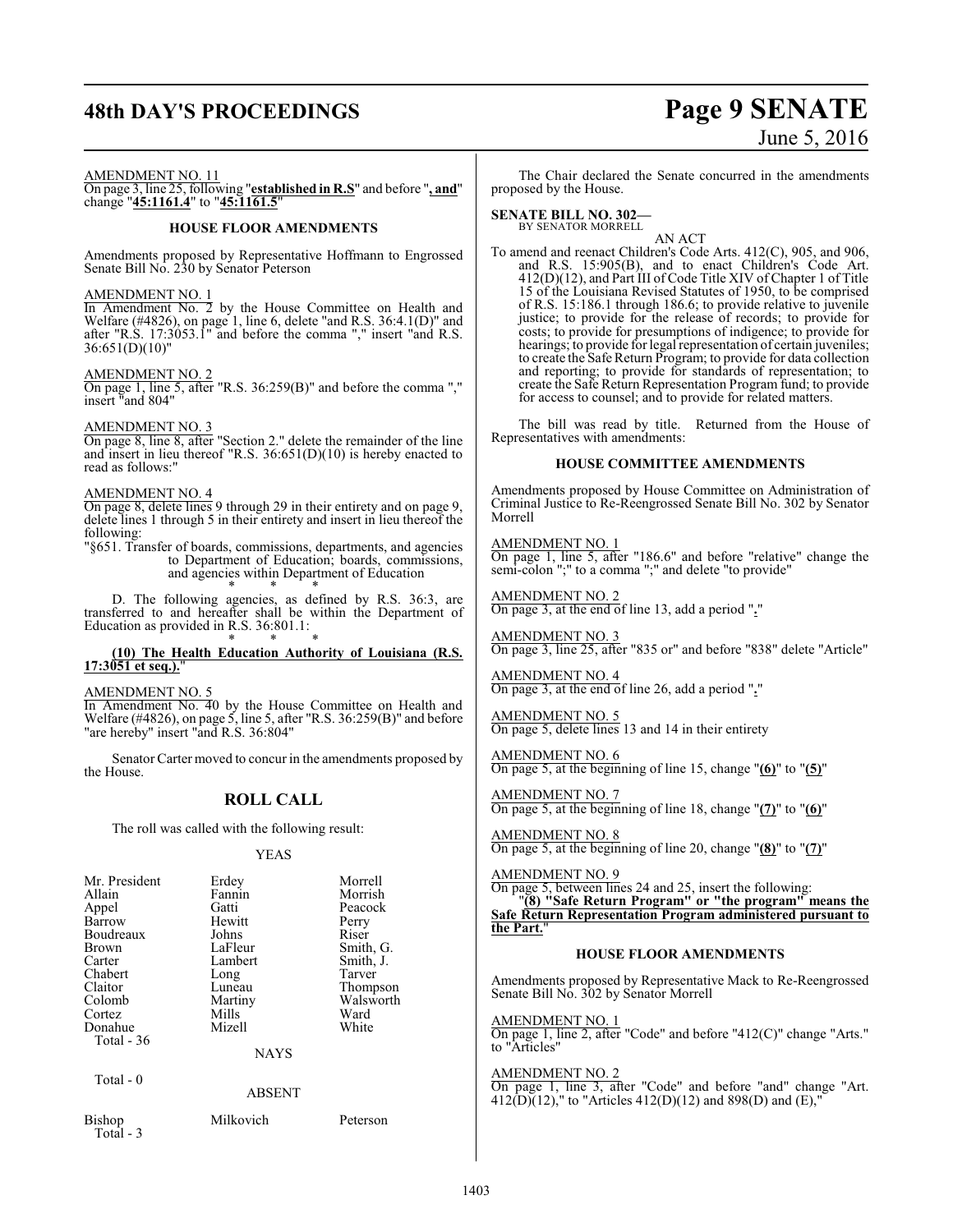AMENDMENT NO. 11

On page 3, line 25, following "**established in R.S**" and before "**, and**" change "**45:1161.4**" to "**45:1161.5**"

## HOUSE FLOOR AMENDMENTS

Amendments proposed by Representative Hoffmann to Engrossed Senate Bill No. 230 by Senator Peterson

AMENDMENT NO. 1

In Amendment No. 2 by the House Committee on Health and Welfare (#4826), on page 1, line 6, delete "and R.S. 36:4.1(D)" and after "R.S. 17:3053.1" and before the comma "," insert "and R.S. 36:651(D)(10)"

AMENDMENT NO. 2

On page 1, line 5, after "R.S. 36:259(B)" and before the comma "," insert "and 804"

AMENDMENT NO. 3

On page 8, line 8, after "Section 2." delete the remainder of the line and insert in lieu thereof "R.S. 36:651(D)(10) is hereby enacted to read as follows:"

AMENDMENT NO. 4

On page 8, delete lines 9 through 29 in their entirety and on page 9, delete lines 1 through 5 in their entirety and insert in lieu thereof the following:

"§651. Transfer of boards, commissions, departments, and agencies to Department of Education; boards, commissions, and agencies within Department of Education

\* \* \*

D. The following agencies, as defined by R.S. 36:3, are transferred to and hereafter shall be within the Department of Education as provided in R.S. 36:801.1:

\* \* \*

**(10) The Health Education Authority of Louisiana (R.S. 17:3051 et seq.).**"

AMENDMENT NO. 5

In Amendment No. 40 by the House Committee on Health and Welfare (#4826), on page 5, line 5, after "R.S. 36:259(B)" and before "are hereby" insert "and R.S. 36:804"

Senator Carter moved to concur in the amendments proposed by the House.

## ROLL CALL

The roll was called with the following result:

YEAS

| | | |
|---|---|---|
| Mr. President | Erdey | Morrell |
| Allain | Fannin | Morrish |
| Appel | Gatti | Peacock |
| Barrow | Hewitt | Perry |
| Boudreaux | Johns | Riser |
| Brown | LaFleur | Smith, G. |
| Carter | Lambert | Smith, J. |
| Chabert | Long | Tarver |
| Claitor | Luneau | Thompson |
| Colomb | Martiny | Walsworth |
| Cortez | Mills | Ward |
| Donahue | Mizell | White |

Total - 36

NAYS

Total - 0

ABSENT

| | | |
|---|---|---|
| Bishop | Milkovich | Peterson |

Total - 3

The Chair declared the Senate concurred in the amendments proposed by the House.

**SENATE BILL NO. 302—**
BY SENATOR MORRELL

AN ACT

To amend and reenact Children's Code Arts. 412(C), 905, and 906, and R.S. 15:905(B), and to enact Children's Code Art. 412(D)(12), and Part III of Code Title XIV of Chapter 1 of Title 15 of the Louisiana Revised Statutes of 1950, to be comprised of R.S. 15:186.1 through 186.6; to provide relative to juvenile justice; to provide for the release of records; to provide for costs; to provide for presumptions of indigence; to provide for hearings; to provide for legal representation of certain juveniles; to create the Safe Return Program; to provide for data collection and reporting; to provide for standards of representation; to create the Safe Return Representation Program fund; to provide for access to counsel; and to provide for related matters.

The bill was read by title. Returned from the House of Representatives with amendments:

## HOUSE COMMITTEE AMENDMENTS

Amendments proposed by House Committee on Administration of Criminal Justice to Re-Reengrossed Senate Bill No. 302 by Senator Morrell

AMENDMENT NO. 1

On page 1, line 5, after "186.6" and before "relative" change the semi-colon ";" to a comma ";" and delete "to provide"

AMENDMENT NO. 2

On page 3, at the end of line 13, add a period "**.**"

AMENDMENT NO. 3

On page 3, line 25, after "835 or" and before "838" delete "Article"

AMENDMENT NO. 4

On page 3, at the end of line 26, add a period "**.**"

AMENDMENT NO. 5

On page 5, delete lines 13 and 14 in their entirety

AMENDMENT NO. 6

On page 5, at the beginning of line 15, change "**(6)**" to "**(5)**"

AMENDMENT NO. 7

On page 5, at the beginning of line 18, change "**(7)**" to "**(6)**"

AMENDMENT NO. 8

On page 5, at the beginning of line 20, change "**(8)**" to "**(7)**"

AMENDMENT NO. 9

On page 5, between lines 24 and 25, insert the following:

"**(8) "Safe Return Program" or "the program" means the Safe Return Representation Program administered pursuant to the Part.**"

## HOUSE FLOOR AMENDMENTS

Amendments proposed by Representative Mack to Re-Reengrossed Senate Bill No. 302 by Senator Morrell

AMENDMENT NO. 1

On page 1, line 2, after "Code" and before "412(C)" change "Arts." to "Articles"

AMENDMENT NO. 2

On page 1, line 3, after "Code" and before "and" change "Art. 412(D)(12)," to "Articles 412(D)(12) and 898(D) and (E),"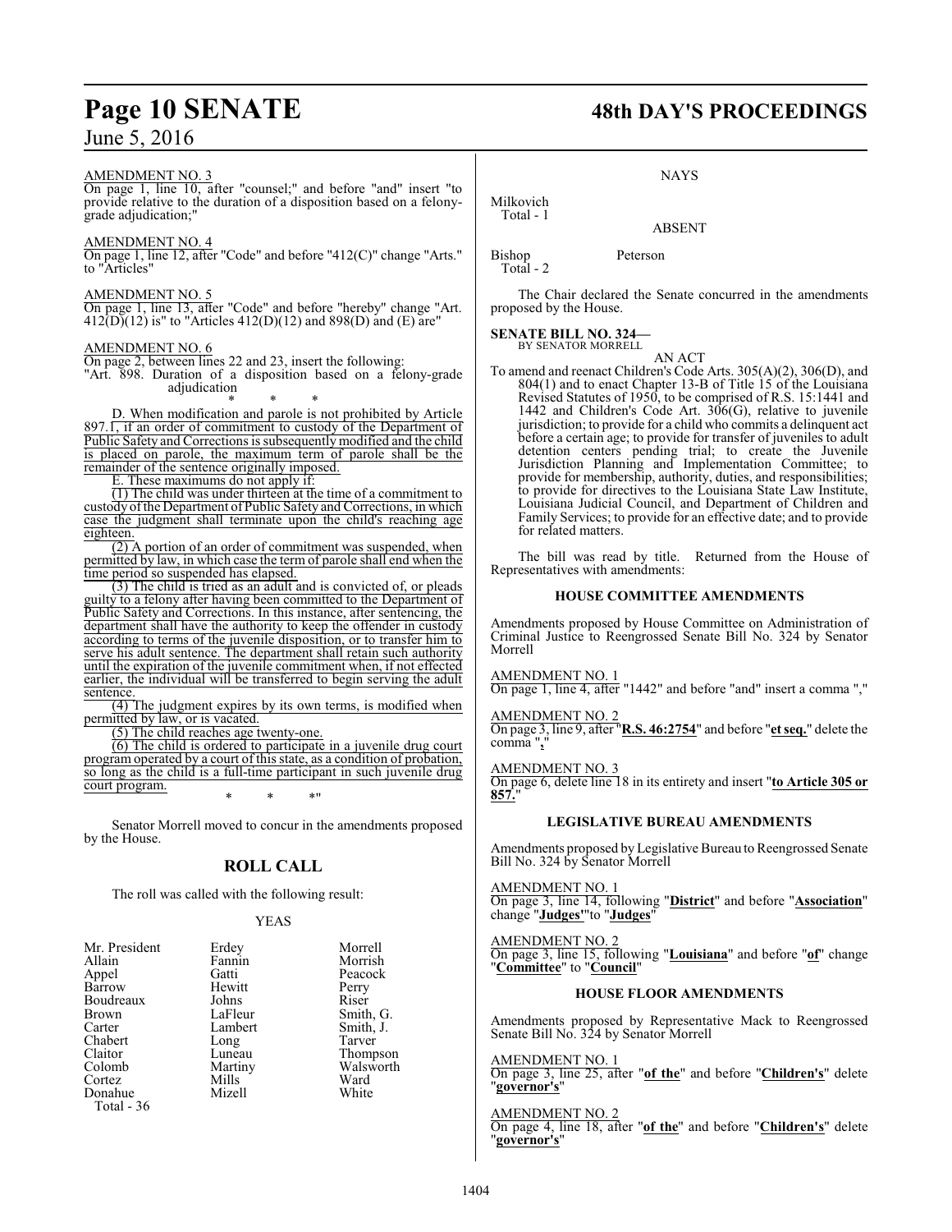AMENDMENT NO. 3

On page 1, line 10, after "counsel;" and before "and" insert "to provide relative to the duration of a disposition based on a felony-grade adjudication;"

AMENDMENT NO. 4

On page 1, line 12, after "Code" and before "412(C)" change "Arts." to "Articles"

AMENDMENT NO. 5

On page 1, line 13, after "Code" and before "hereby" change "Art. 412(D)(12) is" to "Articles 412(D)(12) and 898(D) and (E) are"

AMENDMENT NO. 6

On page 2, between lines 22 and 23, insert the following:

"Art. 898. Duration of a disposition based on a felony-grade adjudication

\* \* \*

D. When modification and parole is not prohibited by Article 897.1, if an order of commitment to custody of the Department of Public Safety and Corrections is subsequently modified and the child is placed on parole, the maximum term of parole shall be the remainder of the sentence originally imposed.

E. These maximums do not apply if:

(1) The child was under thirteen at the time of a commitment to custody of the Department of Public Safety and Corrections, in which case the judgment shall terminate upon the child's reaching age eighteen.

(2) A portion of an order of commitment was suspended, when permitted by law, in which case the term of parole shall end when the time period so suspended has elapsed.

(3) The child is tried as an adult and is convicted of, or pleads guilty to a felony after having been committed to the Department of Public Safety and Corrections. In this instance, after sentencing, the department shall have the authority to keep the offender in custody according to terms of the juvenile disposition, or to transfer him to serve his adult sentence. The department shall retain such authority until the expiration of the juvenile commitment when, if not effected earlier, the individual will be transferred to begin serving the adult sentence.

(4) The judgment expires by its own terms, is modified when permitted by law, or is vacated.

(5) The child reaches age twenty-one.

(6) The child is ordered to participate in a juvenile drug court program operated by a court of this state, as a condition of probation, so long as the child is a full-time participant in such juvenile drug court program.

\* \* \*"

Senator Morrell moved to concur in the amendments proposed by the House.

## ROLL CALL

The roll was called with the following result:

YEAS

| | | |
|---|---|---|
| Mr. President | Erdey | Morrell |
| Allain | Fannin | Morrish |
| Appel | Gatti | Peacock |
| Barrow | Hewitt | Perry |
| Boudreaux | Johns | Riser |
| Brown | LaFleur | Smith, G. |
| Carter | Lambert | Smith, J. |
| Chabert | Long | Tarver |
| Claitor | Luneau | Thompson |
| Colomb | Martiny | Walsworth |
| Cortez | Mills | Ward |
| Donahue | Mizell | White |

Total - 36

NAYS

Milkovich

Total - 1

ABSENT

Bishop Peterson

Total - 2

The Chair declared the Senate concurred in the amendments proposed by the House.

**SENATE BILL NO. 324—**
BY SENATOR MORRELL

AN ACT

To amend and reenact Children's Code Arts. 305(A)(2), 306(D), and 804(1) and to enact Chapter 13-B of Title 15 of the Louisiana Revised Statutes of 1950, to be comprised of R.S. 15:1441 and 1442 and Children's Code Art. 306(G), relative to juvenile jurisdiction; to provide for a child who commits a delinquent act before a certain age; to provide for transfer of juveniles to adult detention centers pending trial; to create the Juvenile Jurisdiction Planning and Implementation Committee; to provide for membership, authority, duties, and responsibilities; to provide for directives to the Louisiana State Law Institute, Louisiana Judicial Council, and Department of Children and Family Services; to provide for an effective date; and to provide for related matters.

The bill was read by title. Returned from the House of Representatives with amendments:

### HOUSE COMMITTEE AMENDMENTS

Amendments proposed by House Committee on Administration of Criminal Justice to Reengrossed Senate Bill No. 324 by Senator Morrell

AMENDMENT NO. 1

On page 1, line 4, after "1442" and before "and" insert a comma ","

AMENDMENT NO. 2

On page 3, line 9, after "**R.S. 46:2754**" and before "**et seq.**" delete the comma "**,**"

AMENDMENT NO. 3

On page 6, delete line 18 in its entirety and insert "**to Article 305 or 857.**"

### LEGISLATIVE BUREAU AMENDMENTS

Amendments proposed by Legislative Bureau to Reengrossed Senate Bill No. 324 by Senator Morrell

AMENDMENT NO. 1

On page 3, line 14, following "**District**" and before "**Association**" change "**Judges'**" to "**Judges**"

AMENDMENT NO. 2

On page 3, line 15, following "**Louisiana**" and before "**of**" change "**Committee**" to "**Council**"

### HOUSE FLOOR AMENDMENTS

Amendments proposed by Representative Mack to Reengrossed Senate Bill No. 324 by Senator Morrell

AMENDMENT NO. 1

On page 3, line 25, after "**of the**" and before "**Children's**" delete "**governor's**"

AMENDMENT NO. 2

On page 4, line 18, after "**of the**" and before "**Children's**" delete "**governor's**"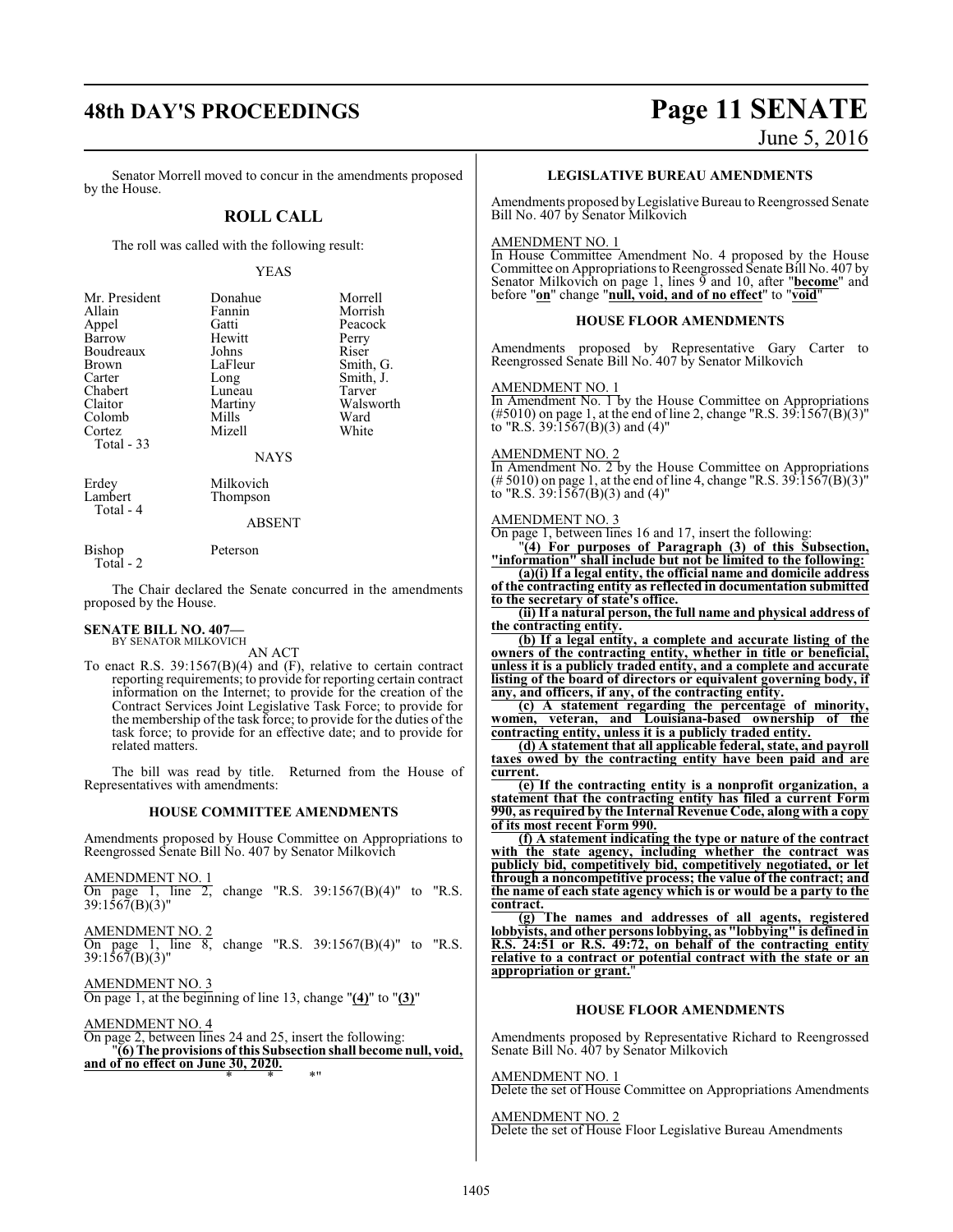Senator Morrell moved to concur in the amendments proposed by the House.

## ROLL CALL

The roll was called with the following result:

YEAS

| | | |
|---|---|---|
| Mr. President | Donahue | Morrell |
| Allain | Fannin | Morrish |
| Appel | Gatti | Peacock |
| Barrow | Hewitt | Perry |
| Boudreaux | Johns | Riser |
| Brown | LaFleur | Smith, G. |
| Carter | Long | Smith, J. |
| Chabert | Luneau | Tarver |
| Claitor | Martiny | Walsworth |
| Colomb | Mills | Ward |
| Cortez | Mizell | White |
| Total - 33 | | |

NAYS

| | |
|---|---|
| Erdey | Milkovich |
| Lambert | Thompson |
| Total - 4 | |

ABSENT

| | |
|---|---|
| Bishop | Peterson |
| Total - 2 | |

The Chair declared the Senate concurred in the amendments proposed by the House.

**SENATE BILL NO. 407—**
BY SENATOR MILKOVICH

AN ACT

To enact R.S. 39:1567(B)(4) and (F), relative to certain contract reporting requirements; to provide for reporting certain contract information on the Internet; to provide for the creation of the Contract Services Joint Legislative Task Force; to provide for the membership of the task force; to provide for the duties of the task force; to provide for an effective date; and to provide for related matters.

The bill was read by title. Returned from the House of Representatives with amendments:

### HOUSE COMMITTEE AMENDMENTS

Amendments proposed by House Committee on Appropriations to Reengrossed Senate Bill No. 407 by Senator Milkovich

AMENDMENT NO. 1
On page 1, line 2, change "R.S. 39:1567(B)(4)" to "R.S. 39:1567(B)(3)"

AMENDMENT NO. 2
On page 1, line 8, change "R.S. 39:1567(B)(4)" to "R.S. 39:1567(B)(3)"

AMENDMENT NO. 3
On page 1, at the beginning of line 13, change "**(4)**" to "**(3)**"

AMENDMENT NO. 4
On page 2, between lines 24 and 25, insert the following:
"**(6) The provisions of this Subsection shall become null, void, and of no effect on June 30, 2020.**
\* \* \*"

### LEGISLATIVE BUREAU AMENDMENTS

Amendments proposed by Legislative Bureau to Reengrossed Senate Bill No. 407 by Senator Milkovich

AMENDMENT NO. 1
In House Committee Amendment No. 4 proposed by the House Committee on Appropriations to Reengrossed Senate Bill No. 407 by Senator Milkovich on page 1, lines 9 and 10, after "**become**" and before "**on**" change "**null, void, and of no effect**" to "**void**"

### HOUSE FLOOR AMENDMENTS

Amendments proposed by Representative Gary Carter to Reengrossed Senate Bill No. 407 by Senator Milkovich

AMENDMENT NO. 1
In Amendment No. 1 by the House Committee on Appropriations (#5010) on page 1, at the end of line 2, change "R.S. 39:1567(B)(3)" to "R.S. 39:1567(B)(3) and (4)"

AMENDMENT NO. 2
In Amendment No. 2 by the House Committee on Appropriations (# 5010) on page 1, at the end of line 4, change "R.S. 39:1567(B)(3)" to "R.S. 39:1567(B)(3) and (4)"

AMENDMENT NO. 3
On page 1, between lines 16 and 17, insert the following:
"**(4) For purposes of Paragraph (3) of this Subsection, "information" shall include but not be limited to the following:**

**(a)(i) If a legal entity, the official name and domicile address of the contracting entity as reflected in documentation submitted to the secretary of state's office.**

**(ii) If a natural person, the full name and physical address of the contracting entity.**

**(b) If a legal entity, a complete and accurate listing of the owners of the contracting entity, whether in title or beneficial, unless it is a publicly traded entity, and a complete and accurate listing of the board of directors or equivalent governing body, if any, and officers, if any, of the contracting entity.**

**(c) A statement regarding the percentage of minority, women, veteran, and Louisiana-based ownership of the contracting entity, unless it is a publicly traded entity.**

**(d) A statement that all applicable federal, state, and payroll taxes owed by the contracting entity have been paid and are current.**

**(e) If the contracting entity is a nonprofit organization, a statement that the contracting entity has filed a current Form 990, as required by the Internal Revenue Code, along with a copy of its most recent Form 990.**

**(f) A statement indicating the type or nature of the contract with the state agency, including whether the contract was publicly bid, competitively bid, competitively negotiated, or let through a noncompetitive process; the value of the contract; and the name of each state agency which is or would be a party to the contract.**

**(g) The names and addresses of all agents, registered lobbyists, and other persons lobbying, as "lobbying" is defined in R.S. 24:51 or R.S. 49:72, on behalf of the contracting entity relative to a contract or potential contract with the state or an appropriation or grant.**"

### HOUSE FLOOR AMENDMENTS

Amendments proposed by Representative Richard to Reengrossed Senate Bill No. 407 by Senator Milkovich

AMENDMENT NO. 1
Delete the set of House Committee on Appropriations Amendments

AMENDMENT NO. 2
Delete the set of House Floor Legislative Bureau Amendments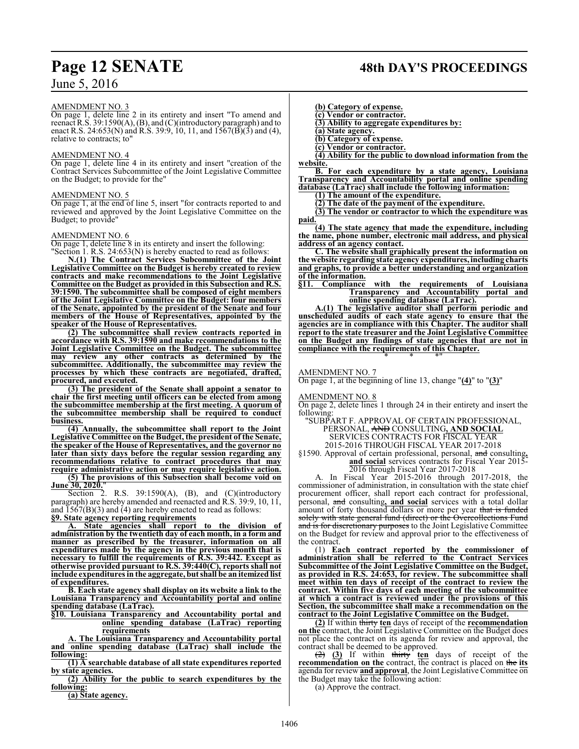AMENDMENT NO. 3

On page 1, delete line 2 in its entirety and insert "To amend and reenact R.S. 39:1590(A), (B), and (C)(introductory paragraph) and to enact R.S. 24:653(N) and R.S. 39:9, 10, 11, and 1567(B)(3) and (4), relative to contracts; to"

AMENDMENT NO. 4

On page 1, delete line 4 in its entirety and insert "creation of the Contract Services Subcommittee of the Joint Legislative Committee on the Budget; to provide for the"

AMENDMENT NO. 5

On page 1, at the end of line 5, insert "for contracts reported to and reviewed and approved by the Joint Legislative Committee on the Budget; to provide"

AMENDMENT NO. 6

On page 1, delete line 8 in its entirety and insert the following:

"Section 1. R.S. 24:653(N) is hereby enacted to read as follows:

**N.(1) The Contract Services Subcommittee of the Joint Legislative Committee on the Budget is hereby created to review contracts and make recommendations to the Joint Legislative Committee on the Budget as provided in this Subsection and R.S. 39:1590. The subcommittee shall be composed of eight members of the Joint Legislative Committee on the Budget: four members of the Senate, appointed by the president of the Senate and four members of the House of Representatives, appointed by the speaker of the House of Representatives.**

**(2) The subcommittee shall review contracts reported in accordance with R.S. 39:1590 and make recommendations to the Joint Legislative Committee on the Budget. The subcommittee may review any other contracts as determined by the subcommittee. Additionally, the subcommittee may review the processes by which these contracts are negotiated, drafted, procured, and executed.**

**(3) The president of the Senate shall appoint a senator to chair the first meeting until officers can be elected from among the subcommittee membership at the first meeting. A quorum of the subcommittee membership shall be required to conduct business.**

**(4) Annually, the subcommittee shall report to the Joint Legislative Committee on the Budget, the president of the Senate, the speaker of the House of Representatives, and the governor no later than sixty days before the regular session regarding any recommendations relative to contract procedures that may require administrative action or may require legislative action.**

**(5) The provisions of this Subsection shall become void on June 30, 2020.**"

Section 2. R.S. 39:1590(A), (B), and (C)(introductory paragraph) are hereby amended and reenacted and R.S. 39:9, 10, 11, and 1567(B)(3) and (4) are hereby enacted to read as follows:

**§9. State agency reporting requirements**

**A. State agencies shall report to the division of administration by the twentieth day of each month, in a form and manner as prescribed by the treasurer, information on all expenditures made by the agency in the previous month that is necessary to fulfill the requirements of R.S. 39:442. Except as otherwise provided pursuant to R.S. 39:440(C), reports shall not include expenditures in the aggregate, but shall be an itemized list of expenditures.**

**B. Each state agency shall display on its website a link to the Louisiana Transparency and Accountability portal and online spending database (LaTrac).**

**§10. Louisiana Transparency and Accountability portal and online spending database (LaTrac) reporting requirements**

**A. The Louisiana Transparency and Accountability portal and online spending database (LaTrac) shall include the following:**

**(1) A searchable database of all state expenditures reported by state agencies.**

**(2) Ability for the public to search expenditures by the following:**

**(a) State agency.**

**(b) Category of expense.**

**(c) Vendor or contractor.**

**(3) Ability to aggregate expenditures by:**

**(a) State agency.**

**(b) Category of expense.**

**(c) Vendor or contractor.**

**(4) Ability for the public to download information from the website.**

**B. For each expenditure by a state agency, Louisiana Transparency and Accountability portal and online spending database (LaTrac) shall include the following information:**

**(1) The amount of the expenditure.**

**(2) The date of the payment of the expenditure.**

**(3) The vendor or contractor to which the expenditure was paid.**

**(4) The state agency that made the expenditure, including the name, phone number, electronic mail address, and physical address of an agency contact.**

**C. The website shall graphically present the information on the website regarding state agency expenditures, including charts and graphs, to provide a better understanding and organization of the information.**

**§11. Compliance with the requirements of Louisiana Transparency and Accountability portal and online spending database (LaTrac).**

**A.(1) The legislative auditor shall perform periodic and unscheduled audits of each state agency to ensure that the agencies are in compliance with this Chapter. The auditor shall report to the state treasurer and the Joint Legislative Committee on the Budget any findings of state agencies that are not in compliance with the requirements of this Chapter.**

\* \* \*"

AMENDMENT NO. 7

On page 1, at the beginning of line 13, change "**(4)**" to "**(3)**"

AMENDMENT NO. 8

On page 2, delete lines 1 through 24 in their entirety and insert the following:

"SUBPART F. APPROVAL OF CERTAIN PROFESSIONAL, PERSONAL, ~~AND~~ CONSULTING**, AND SOCIAL** SERVICES CONTRACTS FOR FISCAL YEAR 2015-2016 THROUGH FISCAL YEAR 2017-2018

§1590. Approval of certain professional, personal, ~~and~~ consulting**, and social** services contracts for Fiscal Year 2015-2016 through Fiscal Year 2017-2018

A. In Fiscal Year 2015-2016 through 2017-2018, the commissioner of administration, in consultation with the state chief procurement officer, shall report each contract for professional, personal, ~~and~~ consulting**, and social** services with a total dollar amount of forty thousand dollars or more per year ~~that is funded solely with state general fund (direct) or the Overcollections Fund and is for discretionary purposes~~ to the Joint Legislative Committee on the Budget for review and approval prior to the effectiveness of the contract.

(1) **Each contract reported by the commissioner of administration shall be referred to the Contract Services Subcommittee of the Joint Legislative Committee on the Budget, as provided in R.S. 24:653, for review. The subcommittee shall meet within ten days of receipt of the contract to review the contract. Within five days of each meeting of the subcommittee at which a contract is reviewed under the provisions of this Section, the subcommittee shall make a recommendation on the contract to the Joint Legislative Committee on the Budget.**

**(2)** If within ~~thirty~~ **ten** days of receipt of the **recommendation on the** contract, the Joint Legislative Committee on the Budget does not place the contract on its agenda for review and approval, the contract shall be deemed to be approved.

~~(2)~~ **(3)** If within ~~thirty~~ **ten** days of receipt of the **recommendation on the** contract, the contract is placed on ~~the~~ **its** agenda for review **and approval**, the Joint Legislative Committee on the Budget may take the following action:

(a) Approve the contract.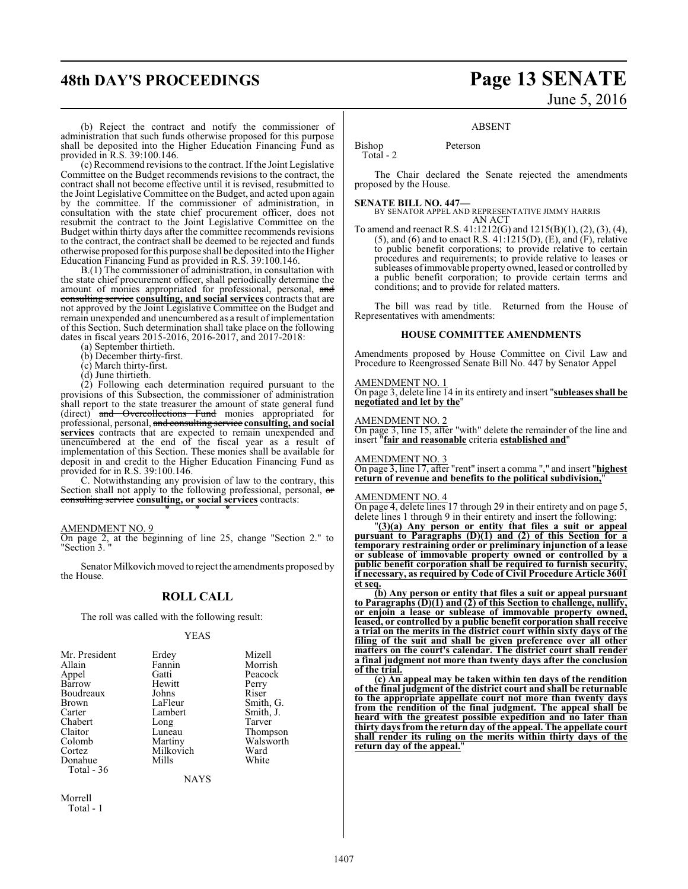(b) Reject the contract and notify the commissioner of administration that such funds otherwise proposed for this purpose shall be deposited into the Higher Education Financing Fund as provided in R.S. 39:100.146.

(c) Recommend revisions to the contract. If the Joint Legislative Committee on the Budget recommends revisions to the contract, the contract shall not become effective until it is revised, resubmitted to the Joint Legislative Committee on the Budget, and acted upon again by the committee. If the commissioner of administration, in consultation with the state chief procurement officer, does not resubmit the contract to the Joint Legislative Committee on the Budget within thirty days after the committee recommends revisions to the contract, the contract shall be deemed to be rejected and funds otherwise proposed for this purpose shall be deposited into the Higher Education Financing Fund as provided in R.S. 39:100.146.

B.(1) The commissioner of administration, in consultation with the state chief procurement officer, shall periodically determine the amount of monies appropriated for professional, personal, ~~and consulting service~~ **consulting, and social services** contracts that are not approved by the Joint Legislative Committee on the Budget and remain unexpended and unencumbered as a result of implementation of this Section. Such determination shall take place on the following dates in fiscal years 2015-2016, 2016-2017, and 2017-2018:

(a) September thirtieth.

(b) December thirty-first.

(c) March thirty-first.

(d) June thirtieth.

(2) Following each determination required pursuant to the provisions of this Subsection, the commissioner of administration shall report to the state treasurer the amount of state general fund (direct) ~~and Overcollections Fund~~ monies appropriated for professional, personal, ~~and consulting service~~ **consulting, and social services** contracts that are expected to remain unexpended and unencumbered at the end of the fiscal year as a result of implementation of this Section. These monies shall be available for deposit in and credit to the Higher Education Financing Fund as provided for in R.S. 39:100.146.

C. Notwithstanding any provision of law to the contrary, this Section shall not apply to the following professional, personal, ~~or consulting service~~ **consulting, or social services** contracts:

\* \* \*

AMENDMENT NO. 9

On page 2, at the beginning of line 25, change "Section 2." to "Section 3. "

Senator Milkovich moved to reject the amendments proposed by the House.

## ROLL CALL

The roll was called with the following result:

YEAS

| | | |
|---|---|---|
| Mr. President | Erdey | Mizell |
| Allain | Fannin | Morrish |
| Appel | Gatti | Peacock |
| Barrow | Hewitt | Perry |
| Boudreaux | Johns | Riser |
| Brown | LaFleur | Smith, G. |
| Carter | Lambert | Smith, J. |
| Chabert | Long | Tarver |
| Claitor | Luneau | Thompson |
| Colomb | Martiny | Walsworth |
| Cortez | Milkovich | Ward |
| Donahue | Mills | White |

Total - 36

NAYS

Morrell

Total - 1

ABSENT

Bishop Peterson

Total - 2

The Chair declared the Senate rejected the amendments proposed by the House.

**SENATE BILL NO. 447—**
BY SENATOR APPEL AND REPRESENTATIVE JIMMY HARRIS
AN ACT

To amend and reenact R.S. 41:1212(G) and 1215(B)(1), (2), (3), (4), (5), and (6) and to enact R.S. 41:1215(D), (E), and (F), relative to public benefit corporations; to provide relative to certain procedures and requirements; to provide relative to leases or subleases of immovable property owned, leased or controlled by a public benefit corporation; to provide certain terms and conditions; and to provide for related matters.

The bill was read by title. Returned from the House of Representatives with amendments:

### HOUSE COMMITTEE AMENDMENTS

Amendments proposed by House Committee on Civil Law and Procedure to Reengrossed Senate Bill No. 447 by Senator Appel

AMENDMENT NO. 1

On page 3, delete line 14 in its entirety and insert "**subleases shall be negotiated and let by the**"

AMENDMENT NO. 2

On page 3, line 15, after "with" delete the remainder of the line and insert "**fair and reasonable** criteria **established and**"

AMENDMENT NO. 3

On page 3, line 17, after "rent" insert a comma "," and insert "**highest return of revenue and benefits to the political subdivision,**"

AMENDMENT NO. 4

On page 4, delete lines 17 through 29 in their entirety and on page 5, delete lines 1 through 9 in their entirety and insert the following:

"**(3)(a) Any person or entity that files a suit or appeal pursuant to Paragraphs (D)(1) and (2) of this Section for a temporary restraining order or preliminary injunction of a lease or sublease of immovable property owned or controlled by a public benefit corporation shall be required to furnish security, if necessary, as required by Code of Civil Procedure Article 3601 et seq.**

**(b) Any person or entity that files a suit or appeal pursuant to Paragraphs (D)(1) and (2) of this Section to challenge, nullify, or enjoin a lease or sublease of immovable property owned, leased, or controlled by a public benefit corporation shall receive a trial on the merits in the district court within sixty days of the filing of the suit and shall be given preference over all other matters on the court's calendar. The district court shall render a final judgment not more than twenty days after the conclusion of the trial.**

**(c) An appeal may be taken within ten days of the rendition of the final judgment of the district court and shall be returnable to the appropriate appellate court not more than twenty days from the rendition of the final judgment. The appeal shall be heard with the greatest possible expedition and no later than thirty days from the return day of the appeal. The appellate court shall render its ruling on the merits within thirty days of the return day of the appeal.**"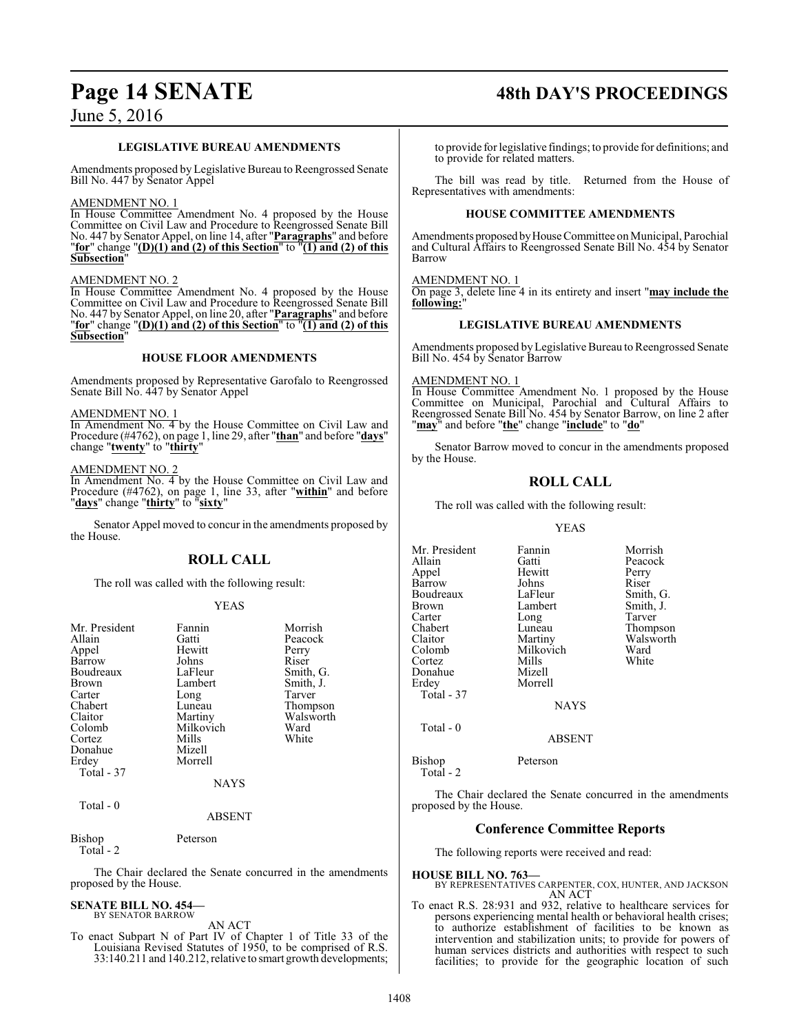### LEGISLATIVE BUREAU AMENDMENTS

Amendments proposed by Legislative Bureau to Reengrossed Senate Bill No. 447 by Senator Appel

AMENDMENT NO. 1

In House Committee Amendment No. 4 proposed by the House Committee on Civil Law and Procedure to Reengrossed Senate Bill No. 447 by Senator Appel, on line 14, after "**Paragraphs**" and before "**for**" change "**(D)(1) and (2) of this Section**" to "**(1) and (2) of this Subsection**"

AMENDMENT NO. 2

In House Committee Amendment No. 4 proposed by the House Committee on Civil Law and Procedure to Reengrossed Senate Bill No. 447 by Senator Appel, on line 20, after "**Paragraphs**" and before "**for**" change "**(D)(1) and (2) of this Section**" to "**(1) and (2) of this Subsection**"

### HOUSE FLOOR AMENDMENTS

Amendments proposed by Representative Garofalo to Reengrossed Senate Bill No. 447 by Senator Appel

AMENDMENT NO. 1

In Amendment No. 4 by the House Committee on Civil Law and Procedure (#4762), on page 1, line 29, after "**than**" and before "**days**" change "**twenty**" to "**thirty**"

AMENDMENT NO. 2

In Amendment No. 4 by the House Committee on Civil Law and Procedure (#4762), on page 1, line 33, after "**within**" and before "**days**" change "**thirty**" to "**sixty**"

Senator Appel moved to concur in the amendments proposed by the House.

## ROLL CALL

The roll was called with the following result:

YEAS

| | | |
|---|---|---|
| Mr. President | Fannin | Morrish |
| Allain | Gatti | Peacock |
| Appel | Hewitt | Perry |
| Barrow | Johns | Riser |
| Boudreaux | LaFleur | Smith, G. |
| Brown | Lambert | Smith, J. |
| Carter | Long | Tarver |
| Chabert | Luneau | Thompson |
| Claitor | Martiny | Walsworth |
| Colomb | Milkovich | Ward |
| Cortez | Mills | White |
| Donahue | Mizell | |
| Erdey | Morrell | |
| Total - 37 | | |

NAYS

Total - 0

ABSENT

| | |
|---|---|
| Bishop | Peterson |
| Total - 2 | |

The Chair declared the Senate concurred in the amendments proposed by the House.

**SENATE BILL NO. 454—**
BY SENATOR BARROW

AN ACT

To enact Subpart N of Part IV of Chapter 1 of Title 33 of the Louisiana Revised Statutes of 1950, to be comprised of R.S. 33:140.211 and 140.212, relative to smart growth developments; to provide for legislative findings; to provide for definitions; and to provide for related matters.

The bill was read by title. Returned from the House of Representatives with amendments:

### HOUSE COMMITTEE AMENDMENTS

Amendments proposed by House Committee on Municipal, Parochial and Cultural Affairs to Reengrossed Senate Bill No. 454 by Senator Barrow

AMENDMENT NO. 1

On page 3, delete line 4 in its entirety and insert "**may include the following:**"

### LEGISLATIVE BUREAU AMENDMENTS

Amendments proposed by Legislative Bureau to Reengrossed Senate Bill No. 454 by Senator Barrow

AMENDMENT NO. 1

In House Committee Amendment No. 1 proposed by the House Committee on Municipal, Parochial and Cultural Affairs to Reengrossed Senate Bill No. 454 by Senator Barrow, on line 2 after "**may**" and before "**the**" change "**include**" to "**do**"

Senator Barrow moved to concur in the amendments proposed by the House.

## ROLL CALL

The roll was called with the following result:

YEAS

| | | |
|---|---|---|
| Mr. President | Fannin | Morrish |
| Allain | Gatti | Peacock |
| Appel | Hewitt | Perry |
| Barrow | Johns | Riser |
| Boudreaux | LaFleur | Smith, G. |
| Brown | Lambert | Smith, J. |
| Carter | Long | Tarver |
| Chabert | Luneau | Thompson |
| Claitor | Martiny | Walsworth |
| Colomb | Milkovich | Ward |
| Cortez | Mills | White |
| Donahue | Mizell | |
| Erdey | Morrell | |
| Total - 37 | | |

NAYS

Total - 0

ABSENT

| | |
|---|---|
| Bishop | Peterson |
| Total - 2 | |

The Chair declared the Senate concurred in the amendments proposed by the House.

## Conference Committee Reports

The following reports were received and read:

**HOUSE BILL NO. 763—**
BY REPRESENTATIVES CARPENTER, COX, HUNTER, AND JACKSON

AN ACT

To enact R.S. 28:931 and 932, relative to healthcare services for persons experiencing mental health or behavioral health crises; to authorize establishment of facilities to be known as intervention and stabilization units; to provide for powers of human services districts and authorities with respect to such facilities; to provide for the geographic location of such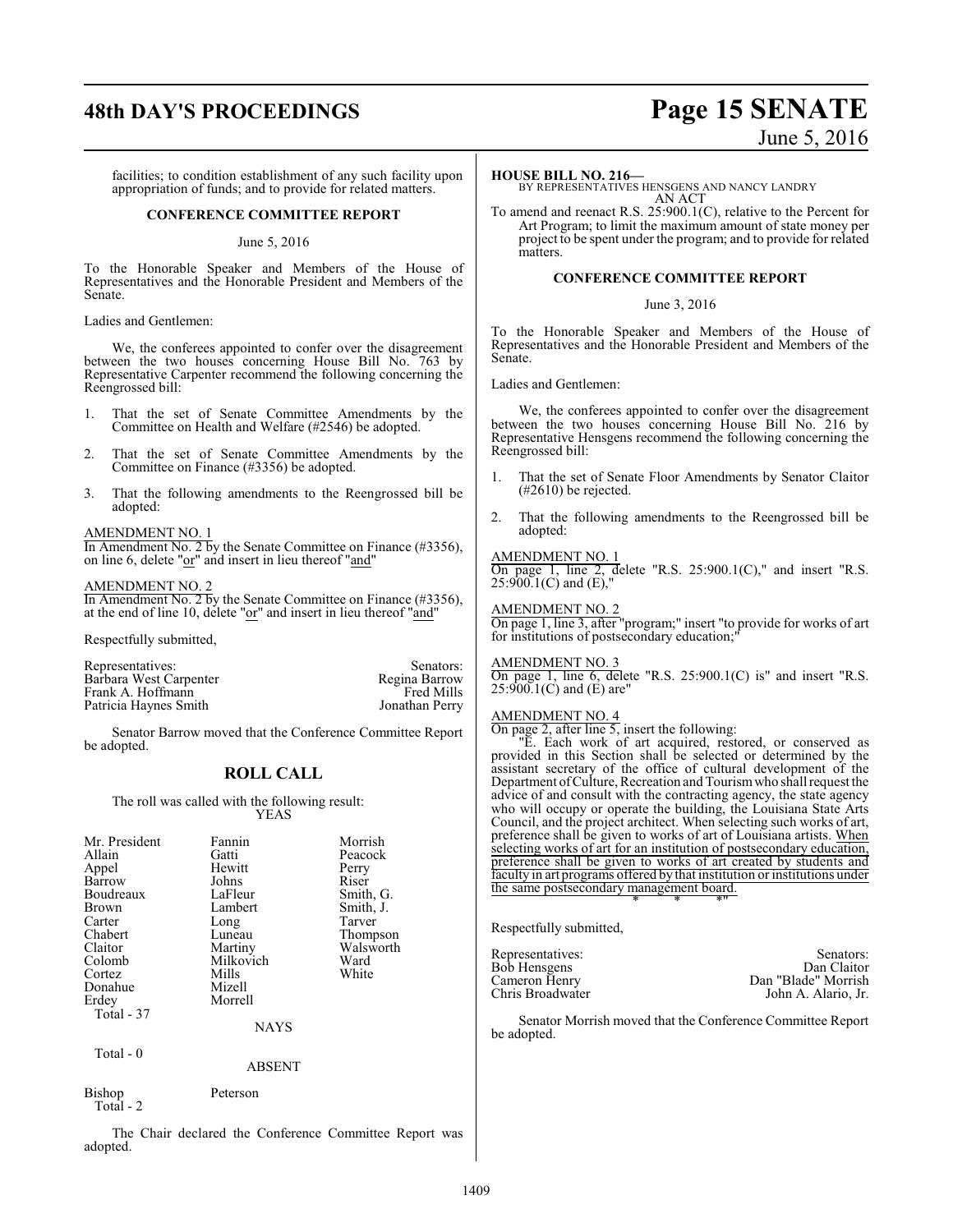facilities; to condition establishment of any such facility upon appropriation of funds; and to provide for related matters.

**CONFERENCE COMMITTEE REPORT**

June 5, 2016

To the Honorable Speaker and Members of the House of Representatives and the Honorable President and Members of the Senate.

Ladies and Gentlemen:

We, the conferees appointed to confer over the disagreement between the two houses concerning House Bill No. 763 by Representative Carpenter recommend the following concerning the Reengrossed bill:

1. That the set of Senate Committee Amendments by the Committee on Health and Welfare (#2546) be adopted.

2. That the set of Senate Committee Amendments by the Committee on Finance (#3356) be adopted.

3. That the following amendments to the Reengrossed bill be adopted:

AMENDMENT NO. 1
In Amendment No. 2 by the Senate Committee on Finance (#3356), on line 6, delete "or" and insert in lieu thereof "and"

AMENDMENT NO. 2
In Amendment No. 2 by the Senate Committee on Finance (#3356), at the end of line 10, delete "or" and insert in lieu thereof "and"

Respectfully submitted,

| Representatives: | Senators: |
|---|---|
| Barbara West Carpenter | Regina Barrow |
| Frank A. Hoffmann | Fred Mills |
| Patricia Haynes Smith | Jonathan Perry |

Senator Barrow moved that the Conference Committee Report be adopted.

## ROLL CALL

The roll was called with the following result:

YEAS

| | | |
|---|---|---|
| Mr. President | Fannin | Morrish |
| Allain | Gatti | Peacock |
| Appel | Hewitt | Perry |
| Barrow | Johns | Riser |
| Boudreaux | LaFleur | Smith, G. |
| Brown | Lambert | Smith, J. |
| Carter | Long | Tarver |
| Chabert | Luneau | Thompson |
| Claitor | Martiny | Walsworth |
| Colomb | Milkovich | Ward |
| Cortez | Mills | White |
| Donahue | Mizell | |
| Erdey | Morrell | |

Total - 37

NAYS

Total - 0

ABSENT

| | |
|---|---|
| Bishop | Peterson |

Total - 2

The Chair declared the Conference Committee Report was adopted.

**HOUSE BILL NO. 216—**
BY REPRESENTATIVES HENSGENS AND NANCY LANDRY
AN ACT

To amend and reenact R.S. 25:900.1(C), relative to the Percent for Art Program; to limit the maximum amount of state money per project to be spent under the program; and to provide for related matters.

**CONFERENCE COMMITTEE REPORT**

June 3, 2016

To the Honorable Speaker and Members of the House of Representatives and the Honorable President and Members of the Senate.

Ladies and Gentlemen:

We, the conferees appointed to confer over the disagreement between the two houses concerning House Bill No. 216 by Representative Hensgens recommend the following concerning the Reengrossed bill:

1. That the set of Senate Floor Amendments by Senator Claitor (#2610) be rejected.

2. That the following amendments to the Reengrossed bill be adopted:

AMENDMENT NO. 1
On page 1, line 2, delete "R.S. 25:900.1(C)," and insert "R.S. 25:900.1(C) and (E),"

AMENDMENT NO. 2
On page 1, line 3, after "program;" insert "to provide for works of art for institutions of postsecondary education;"

AMENDMENT NO. 3
On page 1, line 6, delete "R.S. 25:900.1(C) is" and insert "R.S. 25:900.1(C) and (E) are"

AMENDMENT NO. 4
On page 2, after line 5, insert the following:

"E. Each work of art acquired, restored, or conserved as provided in this Section shall be selected or determined by the assistant secretary of the office of cultural development of the Department of Culture, Recreation and Tourism who shall request the advice of and consult with the contracting agency, the state agency who will occupy or operate the building, the Louisiana State Arts Council, and the project architect. When selecting such works of art, preference shall be given to works of art of Louisiana artists. When selecting works of art for an institution of postsecondary education, preference shall be given to works of art created by students and faculty in art programs offered by that institution or institutions under the same postsecondary management board.

\* \* \*"

Respectfully submitted,

| Representatives: | Senators: |
|---|---|
| Bob Hensgens | Dan Claitor |
| Cameron Henry | Dan "Blade" Morrish |
| Chris Broadwater | John A. Alario, Jr. |

Senator Morrish moved that the Conference Committee Report be adopted.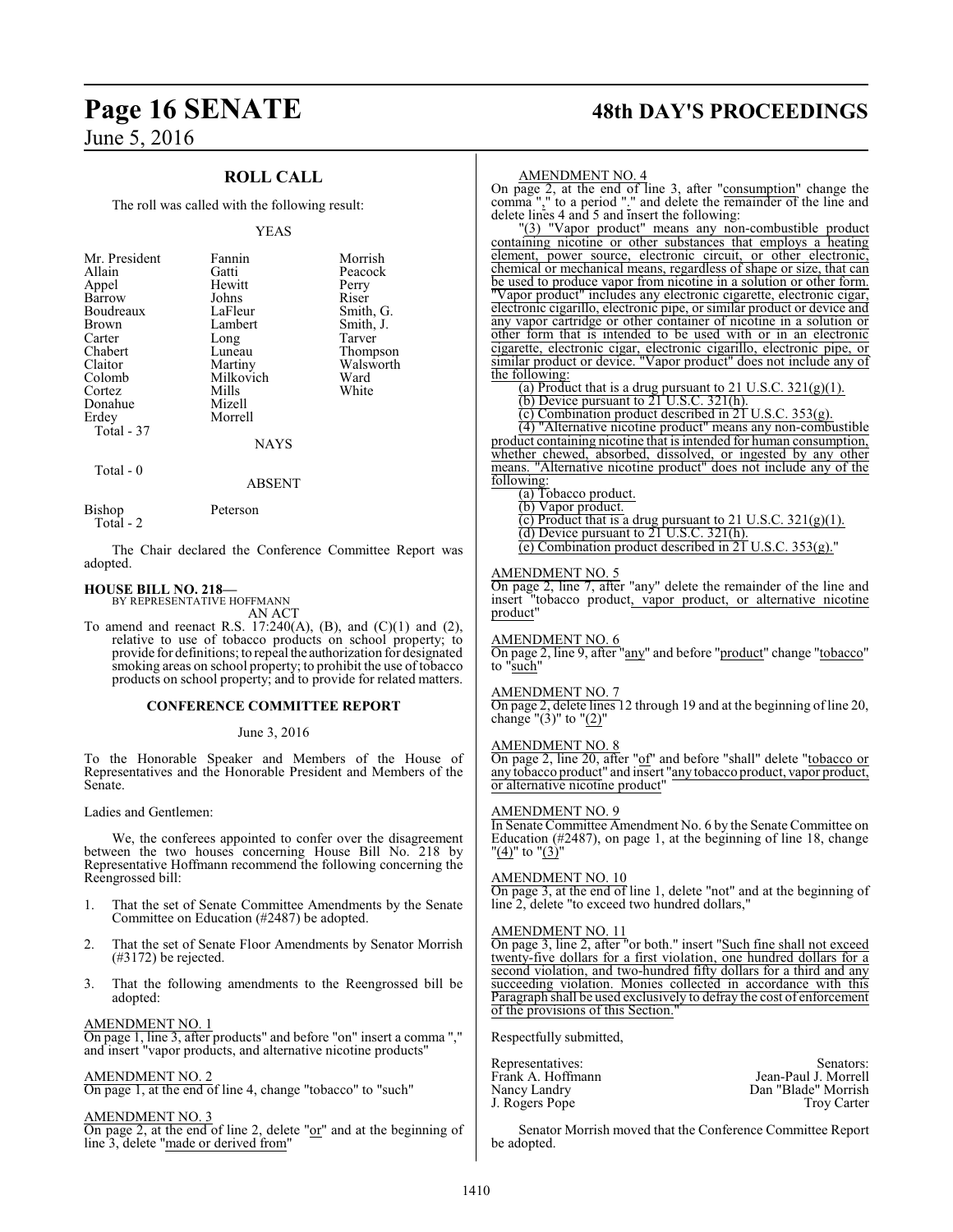## ROLL CALL

The roll was called with the following result:

YEAS

| | | |
|---|---|---|
| Mr. President | Fannin | Morrish |
| Allain | Gatti | Peacock |
| Appel | Hewitt | Perry |
| Barrow | Johns | Riser |
| Boudreaux | LaFleur | Smith, G. |
| Brown | Lambert | Smith, J. |
| Carter | Long | Tarver |
| Chabert | Luneau | Thompson |
| Claitor | Martiny | Walsworth |
| Colomb | Milkovich | Ward |
| Cortez | Mills | White |
| Donahue | Mizell | |
| Erdey | Morrell | |

Total - 37

NAYS

Total - 0

ABSENT

| | |
|---|---|
| Bishop | Peterson |

Total - 2

The Chair declared the Conference Committee Report was adopted.

**HOUSE BILL NO. 218—**
BY REPRESENTATIVE HOFFMANN
AN ACT

To amend and reenact R.S. 17:240(A), (B), and (C)(1) and (2), relative to use of tobacco products on school property; to provide for definitions; to repeal the authorization for designated smoking areas on school property; to prohibit the use of tobacco products on school property; and to provide for related matters.

### CONFERENCE COMMITTEE REPORT

June 3, 2016

To the Honorable Speaker and Members of the House of Representatives and the Honorable President and Members of the Senate.

Ladies and Gentlemen:

We, the conferees appointed to confer over the disagreement between the two houses concerning House Bill No. 218 by Representative Hoffmann recommend the following concerning the Reengrossed bill:

1. That the set of Senate Committee Amendments by the Senate Committee on Education (#2487) be adopted.
2. That the set of Senate Floor Amendments by Senator Morrish (#3172) be rejected.
3. That the following amendments to the Reengrossed bill be adopted:

AMENDMENT NO. 1
On page 1, line 3, after products" and before "on" insert a comma "," and insert "vapor products, and alternative nicotine products"

AMENDMENT NO. 2
On page 1, at the end of line 4, change "tobacco" to "such"

AMENDMENT NO. 3
On page 2, at the end of line 2, delete "or" and at the beginning of line 3, delete "made or derived from"

AMENDMENT NO. 4
On page 2, at the end of line 3, after "consumption" change the comma "," to a period "." and delete the remainder of the line and delete lines 4 and 5 and insert the following:

"(3) "Vapor product" means any non-combustible product containing nicotine or other substances that employs a heating element, power source, electronic circuit, or other electronic, chemical or mechanical means, regardless of shape or size, that can be used to produce vapor from nicotine in a solution or other form. "Vapor product" includes any electronic cigarette, electronic cigar, electronic cigarillo, electronic pipe, or similar product or device and any vapor cartridge or other container of nicotine in a solution or other form that is intended to be used with or in an electronic cigarette, electronic cigar, electronic cigarillo, electronic pipe, or similar product or device. "Vapor product" does not include any of the following:

(a) Product that is a drug pursuant to 21 U.S.C. 321(g)(1).

(b) Device pursuant to 21 U.S.C. 321(h).

(c) Combination product described in 21 U.S.C. 353(g).

(4) "Alternative nicotine product" means any non-combustible product containing nicotine that is intended for human consumption, whether chewed, absorbed, dissolved, or ingested by any other means. "Alternative nicotine product" does not include any of the following:

(a) Tobacco product.

(b) Vapor product.

(c) Product that is a drug pursuant to 21 U.S.C. 321(g)(1).

(d) Device pursuant to 21 U.S.C. 321(h).

(e) Combination product described in 21 U.S.C. 353(g)."

AMENDMENT NO. 5
On page 2, line 7, after "any" delete the remainder of the line and insert "tobacco product, vapor product, or alternative nicotine product"

AMENDMENT NO. 6
On page 2, line 9, after "any" and before "product" change "tobacco" to "such"

AMENDMENT NO. 7
On page 2, delete lines 12 through 19 and at the beginning of line 20, change "(3)" to "(2)"

AMENDMENT NO. 8
On page 2, line 20, after "of" and before "shall" delete "tobacco or any tobacco product" and insert "any tobacco product, vapor product, or alternative nicotine product"

AMENDMENT NO. 9
In Senate Committee Amendment No. 6 by the Senate Committee on Education (#2487), on page 1, at the beginning of line 18, change "(4)" to "(3)"

AMENDMENT NO. 10
On page 3, at the end of line 1, delete "not" and at the beginning of line 2, delete "to exceed two hundred dollars,"

AMENDMENT NO. 11
On page 3, line 2, after "or both." insert "Such fine shall not exceed twenty-five dollars for a first violation, one hundred dollars for a second violation, and two-hundred fifty dollars for a third and any succeeding violation. Monies collected in accordance with this Paragraph shall be used exclusively to defray the cost of enforcement of the provisions of this Section."

Respectfully submitted,

| Representatives: | Senators: |
|---|---|
| Frank A. Hoffmann | Jean-Paul J. Morrell |
| Nancy Landry | Dan "Blade" Morrish |
| J. Rogers Pope | Troy Carter |

Senator Morrish moved that the Conference Committee Report be adopted.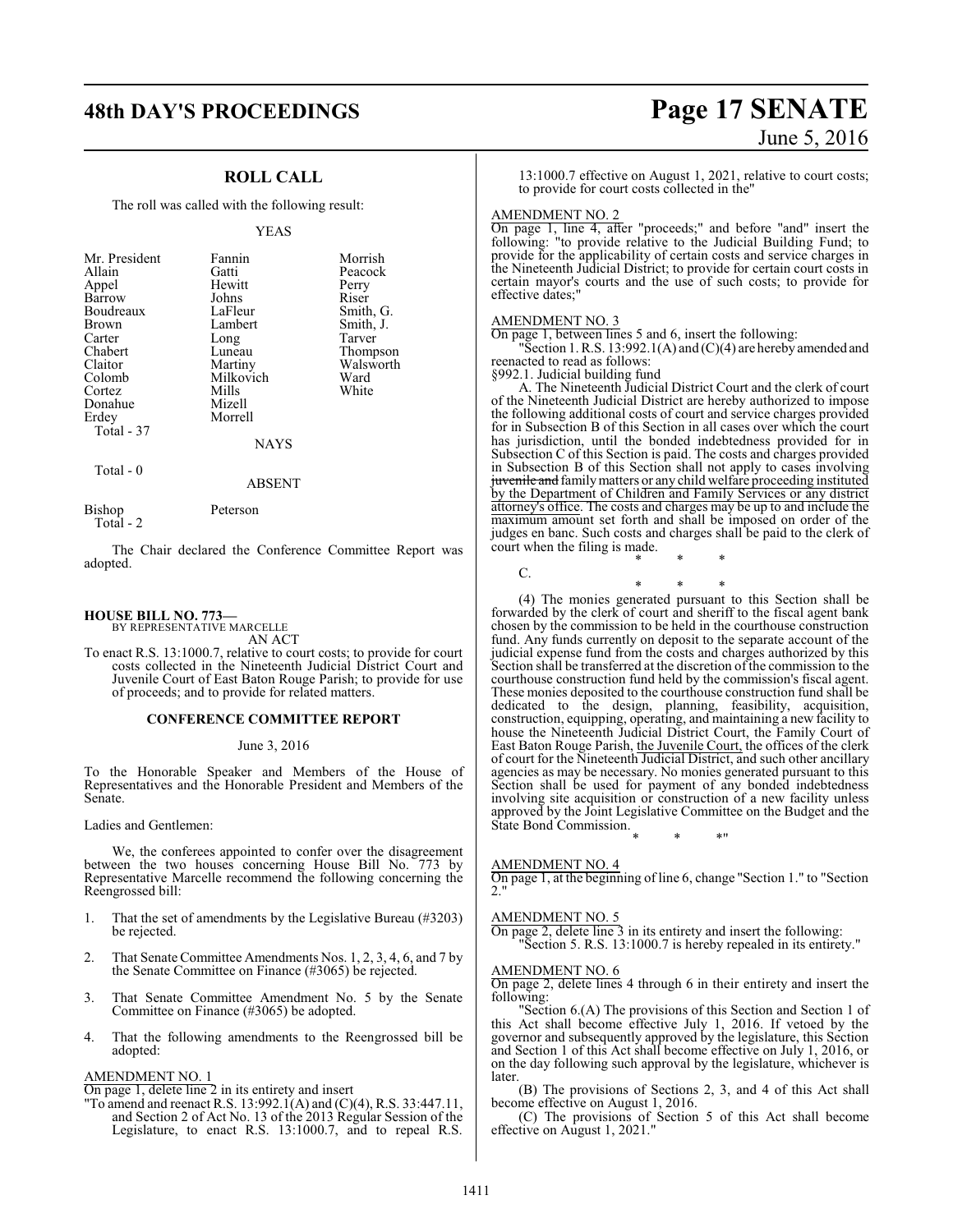## ROLL CALL

The roll was called with the following result:

YEAS

| | | |
|---|---|---|
| Mr. President | Fannin | Morrish |
| Allain | Gatti | Peacock |
| Appel | Hewitt | Perry |
| Barrow | Johns | Riser |
| Boudreaux | LaFleur | Smith, G. |
| Brown | Lambert | Smith, J. |
| Carter | Long | Tarver |
| Chabert | Luneau | Thompson |
| Claitor | Martiny | Walsworth |
| Colomb | Milkovich | Ward |
| Cortez | Mills | White |
| Donahue | Mizell | |
| Erdey | Morrell | |

Total - 37

NAYS

Total - 0

ABSENT

| | |
|---|---|
| Bishop | Peterson |

Total - 2

The Chair declared the Conference Committee Report was adopted.

**HOUSE BILL NO. 773—**
BY REPRESENTATIVE MARCELLE

AN ACT

To enact R.S. 13:1000.7, relative to court costs; to provide for court costs collected in the Nineteenth Judicial District Court and Juvenile Court of East Baton Rouge Parish; to provide for use of proceeds; and to provide for related matters.

**CONFERENCE COMMITTEE REPORT**

June 3, 2016

To the Honorable Speaker and Members of the House of Representatives and the Honorable President and Members of the Senate.

Ladies and Gentlemen:

We, the conferees appointed to confer over the disagreement between the two houses concerning House Bill No. 773 by Representative Marcelle recommend the following concerning the Reengrossed bill:

1. That the set of amendments by the Legislative Bureau (#3203) be rejected.

2. That Senate Committee Amendments Nos. 1, 2, 3, 4, 6, and 7 by the Senate Committee on Finance (#3065) be rejected.

3. That Senate Committee Amendment No. 5 by the Senate Committee on Finance (#3065) be adopted.

4. That the following amendments to the Reengrossed bill be adopted:

AMENDMENT NO. 1

On page 1, delete line 2 in its entirety and insert

"To amend and reenact R.S. 13:992.1(A) and (C)(4), R.S. 33:447.11, and Section 2 of Act No. 13 of the 2013 Regular Session of the Legislature, to enact R.S. 13:1000.7, and to repeal R.S. 13:1000.7 effective on August 1, 2021, relative to court costs; to provide for court costs collected in the"

AMENDMENT NO. 2

On page 1, line 4, after "proceeds;" and before "and" insert the following: "to provide relative to the Judicial Building Fund; to provide for the applicability of certain costs and service charges in the Nineteenth Judicial District; to provide for certain court costs in certain mayor's courts and the use of such costs; to provide for effective dates;"

AMENDMENT NO. 3

On page 1, between lines 5 and 6, insert the following:

"Section 1. R.S. 13:992.1(A) and (C)(4) are hereby amended and reenacted to read as follows:

§992.1. Judicial building fund

A. The Nineteenth Judicial District Court and the clerk of court of the Nineteenth Judicial District are hereby authorized to impose the following additional costs of court and service charges provided for in Subsection B of this Section in all cases over which the court has jurisdiction, until the bonded indebtedness provided for in Subsection C of this Section is paid. The costs and charges provided in Subsection B of this Section shall not apply to cases involving ~~juvenile and~~ family matters or any child welfare proceeding instituted by the Department of Children and Family Services or any district attorney's office. The costs and charges may be up to and include the maximum amount set forth and shall be imposed on order of the judges en banc. Such costs and charges shall be paid to the clerk of court when the filing is made.

\* \* \*

C.

\* \* \*

(4) The monies generated pursuant to this Section shall be forwarded by the clerk of court and sheriff to the fiscal agent bank chosen by the commission to be held in the courthouse construction fund. Any funds currently on deposit to the separate account of the judicial expense fund from the costs and charges authorized by this Section shall be transferred at the discretion of the commission to the courthouse construction fund held by the commission's fiscal agent. These monies deposited to the courthouse construction fund shall be dedicated to the design, planning, feasibility, acquisition, construction, equipping, operating, and maintaining a new facility to house the Nineteenth Judicial District Court, the Family Court of East Baton Rouge Parish, the Juvenile Court, the offices of the clerk of court for the Nineteenth Judicial District, and such other ancillary agencies as may be necessary. No monies generated pursuant to this Section shall be used for payment of any bonded indebtedness involving site acquisition or construction of a new facility unless approved by the Joint Legislative Committee on the Budget and the State Bond Commission.

\* \* \*"

AMENDMENT NO. 4

On page 1, at the beginning of line 6, change "Section 1." to "Section 2."

AMENDMENT NO. 5

On page 2, delete line 3 in its entirety and insert the following:

"Section 5. R.S. 13:1000.7 is hereby repealed in its entirety."

AMENDMENT NO. 6

On page 2, delete lines 4 through 6 in their entirety and insert the following:

"Section 6.(A) The provisions of this Section and Section 1 of this Act shall become effective July 1, 2016. If vetoed by the governor and subsequently approved by the legislature, this Section and Section 1 of this Act shall become effective on July 1, 2016, or on the day following such approval by the legislature, whichever is later.

(B) The provisions of Sections 2, 3, and 4 of this Act shall become effective on August 1, 2016.

(C) The provisions of Section 5 of this Act shall become effective on August 1, 2021."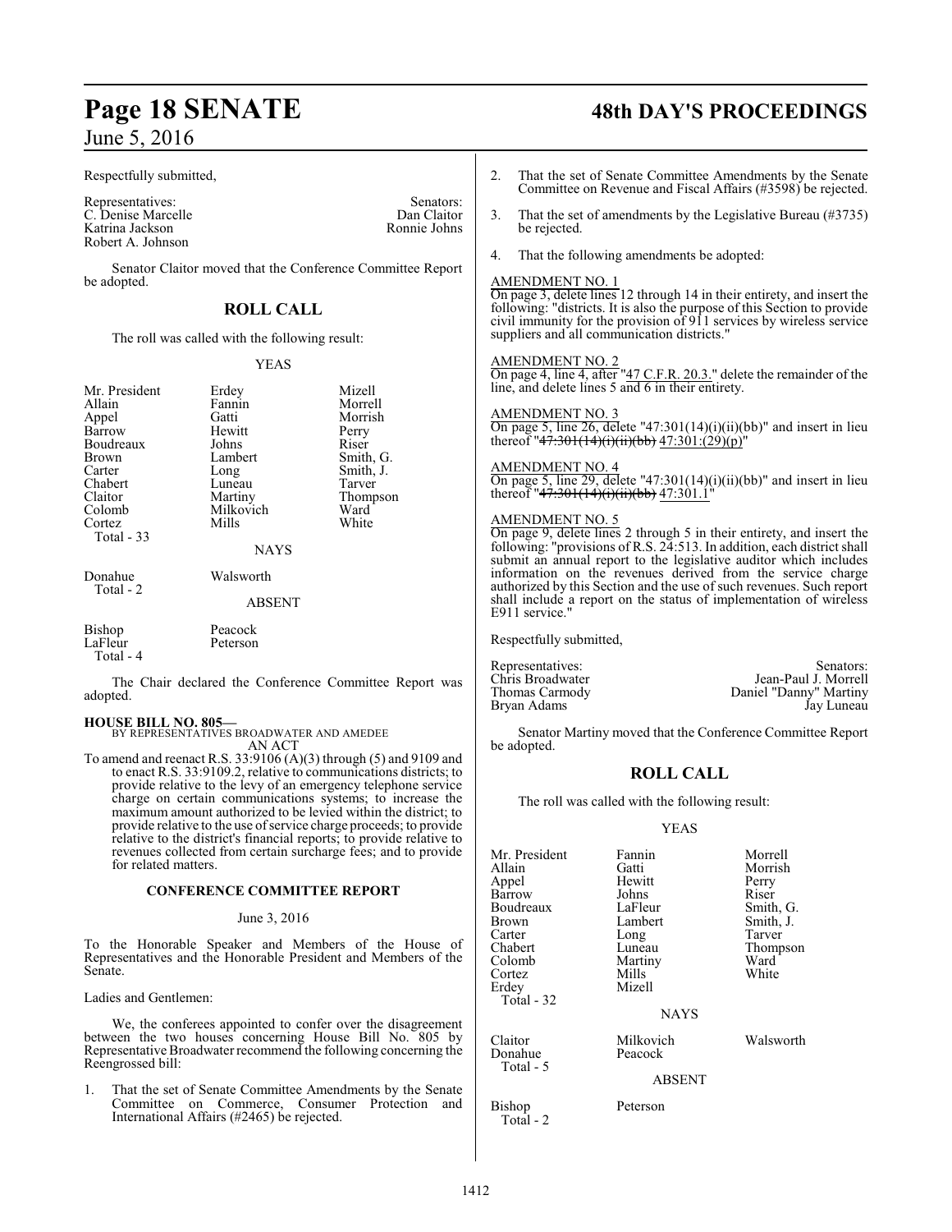Respectfully submitted,

| Representatives: | Senators: |
|---|---|
| C. Denise Marcelle | Dan Claitor |
| Katrina Jackson | Ronnie Johns |
| Robert A. Johnson | |

Senator Claitor moved that the Conference Committee Report be adopted.

## ROLL CALL

The roll was called with the following result:

YEAS

| | | |
|---|---|---|
| Mr. President | Erdey | Mizell |
| Allain | Fannin | Morrell |
| Appel | Gatti | Morrish |
| Barrow | Hewitt | Perry |
| Boudreaux | Johns | Riser |
| Brown | Lambert | Smith, G. |
| Carter | Long | Smith, J. |
| Chabert | Luneau | Tarver |
| Claitor | Martiny | Thompson |
| Colomb | Milkovich | Ward |
| Cortez | Mills | White |

Total - 33

NAYS

Donahue Walsworth
Total - 2

ABSENT

Bishop Peacock
LaFleur Peterson
Total - 4

The Chair declared the Conference Committee Report was adopted.

**HOUSE BILL NO. 805—**
BY REPRESENTATIVES BROADWATER AND AMEDEE
AN ACT

To amend and reenact R.S. 33:9106 (A)(3) through (5) and 9109 and to enact R.S. 33:9109.2, relative to communications districts; to provide relative to the levy of an emergency telephone service charge on certain communications systems; to increase the maximum amount authorized to be levied within the district; to provide relative to the use of service charge proceeds; to provide relative to the district's financial reports; to provide relative to revenues collected from certain surcharge fees; and to provide for related matters.

### CONFERENCE COMMITTEE REPORT

June 3, 2016

To the Honorable Speaker and Members of the House of Representatives and the Honorable President and Members of the Senate.

Ladies and Gentlemen:

We, the conferees appointed to confer over the disagreement between the two houses concerning House Bill No. 805 by Representative Broadwater recommend the following concerning the Reengrossed bill:

1. That the set of Senate Committee Amendments by the Senate Committee on Commerce, Consumer Protection and International Affairs (#2465) be rejected.

2. That the set of Senate Committee Amendments by the Senate Committee on Revenue and Fiscal Affairs (#3598) be rejected.

3. That the set of amendments by the Legislative Bureau (#3735) be rejected.

4. That the following amendments be adopted:

AMENDMENT NO. 1
On page 3, delete lines 12 through 14 in their entirety, and insert the following: "districts. It is also the purpose of this Section to provide civil immunity for the provision of 911 services by wireless service suppliers and all communication districts."

AMENDMENT NO. 2
On page 4, line 4, after "47 C.F.R. 20.3." delete the remainder of the line, and delete lines 5 and 6 in their entirety.

AMENDMENT NO. 3
On page 5, line 26, delete "47:301(14)(i)(ii)(bb)" and insert in lieu thereof "~~47:301(14)(i)(ii)(bb)~~ 47:301:(29)(p)"

AMENDMENT NO. 4
On page 5, line 29, delete "47:301(14)(i)(ii)(bb)" and insert in lieu thereof "~~47:301(14)(i)(ii)(bb)~~ 47:301.1"

AMENDMENT NO. 5
On page 9, delete lines 2 through 5 in their entirety, and insert the following: "provisions of R.S. 24:513. In addition, each district shall submit an annual report to the legislative auditor which includes information on the revenues derived from the service charge authorized by this Section and the use of such revenues. Such report shall include a report on the status of implementation of wireless E911 service."

Respectfully submitted,

| Representatives: | Senators: |
|---|---|
| Chris Broadwater | Jean-Paul J. Morrell |
| Thomas Carmody | Daniel "Danny" Martiny |
| Bryan Adams | Jay Luneau |

Senator Martiny moved that the Conference Committee Report be adopted.

## ROLL CALL

The roll was called with the following result:

YEAS

| | | |
|---|---|---|
| Mr. President | Fannin | Morrell |
| Allain | Gatti | Morrish |
| Appel | Hewitt | Perry |
| Barrow | Johns | Riser |
| Boudreaux | LaFleur | Smith, G. |
| Brown | Lambert | Smith, J. |
| Carter | Long | Tarver |
| Chabert | Luneau | Thompson |
| Colomb | Martiny | Ward |
| Cortez | Mills | White |
| Erdey | Mizell | |

Total - 32

NAYS

Claitor Milkovich Walsworth
Donahue Peacock
Total - 5

ABSENT

Bishop Peterson
Total - 2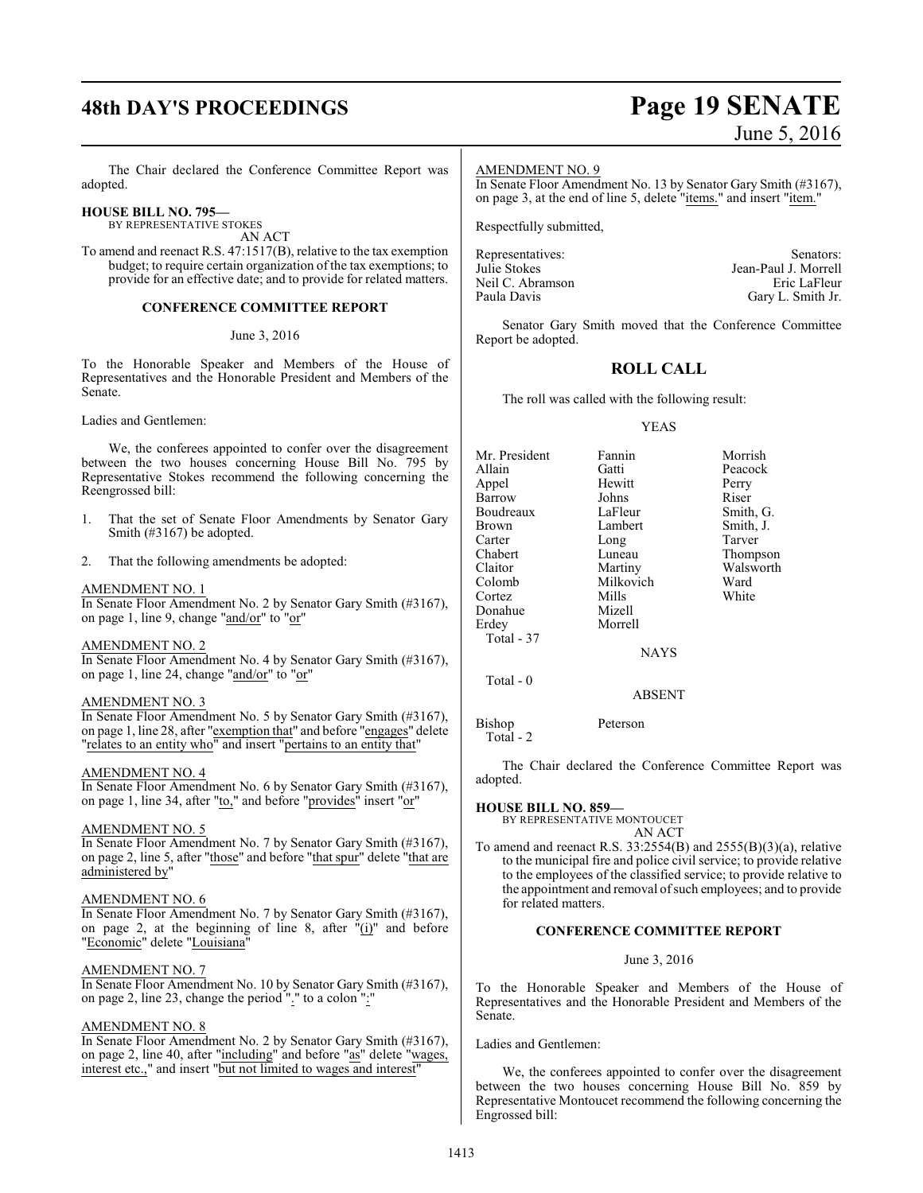The Chair declared the Conference Committee Report was adopted.

**HOUSE BILL NO. 795—**
BY REPRESENTATIVE STOKES

AN ACT

To amend and reenact R.S. 47:1517(B), relative to the tax exemption budget; to require certain organization of the tax exemptions; to provide for an effective date; and to provide for related matters.

**CONFERENCE COMMITTEE REPORT**

June 3, 2016

To the Honorable Speaker and Members of the House of Representatives and the Honorable President and Members of the Senate.

Ladies and Gentlemen:

We, the conferees appointed to confer over the disagreement between the two houses concerning House Bill No. 795 by Representative Stokes recommend the following concerning the Reengrossed bill:

1. That the set of Senate Floor Amendments by Senator Gary Smith (#3167) be adopted.

2. That the following amendments be adopted:

AMENDMENT NO. 1
In Senate Floor Amendment No. 2 by Senator Gary Smith (#3167), on page 1, line 9, change "and/or" to "or"

AMENDMENT NO. 2
In Senate Floor Amendment No. 4 by Senator Gary Smith (#3167), on page 1, line 24, change "and/or" to "or"

AMENDMENT NO. 3
In Senate Floor Amendment No. 5 by Senator Gary Smith (#3167), on page 1, line 28, after "exemption that" and before "engages" delete "relates to an entity who" and insert "pertains to an entity that"

AMENDMENT NO. 4
In Senate Floor Amendment No. 6 by Senator Gary Smith (#3167), on page 1, line 34, after "to," and before "provides" insert "or"

AMENDMENT NO. 5
In Senate Floor Amendment No. 7 by Senator Gary Smith (#3167), on page 2, line 5, after "those" and before "that spur" delete "that are administered by"

AMENDMENT NO. 6
In Senate Floor Amendment No. 7 by Senator Gary Smith (#3167), on page 2, at the beginning of line 8, after "(i)" and before "Economic" delete "Louisiana"

AMENDMENT NO. 7
In Senate Floor Amendment No. 10 by Senator Gary Smith (#3167), on page 2, line 23, change the period "." to a colon ":"

AMENDMENT NO. 8
In Senate Floor Amendment No. 2 by Senator Gary Smith (#3167), on page 2, line 40, after "including" and before "as" delete "wages, interest etc.," and insert "but not limited to wages and interest"

AMENDMENT NO. 9
In Senate Floor Amendment No. 13 by Senator Gary Smith (#3167), on page 3, at the end of line 5, delete "items." and insert "item."

Respectfully submitted,

| Representatives: | Senators: |
|---|---|
| Julie Stokes | Jean-Paul J. Morrell |
| Neil C. Abramson | Eric LaFleur |
| Paula Davis | Gary L. Smith Jr. |

Senator Gary Smith moved that the Conference Committee Report be adopted.

## ROLL CALL

The roll was called with the following result:

YEAS

| | | |
|---|---|---|
| Mr. President | Fannin | Morrish |
| Allain | Gatti | Peacock |
| Appel | Hewitt | Perry |
| Barrow | Johns | Riser |
| Boudreaux | LaFleur | Smith, G. |
| Brown | Lambert | Smith, J. |
| Carter | Long | Tarver |
| Chabert | Luneau | Thompson |
| Claitor | Martiny | Walsworth |
| Colomb | Milkovich | Ward |
| Cortez | Mills | White |
| Donahue | Mizell | |
| Erdey | Morrell | |

Total - 37

NAYS

Total - 0

ABSENT

| | |
|---|---|
| Bishop | Peterson |

Total - 2

The Chair declared the Conference Committee Report was adopted.

**HOUSE BILL NO. 859—**
BY REPRESENTATIVE MONTOUCET

AN ACT

To amend and reenact R.S. 33:2554(B) and 2555(B)(3)(a), relative to the municipal fire and police civil service; to provide relative to the employees of the classified service; to provide relative to the appointment and removal of such employees; and to provide for related matters.

**CONFERENCE COMMITTEE REPORT**

June 3, 2016

To the Honorable Speaker and Members of the House of Representatives and the Honorable President and Members of the Senate.

Ladies and Gentlemen:

We, the conferees appointed to confer over the disagreement between the two houses concerning House Bill No. 859 by Representative Montoucet recommend the following concerning the Engrossed bill: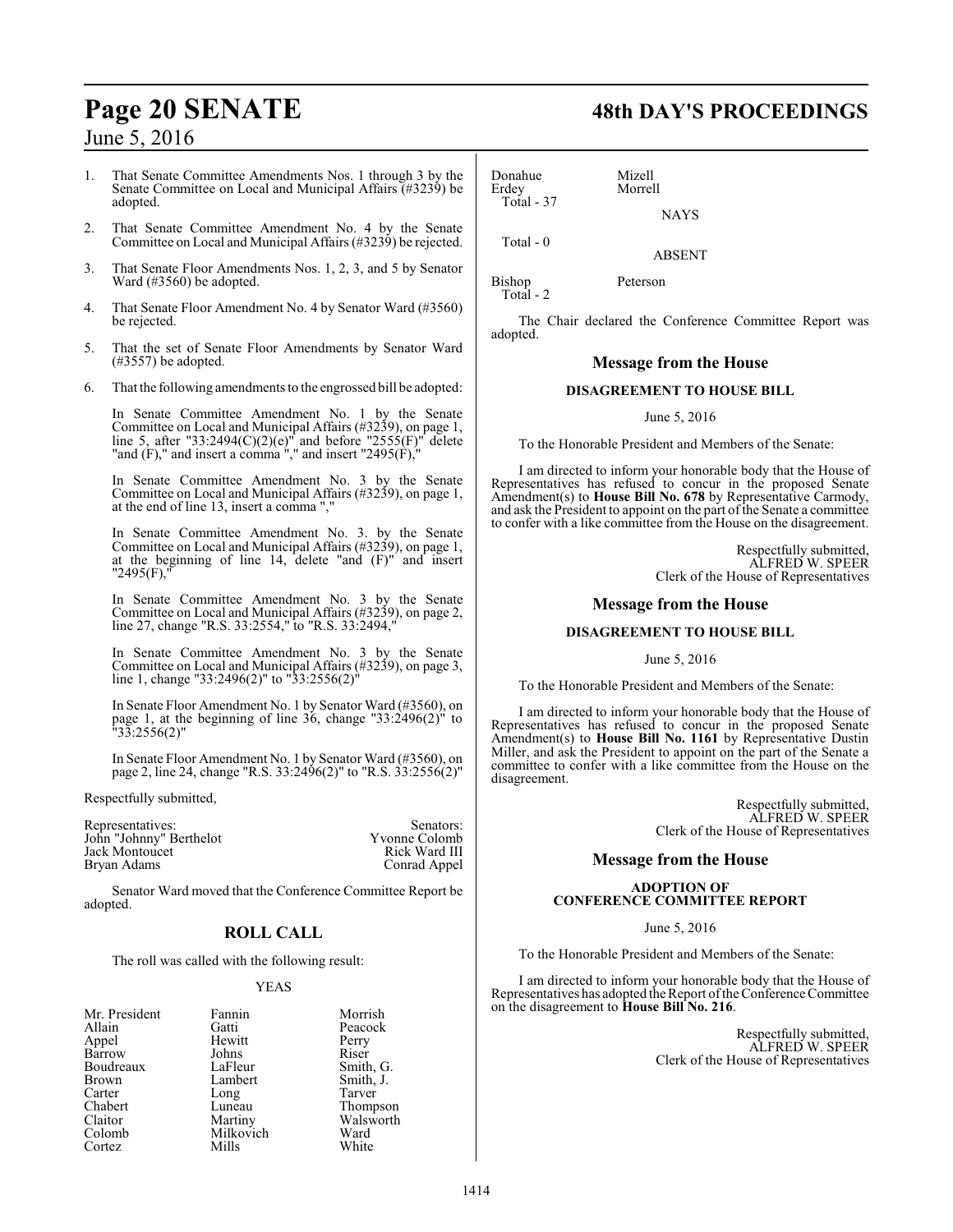1. That Senate Committee Amendments Nos. 1 through 3 by the Senate Committee on Local and Municipal Affairs (#3239) be adopted.

2. That Senate Committee Amendment No. 4 by the Senate Committee on Local and Municipal Affairs (#3239) be rejected.

3. That Senate Floor Amendments Nos. 1, 2, 3, and 5 by Senator Ward (#3560) be adopted.

4. That Senate Floor Amendment No. 4 by Senator Ward (#3560) be rejected.

5. That the set of Senate Floor Amendments by Senator Ward (#3557) be adopted.

6. That the following amendments to the engrossed bill be adopted:

   In Senate Committee Amendment No. 1 by the Senate Committee on Local and Municipal Affairs (#3239), on page 1, line 5, after "33:2494(C)(2)(e)" and before "2555(F)" delete "and (F)," and insert a comma "," and insert "2495(F),"

   In Senate Committee Amendment No. 3 by the Senate Committee on Local and Municipal Affairs (#3239), on page 1, at the end of line 13, insert a comma ","

   In Senate Committee Amendment No. 3. by the Senate Committee on Local and Municipal Affairs (#3239), on page 1, at the beginning of line 14, delete "and (F)" and insert "2495(F),"

   In Senate Committee Amendment No. 3 by the Senate Committee on Local and Municipal Affairs (#3239), on page 2, line 27, change "R.S. 33:2554," to "R.S. 33:2494,"

   In Senate Committee Amendment No. 3 by the Senate Committee on Local and Municipal Affairs (#3239), on page 3, line 1, change "33:2496(2)" to "33:2556(2)"

   In Senate Floor Amendment No. 1 by Senator Ward (#3560), on page 1, at the beginning of line 36, change "33:2496(2)" to "33:2556(2)"

   In Senate Floor Amendment No. 1 by Senator Ward (#3560), on page 2, line 24, change "R.S. 33:2496(2)" to "R.S. 33:2556(2)"

Respectfully submitted,

| Representatives: | Senators: |
|---|---|
| John "Johnny" Berthelot | Yvonne Colomb |
| Jack Montoucet | Rick Ward III |
| Bryan Adams | Conrad Appel |

Senator Ward moved that the Conference Committee Report be adopted.

## ROLL CALL

The roll was called with the following result:

YEAS

| | | |
|---|---|---|
| Mr. President | Fannin | Morrish |
| Allain | Gatti | Peacock |
| Appel | Hewitt | Perry |
| Barrow | Johns | Riser |
| Boudreaux | LaFleur | Smith, G. |
| Brown | Lambert | Smith, J. |
| Carter | Long | Tarver |
| Chabert | Luneau | Thompson |
| Claitor | Martiny | Walsworth |
| Colomb | Milkovich | Ward |
| Cortez | Mills | White |
| Donahue | Mizell | |
| Erdey | Morrell | |

Total - 37

NAYS

Total - 0

ABSENT

| | |
|---|---|
| Bishop | Peterson |

Total - 2

The Chair declared the Conference Committee Report was adopted.

## Message from the House

### DISAGREEMENT TO HOUSE BILL

June 5, 2016

To the Honorable President and Members of the Senate:

I am directed to inform your honorable body that the House of Representatives has refused to concur in the proposed Senate Amendment(s) to **House Bill No. 678** by Representative Carmody, and ask the President to appoint on the part of the Senate a committee to confer with a like committee from the House on the disagreement.

Respectfully submitted,
ALFRED W. SPEER
Clerk of the House of Representatives

## Message from the House

### DISAGREEMENT TO HOUSE BILL

June 5, 2016

To the Honorable President and Members of the Senate:

I am directed to inform your honorable body that the House of Representatives has refused to concur in the proposed Senate Amendment(s) to **House Bill No. 1161** by Representative Dustin Miller, and ask the President to appoint on the part of the Senate a committee to confer with a like committee from the House on the disagreement.

Respectfully submitted,
ALFRED W. SPEER
Clerk of the House of Representatives

## Message from the House

### ADOPTION OF CONFERENCE COMMITTEE REPORT

June 5, 2016

To the Honorable President and Members of the Senate:

I am directed to inform your honorable body that the House of Representatives has adopted the Report of the Conference Committee on the disagreement to **House Bill No. 216**.

Respectfully submitted,
ALFRED W. SPEER
Clerk of the House of Representatives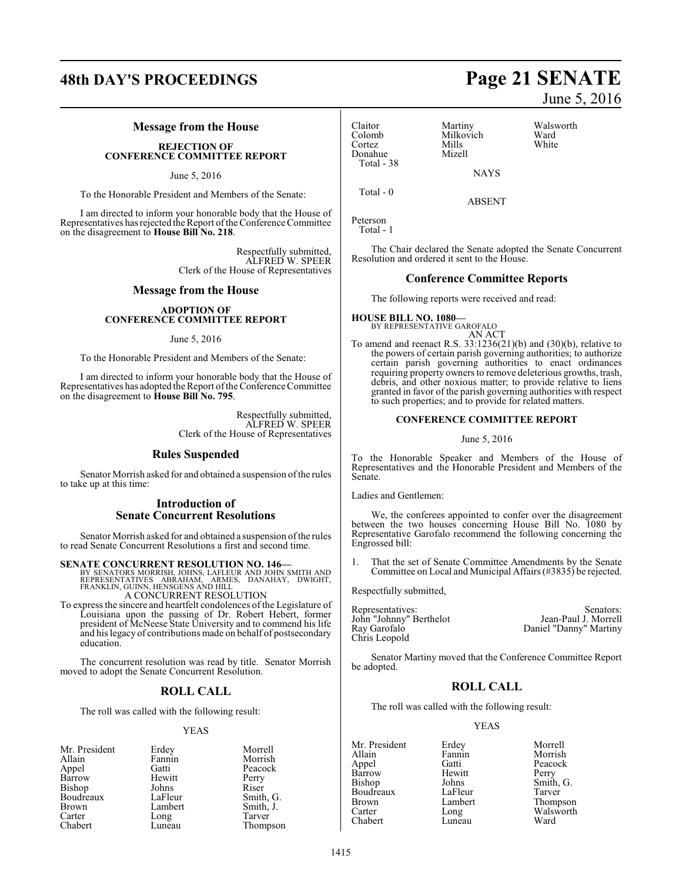## Message from the House

### REJECTION OF CONFERENCE COMMITTEE REPORT

June 5, 2016

To the Honorable President and Members of the Senate:

I am directed to inform your honorable body that the House of Representatives has rejected the Report of the Conference Committee on the disagreement to **House Bill No. 218**.

Respectfully submitted,
ALFRED W. SPEER
Clerk of the House of Representatives

## Message from the House

### ADOPTION OF CONFERENCE COMMITTEE REPORT

June 5, 2016

To the Honorable President and Members of the Senate:

I am directed to inform your honorable body that the House of Representatives has adopted the Report of the Conference Committee on the disagreement to **House Bill No. 795**.

Respectfully submitted,
ALFRED W. SPEER
Clerk of the House of Representatives

## Rules Suspended

Senator Morrish asked for and obtained a suspension of the rules to take up at this time:

## Introduction of Senate Concurrent Resolutions

Senator Morrish asked for and obtained a suspension of the rules to read Senate Concurrent Resolutions a first and second time.

**SENATE CONCURRENT RESOLUTION NO. 146—**
BY SENATORS MORRISH, JOHNS, LAFLEUR AND JOHN SMITH AND REPRESENTATIVES ABRAHAM, ARMES, DANAHAY, DWIGHT, FRANKLIN, GUINN, HENSGENS AND HILL
A CONCURRENT RESOLUTION

To express the sincere and heartfelt condolences of the Legislature of Louisiana upon the passing of Dr. Robert Hebert, former president of McNeese State University and to commend his life and his legacy of contributions made on behalf of postsecondary education.

The concurrent resolution was read by title. Senator Morrish moved to adopt the Senate Concurrent Resolution.

## ROLL CALL

The roll was called with the following result:

YEAS

| | | |
|---|---|---|
| Mr. President | Erdey | Morrell |
| Allain | Fannin | Morrish |
| Appel | Gatti | Peacock |
| Barrow | Hewitt | Perry |
| Bishop | Johns | Riser |
| Boudreaux | LaFleur | Smith, G. |
| Brown | Lambert | Smith, J. |
| Carter | Long | Tarver |
| Chabert | Luneau | Thompson |
| Claitor | Martiny | Walsworth |
| Colomb | Milkovich | Ward |
| Cortez | Mills | White |
| Donahue | Mizell | |

Total - 38

NAYS

Total - 0

ABSENT

Peterson

Total - 1

The Chair declared the Senate adopted the Senate Concurrent Resolution and ordered it sent to the House.

## Conference Committee Reports

The following reports were received and read:

**HOUSE BILL NO. 1080—**
BY REPRESENTATIVE GAROFALO
AN ACT

To amend and reenact R.S. 33:1236(21)(b) and (30)(b), relative to the powers of certain parish governing authorities; to authorize certain parish governing authorities to enact ordinances requiring property owners to remove deleterious growths, trash, debris, and other noxious matter; to provide relative to liens granted in favor of the parish governing authorities with respect to such properties; and to provide for related matters.

### CONFERENCE COMMITTEE REPORT

June 5, 2016

To the Honorable Speaker and Members of the House of Representatives and the Honorable President and Members of the Senate.

Ladies and Gentlemen:

We, the conferees appointed to confer over the disagreement between the two houses concerning House Bill No. 1080 by Representative Garofalo recommend the following concerning the Engrossed bill:

1. That the set of Senate Committee Amendments by the Senate Committee on Local and Municipal Affairs (#3835) be rejected.

Respectfully submitted,

| Representatives: | Senators: |
|---|---|
| John "Johnny" Berthelot | Jean-Paul J. Morrell |
| Ray Garofalo | Daniel "Danny" Martiny |
| Chris Leopold | |

Senator Martiny moved that the Conference Committee Report be adopted.

## ROLL CALL

The roll was called with the following result:

YEAS

| | | |
|---|---|---|
| Mr. President | Erdey | Morrell |
| Allain | Fannin | Morrish |
| Appel | Gatti | Peacock |
| Barrow | Hewitt | Perry |
| Bishop | Johns | Smith, G. |
| Boudreaux | LaFleur | Tarver |
| Brown | Lambert | Thompson |
| Carter | Long | Walsworth |
| Chabert | Luneau | Ward |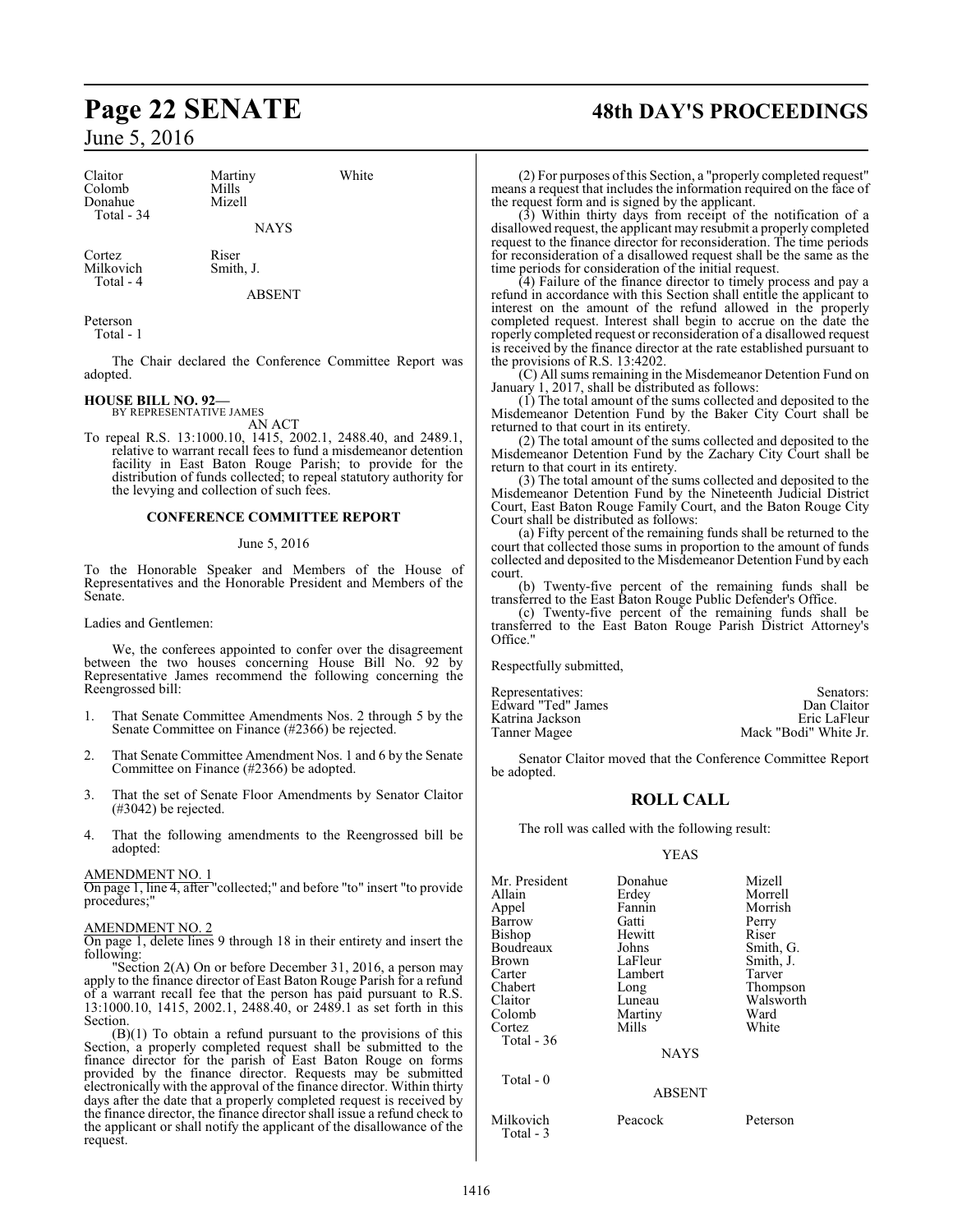| Claitor | Martiny | White |
|---|---|---|
| Colomb | Mills | |
| Donahue | Mizell | |
| Total - 34 | | |

NAYS

| Cortez | Riser |
|---|---|
| Milkovich | Smith, J. |
| Total - 4 | |

ABSENT

Peterson
Total - 1

The Chair declared the Conference Committee Report was adopted.

**HOUSE BILL NO. 92—**
BY REPRESENTATIVE JAMES

AN ACT

To repeal R.S. 13:1000.10, 1415, 2002.1, 2488.40, and 2489.1, relative to warrant recall fees to fund a misdemeanor detention facility in East Baton Rouge Parish; to provide for the distribution of funds collected; to repeal statutory authority for the levying and collection of such fees.

### CONFERENCE COMMITTEE REPORT

June 5, 2016

To the Honorable Speaker and Members of the House of Representatives and the Honorable President and Members of the Senate.

Ladies and Gentlemen:

We, the conferees appointed to confer over the disagreement between the two houses concerning House Bill No. 92 by Representative James recommend the following concerning the Reengrossed bill:

1. That Senate Committee Amendments Nos. 2 through 5 by the Senate Committee on Finance (#2366) be rejected.
2. That Senate Committee Amendment Nos. 1 and 6 by the Senate Committee on Finance (#2366) be adopted.
3. That the set of Senate Floor Amendments by Senator Claitor (#3042) be rejected.
4. That the following amendments to the Reengrossed bill be adopted:

AMENDMENT NO. 1
On page 1, line 4, after "collected;" and before "to" insert "to provide procedures;"

AMENDMENT NO. 2
On page 1, delete lines 9 through 18 in their entirety and insert the following:

"Section 2(A) On or before December 31, 2016, a person may apply to the finance director of East Baton Rouge Parish for a refund of a warrant recall fee that the person has paid pursuant to R.S. 13:1000.10, 1415, 2002.1, 2488.40, or 2489.1 as set forth in this Section.

(B)(1) To obtain a refund pursuant to the provisions of this Section, a properly completed request shall be submitted to the finance director for the parish of East Baton Rouge on forms provided by the finance director. Requests may be submitted electronically with the approval of the finance director. Within thirty days after the date that a properly completed request is received by the finance director, the finance director shall issue a refund check to the applicant or shall notify the applicant of the disallowance of the request.

(2) For purposes of this Section, a "properly completed request" means a request that includes the information required on the face of the request form and is signed by the applicant.

(3) Within thirty days from receipt of the notification of a disallowed request, the applicant may resubmit a properly completed request to the finance director for reconsideration. The time periods for reconsideration of a disallowed request shall be the same as the time periods for consideration of the initial request.

(4) Failure of the finance director to timely process and pay a refund in accordance with this Section shall entitle the applicant to interest on the amount of the refund allowed in the properly completed request. Interest shall begin to accrue on the date the roperly completed request or reconsideration of a disallowed request is received by the finance director at the rate established pursuant to the provisions of R.S. 13:4202.

(C) All sums remaining in the Misdemeanor Detention Fund on January 1, 2017, shall be distributed as follows:

(1) The total amount of the sums collected and deposited to the Misdemeanor Detention Fund by the Baker City Court shall be returned to that court in its entirety.

(2) The total amount of the sums collected and deposited to the Misdemeanor Detention Fund by the Zachary City Court shall be return to that court in its entirety.

(3) The total amount of the sums collected and deposited to the Misdemeanor Detention Fund by the Nineteenth Judicial District Court, East Baton Rouge Family Court, and the Baton Rouge City Court shall be distributed as follows:

(a) Fifty percent of the remaining funds shall be returned to the court that collected those sums in proportion to the amount of funds collected and deposited to the Misdemeanor Detention Fund by each court.

(b) Twenty-five percent of the remaining funds shall be transferred to the East Baton Rouge Public Defender's Office.

(c) Twenty-five percent of the remaining funds shall be transferred to the East Baton Rouge Parish District Attorney's Office."

Respectfully submitted,

| Representatives: | Senators: |
|---|---|
| Edward "Ted" James | Dan Claitor |
| Katrina Jackson | Eric LaFleur |
| Tanner Magee | Mack "Bodi" White Jr. |

Senator Claitor moved that the Conference Committee Report be adopted.

## ROLL CALL

The roll was called with the following result:

YEAS

| Mr. President | Donahue | Mizell |
|---|---|---|
| Allain | Erdey | Morrell |
| Appel | Fannin | Morrish |
| Barrow | Gatti | Perry |
| Bishop | Hewitt | Riser |
| Boudreaux | Johns | Smith, G. |
| Brown | LaFleur | Smith, J. |
| Carter | Lambert | Tarver |
| Chabert | Long | Thompson |
| Claitor | Luneau | Walsworth |
| Colomb | Martiny | Ward |
| Cortez | Mills | White |
| Total - 36 | | |

NAYS

Total - 0

ABSENT

| Milkovich | Peacock | Peterson |
|---|---|---|
| Total - 3 | | |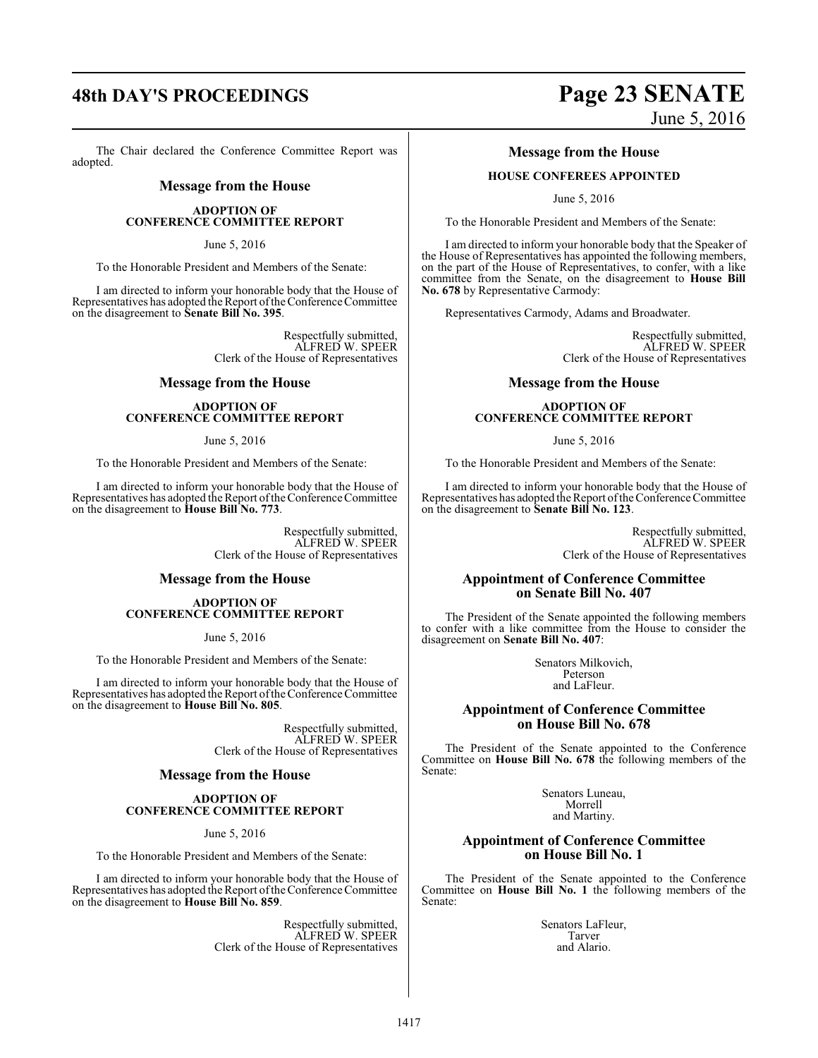The Chair declared the Conference Committee Report was adopted.

## Message from the House

### ADOPTION OF CONFERENCE COMMITTEE REPORT

June 5, 2016

To the Honorable President and Members of the Senate:

I am directed to inform your honorable body that the House of Representatives has adopted the Report of the Conference Committee on the disagreement to **Senate Bill No. 395**.

Respectfully submitted,
ALFRED W. SPEER
Clerk of the House of Representatives

## Message from the House

### ADOPTION OF CONFERENCE COMMITTEE REPORT

June 5, 2016

To the Honorable President and Members of the Senate:

I am directed to inform your honorable body that the House of Representatives has adopted the Report of the Conference Committee on the disagreement to **House Bill No. 773**.

Respectfully submitted,
ALFRED W. SPEER
Clerk of the House of Representatives

## Message from the House

### ADOPTION OF CONFERENCE COMMITTEE REPORT

June 5, 2016

To the Honorable President and Members of the Senate:

I am directed to inform your honorable body that the House of Representatives has adopted the Report of the Conference Committee on the disagreement to **House Bill No. 805**.

Respectfully submitted,
ALFRED W. SPEER
Clerk of the House of Representatives

## Message from the House

### ADOPTION OF CONFERENCE COMMITTEE REPORT

June 5, 2016

To the Honorable President and Members of the Senate:

I am directed to inform your honorable body that the House of Representatives has adopted the Report of the Conference Committee on the disagreement to **House Bill No. 859**.

Respectfully submitted,
ALFRED W. SPEER
Clerk of the House of Representatives

## Message from the House

### HOUSE CONFEREES APPOINTED

June 5, 2016

To the Honorable President and Members of the Senate:

I am directed to inform your honorable body that the Speaker of the House of Representatives has appointed the following members, on the part of the House of Representatives, to confer, with a like committee from the Senate, on the disagreement to **House Bill No. 678** by Representative Carmody:

Representatives Carmody, Adams and Broadwater.

Respectfully submitted,
ALFRED W. SPEER
Clerk of the House of Representatives

## Message from the House

### ADOPTION OF CONFERENCE COMMITTEE REPORT

June 5, 2016

To the Honorable President and Members of the Senate:

I am directed to inform your honorable body that the House of Representatives has adopted the Report of the Conference Committee on the disagreement to **Senate Bill No. 123**.

Respectfully submitted,
ALFRED W. SPEER
Clerk of the House of Representatives

## Appointment of Conference Committee on Senate Bill No. 407

The President of the Senate appointed the following members to confer with a like committee from the House to consider the disagreement on **Senate Bill No. 407**:

Senators Milkovich,
Peterson
and LaFleur.

## Appointment of Conference Committee on House Bill No. 678

The President of the Senate appointed to the Conference Committee on **House Bill No. 678** the following members of the Senate:

Senators Luneau,
Morrell
and Martiny.

## Appointment of Conference Committee on House Bill No. 1

The President of the Senate appointed to the Conference Committee on **House Bill No. 1** the following members of the Senate:

Senators LaFleur,
Tarver
and Alario.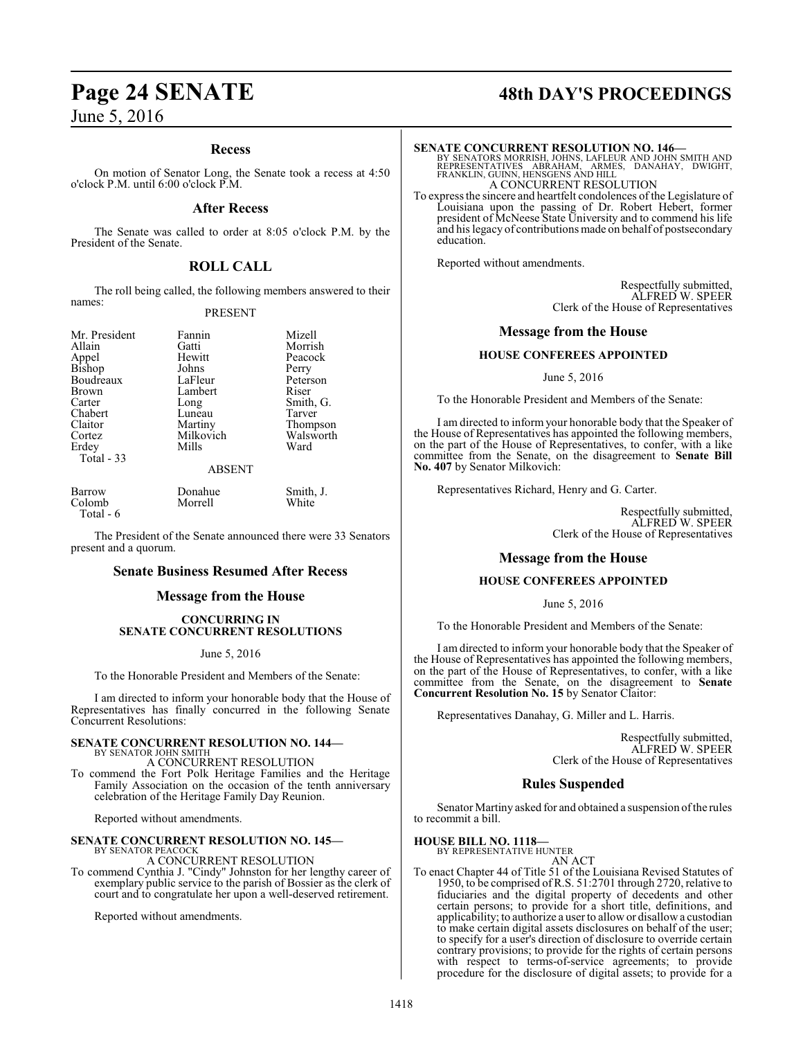### Recess

On motion of Senator Long, the Senate took a recess at 4:50 o'clock P.M. until 6:00 o'clock P.M.

### After Recess

The Senate was called to order at 8:05 o'clock P.M. by the President of the Senate.

## ROLL CALL

The roll being called, the following members answered to their names:

PRESENT

| | | |
|---|---|---|
| Mr. President | Fannin | Mizell |
| Allain | Gatti | Morrish |
| Appel | Hewitt | Peacock |
| Bishop | Johns | Perry |
| Boudreaux | LaFleur | Peterson |
| Brown | Lambert | Riser |
| Carter | Long | Smith, G. |
| Chabert | Luneau | Tarver |
| Claitor | Martiny | Thompson |
| Cortez | Milkovich | Walsworth |
| Erdey | Mills | Ward |

Total - 33

ABSENT

| | | |
|---|---|---|
| Barrow | Donahue | Smith, J. |
| Colomb | Morrell | White |

Total - 6

The President of the Senate announced there were 33 Senators present and a quorum.

### Senate Business Resumed After Recess

### Message from the House

**CONCURRING IN SENATE CONCURRENT RESOLUTIONS**

June 5, 2016

To the Honorable President and Members of the Senate:

I am directed to inform your honorable body that the House of Representatives has finally concurred in the following Senate Concurrent Resolutions:

**SENATE CONCURRENT RESOLUTION NO. 144—**
BY SENATOR JOHN SMITH
A CONCURRENT RESOLUTION
To commend the Fort Polk Heritage Families and the Heritage Family Association on the occasion of the tenth anniversary celebration of the Heritage Family Day Reunion.

Reported without amendments.

**SENATE CONCURRENT RESOLUTION NO. 145—**
BY SENATOR PEACOCK
A CONCURRENT RESOLUTION
To commend Cynthia J. "Cindy" Johnston for her lengthy career of exemplary public service to the parish of Bossier as the clerk of court and to congratulate her upon a well-deserved retirement.

Reported without amendments.

**SENATE CONCURRENT RESOLUTION NO. 146—**
BY SENATORS MORRISH, JOHNS, LAFLEUR AND JOHN SMITH AND REPRESENTATIVES ABRAHAM, ARMES, DANAHAY, DWIGHT, FRANKLIN, GUINN, HENSGENS AND HILL
A CONCURRENT RESOLUTION
To express the sincere and heartfelt condolences of the Legislature of Louisiana upon the passing of Dr. Robert Hebert, former president of McNeese State University and to commend his life and his legacy of contributions made on behalf of postsecondary education.

Reported without amendments.

Respectfully submitted,
ALFRED W. SPEER
Clerk of the House of Representatives

### Message from the House

**HOUSE CONFEREES APPOINTED**

June 5, 2016

To the Honorable President and Members of the Senate:

I am directed to inform your honorable body that the Speaker of the House of Representatives has appointed the following members, on the part of the House of Representatives, to confer, with a like committee from the Senate, on the disagreement to **Senate Bill No. 407** by Senator Milkovich:

Representatives Richard, Henry and G. Carter.

Respectfully submitted,
ALFRED W. SPEER
Clerk of the House of Representatives

### Message from the House

**HOUSE CONFEREES APPOINTED**

June 5, 2016

To the Honorable President and Members of the Senate:

I am directed to inform your honorable body that the Speaker of the House of Representatives has appointed the following members, on the part of the House of Representatives, to confer, with a like committee from the Senate, on the disagreement to **Senate Concurrent Resolution No. 15** by Senator Claitor:

Representatives Danahay, G. Miller and L. Harris.

Respectfully submitted,
ALFRED W. SPEER
Clerk of the House of Representatives

### Rules Suspended

Senator Martiny asked for and obtained a suspension of the rules to recommit a bill.

**HOUSE BILL NO. 1118—**
BY REPRESENTATIVE HUNTER
AN ACT
To enact Chapter 44 of Title 51 of the Louisiana Revised Statutes of 1950, to be comprised of R.S. 51:2701 through 2720, relative to fiduciaries and the digital property of decedents and other certain persons; to provide for a short title, definitions, and applicability; to authorize a user to allow or disallow a custodian to make certain digital assets disclosures on behalf of the user; to specify for a user's direction of disclosure to override certain contrary provisions; to provide for the rights of certain persons with respect to terms-of-service agreements; to provide procedure for the disclosure of digital assets; to provide for a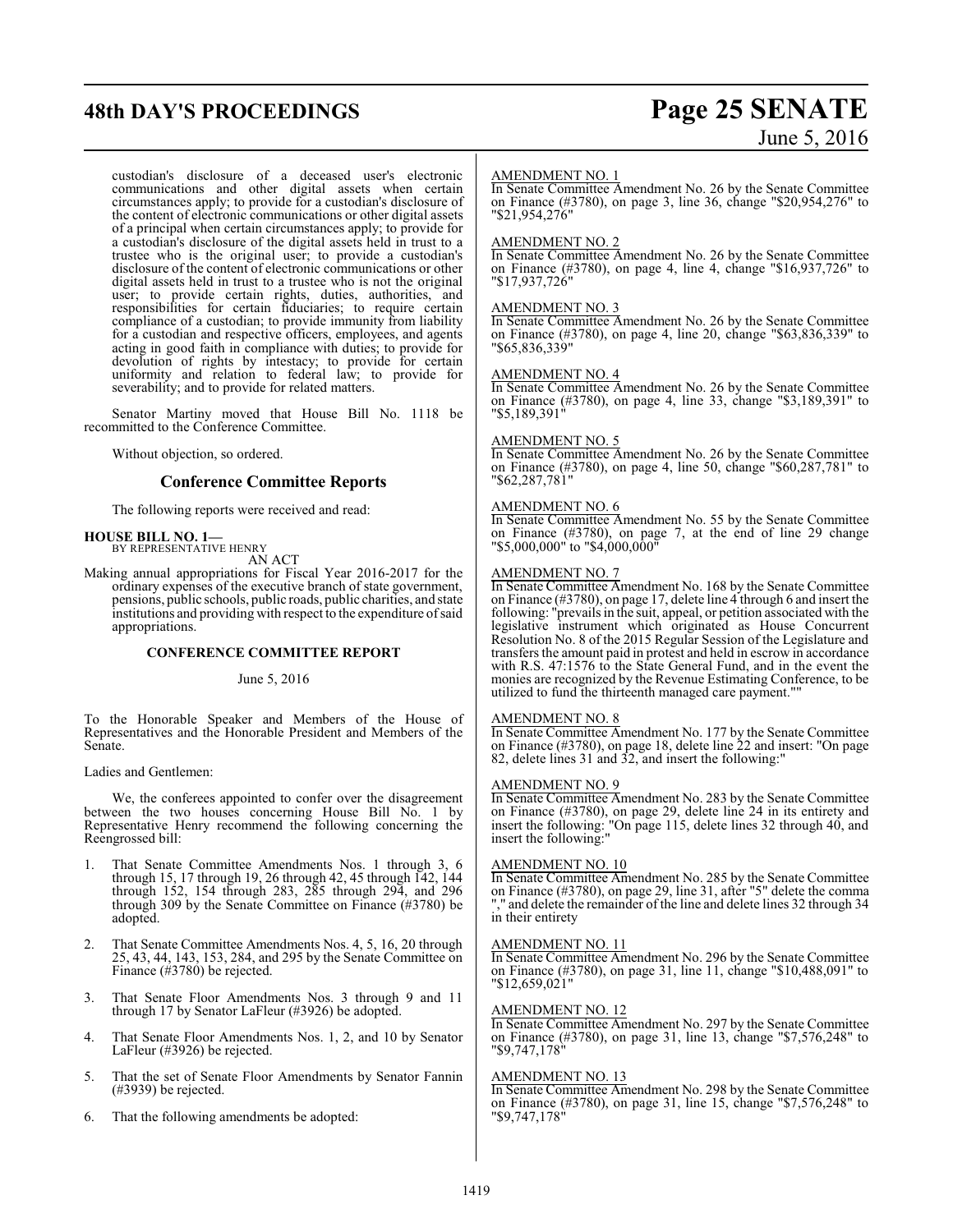custodian's disclosure of a deceased user's electronic communications and other digital assets when certain circumstances apply; to provide for a custodian's disclosure of the content of electronic communications or other digital assets of a principal when certain circumstances apply; to provide for a custodian's disclosure of the digital assets held in trust to a trustee who is the original user; to provide a custodian's disclosure of the content of electronic communications or other digital assets held in trust to a trustee who is not the original user; to provide certain rights, duties, authorities, and responsibilities for certain fiduciaries; to require certain compliance of a custodian; to provide immunity from liability for a custodian and respective officers, employees, and agents acting in good faith in compliance with duties; to provide for devolution of rights by intestacy; to provide for certain uniformity and relation to federal law; to provide for severability; and to provide for related matters.

Senator Martiny moved that House Bill No. 1118 be recommitted to the Conference Committee.

Without objection, so ordered.

## Conference Committee Reports

The following reports were received and read:

**HOUSE BILL NO. 1—**
BY REPRESENTATIVE HENRY

AN ACT

Making annual appropriations for Fiscal Year 2016-2017 for the ordinary expenses of the executive branch of state government, pensions, public schools, public roads, public charities, and state institutions and providing with respect to the expenditure of said appropriations.

**CONFERENCE COMMITTEE REPORT**

June 5, 2016

To the Honorable Speaker and Members of the House of Representatives and the Honorable President and Members of the Senate.

Ladies and Gentlemen:

We, the conferees appointed to confer over the disagreement between the two houses concerning House Bill No. 1 by Representative Henry recommend the following concerning the Reengrossed bill:

1. That Senate Committee Amendments Nos. 1 through 3, 6 through 15, 17 through 19, 26 through 42, 45 through 142, 144 through 152, 154 through 283, 285 through 294, and 296 through 309 by the Senate Committee on Finance (#3780) be adopted.
2. That Senate Committee Amendments Nos. 4, 5, 16, 20 through 25, 43, 44, 143, 153, 284, and 295 by the Senate Committee on Finance (#3780) be rejected.
3. That Senate Floor Amendments Nos. 3 through 9 and 11 through 17 by Senator LaFleur (#3926) be adopted.
4. That Senate Floor Amendments Nos. 1, 2, and 10 by Senator LaFleur (#3926) be rejected.
5. That the set of Senate Floor Amendments by Senator Fannin (#3939) be rejected.
6. That the following amendments be adopted:

AMENDMENT NO. 1
In Senate Committee Amendment No. 26 by the Senate Committee on Finance (#3780), on page 3, line 36, change "$20,954,276" to "$21,954,276"

AMENDMENT NO. 2
In Senate Committee Amendment No. 26 by the Senate Committee on Finance (#3780), on page 4, line 4, change "$16,937,726" to "$17,937,726"

AMENDMENT NO. 3
In Senate Committee Amendment No. 26 by the Senate Committee on Finance (#3780), on page 4, line 20, change "$63,836,339" to "$65,836,339"

AMENDMENT NO. 4
In Senate Committee Amendment No. 26 by the Senate Committee on Finance (#3780), on page 4, line 33, change "$3,189,391" to "$5,189,391"

AMENDMENT NO. 5
In Senate Committee Amendment No. 26 by the Senate Committee on Finance (#3780), on page 4, line 50, change "$60,287,781" to "$62,287,781"

AMENDMENT NO. 6
In Senate Committee Amendment No. 55 by the Senate Committee on Finance (#3780), on page 7, at the end of line 29 change "$5,000,000" to "$4,000,000"

AMENDMENT NO. 7
In Senate Committee Amendment No. 168 by the Senate Committee on Finance (#3780), on page 17, delete line 4 through 6 and insert the following: "prevails in the suit, appeal, or petition associated with the legislative instrument which originated as House Concurrent Resolution No. 8 of the 2015 Regular Session of the Legislature and transfers the amount paid in protest and held in escrow in accordance with R.S. 47:1576 to the State General Fund, and in the event the monies are recognized by the Revenue Estimating Conference, to be utilized to fund the thirteenth managed care payment.""

AMENDMENT NO. 8
In Senate Committee Amendment No. 177 by the Senate Committee on Finance (#3780), on page 18, delete line 22 and insert: "On page 82, delete lines 31 and 32, and insert the following:"

AMENDMENT NO. 9
In Senate Committee Amendment No. 283 by the Senate Committee on Finance (#3780), on page 29, delete line 24 in its entirety and insert the following: "On page 115, delete lines 32 through 40, and insert the following:"

AMENDMENT NO. 10
In Senate Committee Amendment No. 285 by the Senate Committee on Finance (#3780), on page 29, line 31, after "5" delete the comma "," and delete the remainder of the line and delete lines 32 through 34 in their entirety

AMENDMENT NO. 11
In Senate Committee Amendment No. 296 by the Senate Committee on Finance (#3780), on page 31, line 11, change "$10,488,091" to "$12,659,021"

AMENDMENT NO. 12
In Senate Committee Amendment No. 297 by the Senate Committee on Finance (#3780), on page 31, line 13, change "$7,576,248" to "$9,747,178"

AMENDMENT NO. 13
In Senate Committee Amendment No. 298 by the Senate Committee on Finance (#3780), on page 31, line 15, change "$7,576,248" to "$9,747,178"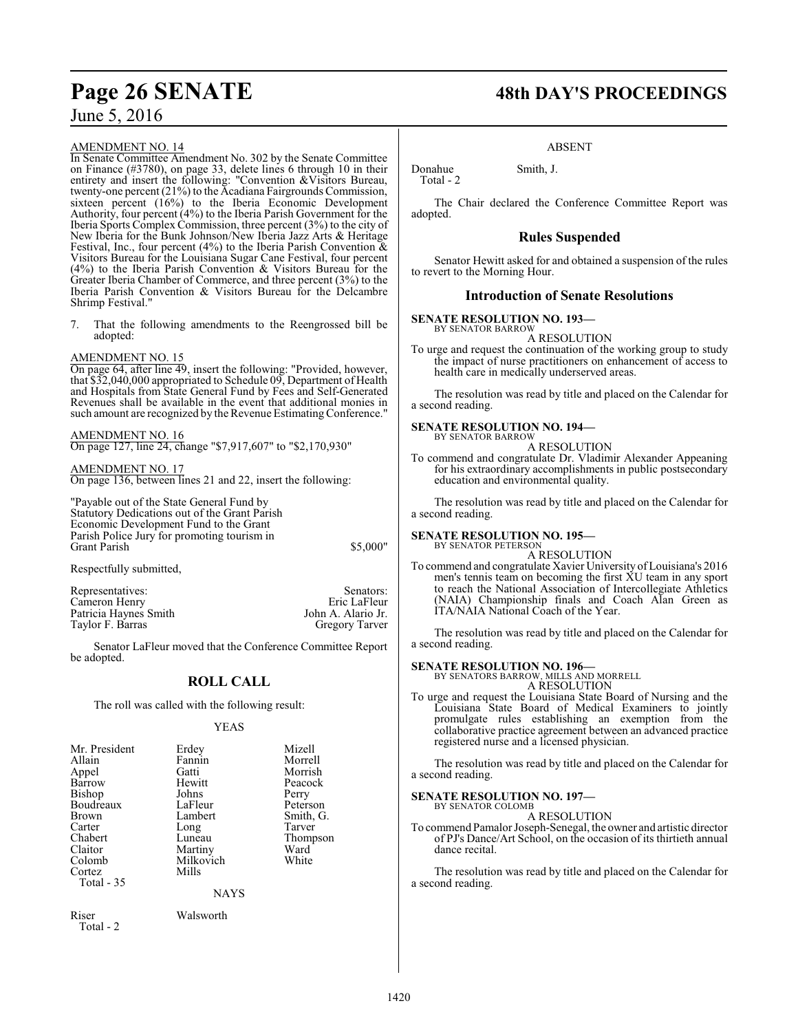AMENDMENT NO. 14

In Senate Committee Amendment No. 302 by the Senate Committee on Finance (#3780), on page 33, delete lines 6 through 10 in their entirety and insert the following: "Convention &Visitors Bureau, twenty-one percent (21%) to the Acadiana Fairgrounds Commission, sixteen percent (16%) to the Iberia Economic Development Authority, four percent (4%) to the Iberia Parish Government for the Iberia Sports Complex Commission, three percent (3%) to the city of New Iberia for the Bunk Johnson/New Iberia Jazz Arts & Heritage Festival, Inc., four percent (4%) to the Iberia Parish Convention & Visitors Bureau for the Louisiana Sugar Cane Festival, four percent (4%) to the Iberia Parish Convention & Visitors Bureau for the Greater Iberia Chamber of Commerce, and three percent (3%) to the Iberia Parish Convention & Visitors Bureau for the Delcambre Shrimp Festival."

7. That the following amendments to the Reengrossed bill be adopted:

AMENDMENT NO. 15

On page 64, after line 49, insert the following: "Provided, however, that $32,040,000 appropriated to Schedule 09, Department of Health and Hospitals from State General Fund by Fees and Self-Generated Revenues shall be available in the event that additional monies in such amount are recognized by the Revenue Estimating Conference."

AMENDMENT NO. 16

On page 127, line 24, change "$7,917,607" to "$2,170,930"

AMENDMENT NO. 17

On page 136, between lines 21 and 22, insert the following:

"Payable out of the State General Fund by Statutory Dedications out of the Grant Parish Economic Development Fund to the Grant Parish Police Jury for promoting tourism in Grant Parish $5,000"

Respectfully submitted,

| Representatives: | Senators: |
|---|---|
| Cameron Henry | Eric LaFleur |
| Patricia Haynes Smith | John A. Alario Jr. |
| Taylor F. Barras | Gregory Tarver |

Senator LaFleur moved that the Conference Committee Report be adopted.

## ROLL CALL

The roll was called with the following result:

YEAS

| | | |
|---|---|---|
| Mr. President | Erdey | Mizell |
| Allain | Fannin | Morrell |
| Appel | Gatti | Morrish |
| Barrow | Hewitt | Peacock |
| Bishop | Johns | Perry |
| Boudreaux | LaFleur | Peterson |
| Brown | Lambert | Smith, G. |
| Carter | Long | Tarver |
| Chabert | Luneau | Thompson |
| Claitor | Martiny | Ward |
| Colomb | Milkovich | White |
| Cortez | Mills | |
| Total - 35 | | |

NAYS

| | |
|---|---|
| Riser | Walsworth |
| Total - 2 | |

ABSENT

| | |
|---|---|
| Donahue | Smith, J. |
| Total - 2 | |

The Chair declared the Conference Committee Report was adopted.

## Rules Suspended

Senator Hewitt asked for and obtained a suspension of the rules to revert to the Morning Hour.

## Introduction of Senate Resolutions

**SENATE RESOLUTION NO. 193—**
BY SENATOR BARROW

A RESOLUTION

To urge and request the continuation of the working group to study the impact of nurse practitioners on enhancement of access to health care in medically underserved areas.

The resolution was read by title and placed on the Calendar for a second reading.

**SENATE RESOLUTION NO. 194—**
BY SENATOR BARROW

A RESOLUTION

To commend and congratulate Dr. Vladimir Alexander Appeaning for his extraordinary accomplishments in public postsecondary education and environmental quality.

The resolution was read by title and placed on the Calendar for a second reading.

**SENATE RESOLUTION NO. 195—**
BY SENATOR PETERSON

A RESOLUTION

To commend and congratulate Xavier University of Louisiana's 2016 men's tennis team on becoming the first XU team in any sport to reach the National Association of Intercollegiate Athletics (NAIA) Championship finals and Coach Alan Green as ITA/NAIA National Coach of the Year.

The resolution was read by title and placed on the Calendar for a second reading.

**SENATE RESOLUTION NO. 196—**
BY SENATORS BARROW, MILLS AND MORRELL

A RESOLUTION

To urge and request the Louisiana State Board of Nursing and the Louisiana State Board of Medical Examiners to jointly promulgate rules establishing an exemption from the collaborative practice agreement between an advanced practice registered nurse and a licensed physician.

The resolution was read by title and placed on the Calendar for a second reading.

**SENATE RESOLUTION NO. 197—**
BY SENATOR COLOMB

A RESOLUTION

To commend Pamalor Joseph-Senegal, the owner and artistic director of PJ's Dance/Art School, on the occasion of its thirtieth annual dance recital.

The resolution was read by title and placed on the Calendar for a second reading.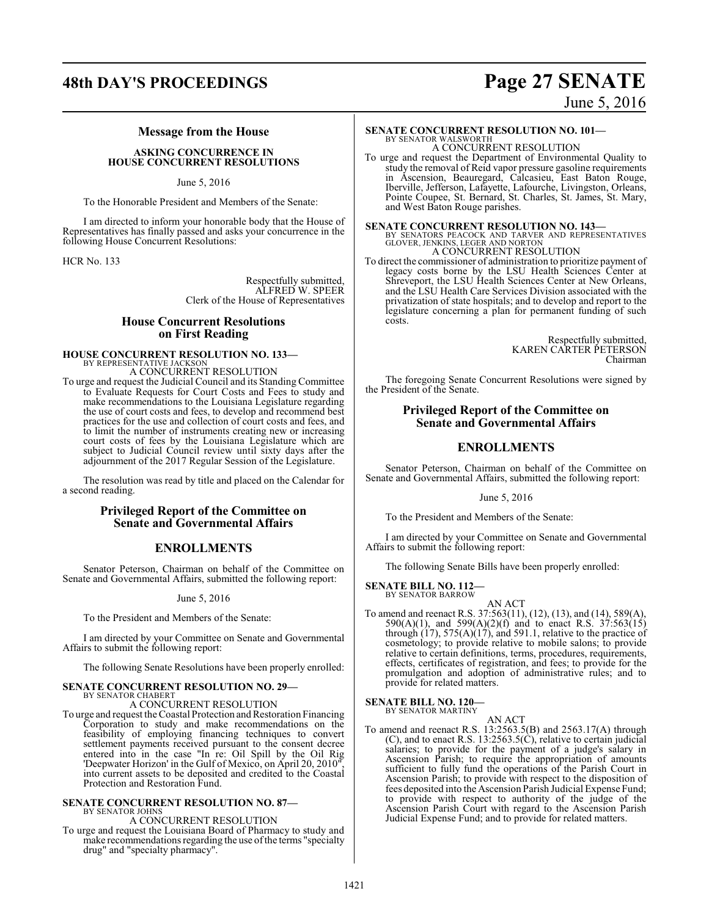## Message from the House

### ASKING CONCURRENCE IN HOUSE CONCURRENT RESOLUTIONS

June 5, 2016

To the Honorable President and Members of the Senate:

I am directed to inform your honorable body that the House of Representatives has finally passed and asks your concurrence in the following House Concurrent Resolutions:

HCR No. 133

Respectfully submitted,
ALFRED W. SPEER
Clerk of the House of Representatives

## House Concurrent Resolutions on First Reading

**HOUSE CONCURRENT RESOLUTION NO. 133—**
BY REPRESENTATIVE JACKSON
A CONCURRENT RESOLUTION

To urge and request the Judicial Council and its Standing Committee to Evaluate Requests for Court Costs and Fees to study and make recommendations to the Louisiana Legislature regarding the use of court costs and fees, to develop and recommend best practices for the use and collection of court costs and fees, and to limit the number of instruments creating new or increasing court costs of fees by the Louisiana Legislature which are subject to Judicial Council review until sixty days after the adjournment of the 2017 Regular Session of the Legislature.

The resolution was read by title and placed on the Calendar for a second reading.

## Privileged Report of the Committee on Senate and Governmental Affairs

## ENROLLMENTS

Senator Peterson, Chairman on behalf of the Committee on Senate and Governmental Affairs, submitted the following report:

June 5, 2016

To the President and Members of the Senate:

I am directed by your Committee on Senate and Governmental Affairs to submit the following report:

The following Senate Resolutions have been properly enrolled:

**SENATE CONCURRENT RESOLUTION NO. 29—**
BY SENATOR CHABERT
A CONCURRENT RESOLUTION

To urge and request the Coastal Protection and Restoration Financing Corporation to study and make recommendations on the feasibility of employing financing techniques to convert settlement payments received pursuant to the consent decree entered into in the case "In re: Oil Spill by the Oil Rig 'Deepwater Horizon' in the Gulf of Mexico, on April 20, 2010", into current assets to be deposited and credited to the Coastal Protection and Restoration Fund.

**SENATE CONCURRENT RESOLUTION NO. 87—**
BY SENATOR JOHNS
A CONCURRENT RESOLUTION

To urge and request the Louisiana Board of Pharmacy to study and make recommendations regarding the use of the terms "specialty drug" and "specialty pharmacy".

**SENATE CONCURRENT RESOLUTION NO. 101—**
BY SENATOR WALSWORTH
A CONCURRENT RESOLUTION

To urge and request the Department of Environmental Quality to study the removal of Reid vapor pressure gasoline requirements in Ascension, Beauregard, Calcasieu, East Baton Rouge, Iberville, Jefferson, Lafayette, Lafourche, Livingston, Orleans, Pointe Coupee, St. Bernard, St. Charles, St. James, St. Mary, and West Baton Rouge parishes.

**SENATE CONCURRENT RESOLUTION NO. 143—**
BY SENATORS PEACOCK AND TARVER AND REPRESENTATIVES GLOVER, JENKINS, LEGER AND NORTON
A CONCURRENT RESOLUTION

To direct the commissioner of administration to prioritize payment of legacy costs borne by the LSU Health Sciences Center at Shreveport, the LSU Health Sciences Center at New Orleans, and the LSU Health Care Services Division associated with the privatization of state hospitals; and to develop and report to the legislature concerning a plan for permanent funding of such costs.

Respectfully submitted,
KAREN CARTER PETERSON
Chairman

The foregoing Senate Concurrent Resolutions were signed by the President of the Senate.

## Privileged Report of the Committee on Senate and Governmental Affairs

## ENROLLMENTS

Senator Peterson, Chairman on behalf of the Committee on Senate and Governmental Affairs, submitted the following report:

June 5, 2016

To the President and Members of the Senate:

I am directed by your Committee on Senate and Governmental Affairs to submit the following report:

The following Senate Bills have been properly enrolled:

**SENATE BILL NO. 112—**
BY SENATOR BARROW
AN ACT

To amend and reenact R.S. 37:563(11), (12), (13), and (14), 589(A), 590(A)(1), and 599(A)(2)(f) and to enact R.S. 37:563(15) through (17), 575(A)(17), and 591.1, relative to the practice of cosmetology; to provide relative to mobile salons; to provide relative to certain definitions, terms, procedures, requirements, effects, certificates of registration, and fees; to provide for the promulgation and adoption of administrative rules; and to provide for related matters.

**SENATE BILL NO. 120—**
BY SENATOR MARTINY
AN ACT

To amend and reenact R.S. 13:2563.5(B) and 2563.17(A) through (C), and to enact R.S. 13:2563.5(C), relative to certain judicial salaries; to provide for the payment of a judge's salary in Ascension Parish; to require the appropriation of amounts sufficient to fully fund the operations of the Parish Court in Ascension Parish; to provide with respect to the disposition of fees deposited into the Ascension Parish Judicial Expense Fund; to provide with respect to authority of the judge of the Ascension Parish Court with regard to the Ascension Parish Judicial Expense Fund; and to provide for related matters.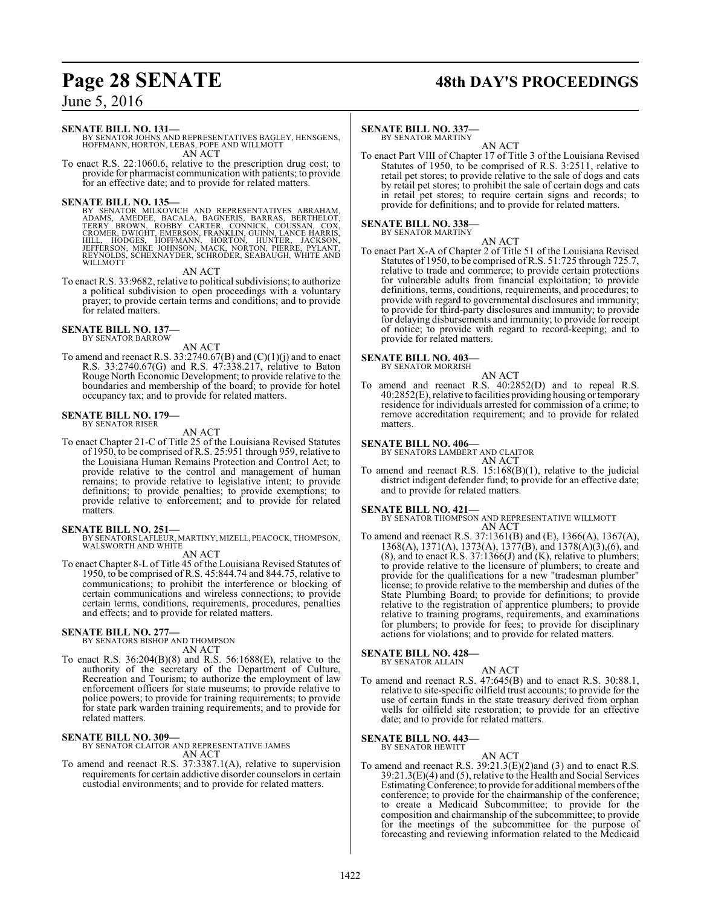**SENATE BILL NO. 131—**
BY SENATOR JOHNS AND REPRESENTATIVES BAGLEY, HENSGENS, HOFFMANN, HORTON, LEBAS, POPE AND WILLMOTT

AN ACT

To enact R.S. 22:1060.6, relative to the prescription drug cost; to provide for pharmacist communication with patients; to provide for an effective date; and to provide for related matters.

**SENATE BILL NO. 135—**
BY SENATOR MILKOVICH AND REPRESENTATIVES ABRAHAM, ADAMS, AMEDEE, BACALA, BAGNERIS, BARRAS, BERTHELOT, TERRY BROWN, ROBBY CARTER, CONNICK, COUSSAN, COX, CROMER, DWIGHT, EMERSON, FRANKLIN, GUINN, LANCE HARRIS, HILL, HODGES, HOFFMANN, HORTON, HUNTER, JACKSON, JEFFERSON, MIKE JOHNSON, MACK, NORTON, PIERRE, PYLANT, REYNOLDS, SCHEXNAYDER, SCHRODER, SEABAUGH, WHITE AND WILLMOTT

AN ACT

To enact R.S. 33:9682, relative to political subdivisions; to authorize a political subdivision to open proceedings with a voluntary prayer; to provide certain terms and conditions; and to provide for related matters.

**SENATE BILL NO. 137—**
BY SENATOR BARROW

AN ACT

To amend and reenact R.S. 33:2740.67(B) and (C)(1)(j) and to enact R.S. 33:2740.67(G) and R.S. 47:338.217, relative to Baton Rouge North Economic Development; to provide relative to the boundaries and membership of the board; to provide for hotel occupancy tax; and to provide for related matters.

**SENATE BILL NO. 179—**
BY SENATOR RISER

AN ACT

To enact Chapter 21-C of Title 25 of the Louisiana Revised Statutes of 1950, to be comprised of R.S. 25:951 through 959, relative to the Louisiana Human Remains Protection and Control Act; to provide relative to the control and management of human remains; to provide relative to legislative intent; to provide definitions; to provide penalties; to provide exemptions; to provide relative to enforcement; and to provide for related matters.

**SENATE BILL NO. 251—**
BY SENATORS LAFLEUR, MARTINY, MIZELL, PEACOCK, THOMPSON, WALSWORTH AND WHITE

AN ACT

To enact Chapter 8-L of Title 45 of the Louisiana Revised Statutes of 1950, to be comprised of R.S. 45:844.74 and 844.75, relative to communications; to prohibit the interference or blocking of certain communications and wireless connections; to provide certain terms, conditions, requirements, procedures, penalties and effects; and to provide for related matters.

**SENATE BILL NO. 277—**
BY SENATORS BISHOP AND THOMPSON

AN ACT

To enact R.S. 36:204(B)(8) and R.S. 56:1688(E), relative to the authority of the secretary of the Department of Culture, Recreation and Tourism; to authorize the employment of law enforcement officers for state museums; to provide relative to police powers; to provide for training requirements; to provide for state park warden training requirements; and to provide for related matters.

**SENATE BILL NO. 309—**
BY SENATOR CLAITOR AND REPRESENTATIVE JAMES

AN ACT

To amend and reenact R.S. 37:3387.1(A), relative to supervision requirements for certain addictive disorder counselors in certain custodial environments; and to provide for related matters.

**SENATE BILL NO. 337—**
BY SENATOR MARTINY

AN ACT

To enact Part VIII of Chapter 17 of Title 3 of the Louisiana Revised Statutes of 1950, to be comprised of R.S. 3:2511, relative to retail pet stores; to provide relative to the sale of dogs and cats by retail pet stores; to prohibit the sale of certain dogs and cats in retail pet stores; to require certain signs and records; to provide for definitions; and to provide for related matters.

**SENATE BILL NO. 338—**
BY SENATOR MARTINY

AN ACT

To enact Part X-A of Chapter 2 of Title 51 of the Louisiana Revised Statutes of 1950, to be comprised of R.S. 51:725 through 725.7, relative to trade and commerce; to provide certain protections for vulnerable adults from financial exploitation; to provide definitions, terms, conditions, requirements, and procedures; to provide with regard to governmental disclosures and immunity; to provide for third-party disclosures and immunity; to provide for delaying disbursements and immunity; to provide for receipt of notice; to provide with regard to record-keeping; and to provide for related matters.

**SENATE BILL NO. 403—**
BY SENATOR MORRISH

AN ACT

To amend and reenact R.S. 40:2852(D) and to repeal R.S. 40:2852(E), relative to facilities providing housing or temporary residence for individuals arrested for commission of a crime; to remove accreditation requirement; and to provide for related matters.

**SENATE BILL NO. 406—**
BY SENATORS LAMBERT AND CLAITOR

AN ACT

To amend and reenact R.S. 15:168(B)(1), relative to the judicial district indigent defender fund; to provide for an effective date; and to provide for related matters.

**SENATE BILL NO. 421—**
BY SENATOR THOMPSON AND REPRESENTATIVE WILLMOTT

AN ACT

To amend and reenact R.S. 37:1361(B) and (E), 1366(A), 1367(A), 1368(A), 1371(A), 1373(A), 1377(B), and 1378(A)(3),(6), and (8), and to enact R.S. 37:1366(J) and (K), relative to plumbers; to provide relative to the licensure of plumbers; to create and provide for the qualifications for a new "tradesman plumber" license; to provide relative to the membership and duties of the State Plumbing Board; to provide for definitions; to provide relative to the registration of apprentice plumbers; to provide relative to training programs, requirements, and examinations for plumbers; to provide for fees; to provide for disciplinary actions for violations; and to provide for related matters.

**SENATE BILL NO. 428—**
BY SENATOR ALLAIN

AN ACT

To amend and reenact R.S. 47:645(B) and to enact R.S. 30:88.1, relative to site-specific oilfield trust accounts; to provide for the use of certain funds in the state treasury derived from orphan wells for oilfield site restoration; to provide for an effective date; and to provide for related matters.

**SENATE BILL NO. 443—**
BY SENATOR HEWITT

AN ACT

To amend and reenact R.S. 39:21.3(E)(2)and (3) and to enact R.S. 39:21.3(E)(4) and (5), relative to the Health and Social Services Estimating Conference; to provide for additional members of the conference; to provide for the chairmanship of the conference; to create a Medicaid Subcommittee; to provide for the composition and chairmanship of the subcommittee; to provide for the meetings of the subcommittee for the purpose of forecasting and reviewing information related to the Medicaid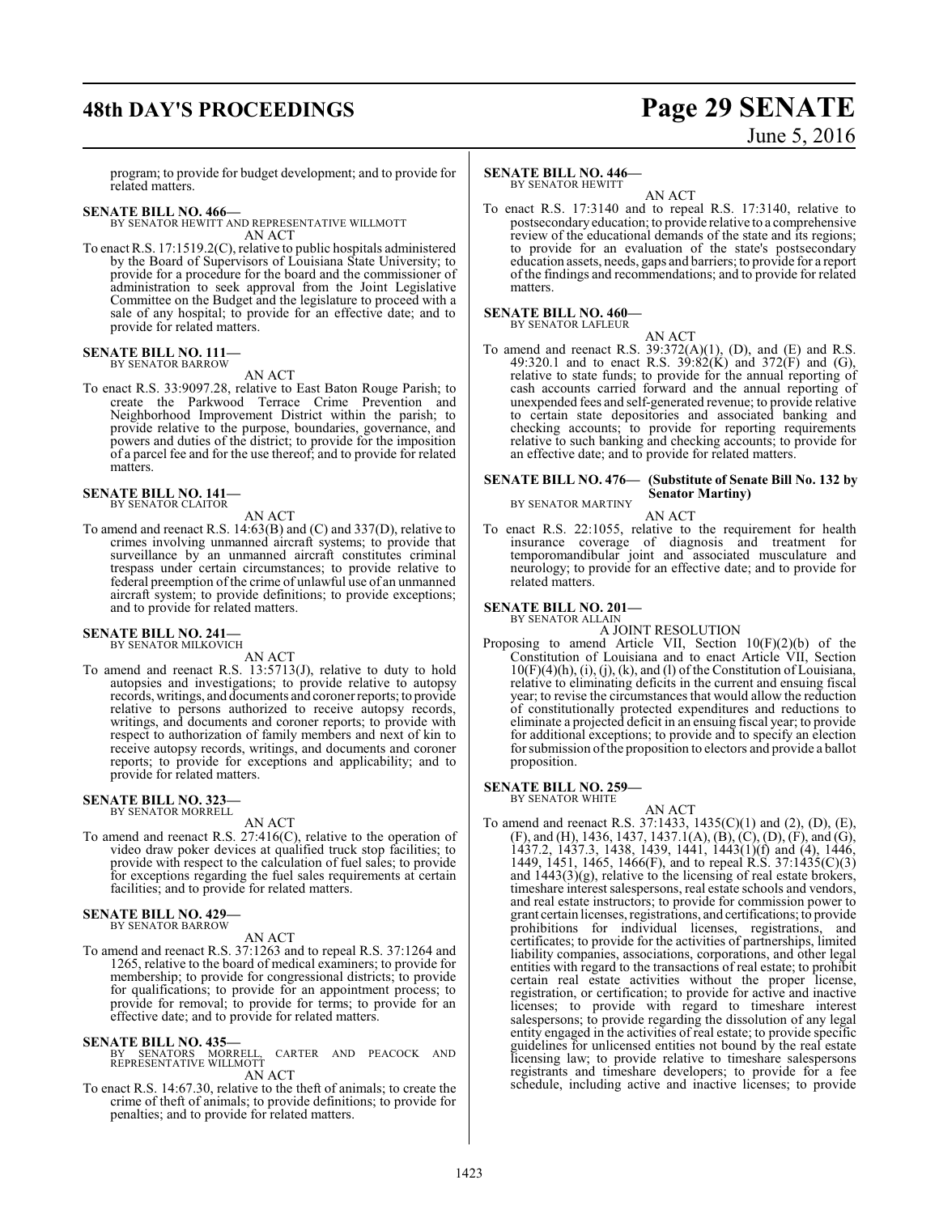program; to provide for budget development; and to provide for related matters.

**SENATE BILL NO. 466—**
BY SENATOR HEWITT AND REPRESENTATIVE WILLMOTT
AN ACT

To enact R.S. 17:1519.2(C), relative to public hospitals administered by the Board of Supervisors of Louisiana State University; to provide for a procedure for the board and the commissioner of administration to seek approval from the Joint Legislative Committee on the Budget and the legislature to proceed with a sale of any hospital; to provide for an effective date; and to provide for related matters.

**SENATE BILL NO. 111—**
BY SENATOR BARROW
AN ACT

To enact R.S. 33:9097.28, relative to East Baton Rouge Parish; to create the Parkwood Terrace Crime Prevention and Neighborhood Improvement District within the parish; to provide relative to the purpose, boundaries, governance, and powers and duties of the district; to provide for the imposition of a parcel fee and for the use thereof; and to provide for related matters.

**SENATE BILL NO. 141—**
BY SENATOR CLAITOR
AN ACT

To amend and reenact R.S. 14:63(B) and (C) and 337(D), relative to crimes involving unmanned aircraft systems; to provide that surveillance by an unmanned aircraft constitutes criminal trespass under certain circumstances; to provide relative to federal preemption of the crime of unlawful use of an unmanned aircraft system; to provide definitions; to provide exceptions; and to provide for related matters.

**SENATE BILL NO. 241—**
BY SENATOR MILKOVICH
AN ACT

To amend and reenact R.S. 13:5713(J), relative to duty to hold autopsies and investigations; to provide relative to autopsy records, writings, and documents and coroner reports; to provide relative to persons authorized to receive autopsy records, writings, and documents and coroner reports; to provide with respect to authorization of family members and next of kin to receive autopsy records, writings, and documents and coroner reports; to provide for exceptions and applicability; and to provide for related matters.

**SENATE BILL NO. 323—**
BY SENATOR MORRELL
AN ACT

To amend and reenact R.S. 27:416(C), relative to the operation of video draw poker devices at qualified truck stop facilities; to provide with respect to the calculation of fuel sales; to provide for exceptions regarding the fuel sales requirements at certain facilities; and to provide for related matters.

**SENATE BILL NO. 429—**
BY SENATOR BARROW
AN ACT

To amend and reenact R.S. 37:1263 and to repeal R.S. 37:1264 and 1265, relative to the board of medical examiners; to provide for membership; to provide for congressional districts; to provide for qualifications; to provide for an appointment process; to provide for removal; to provide for terms; to provide for an effective date; and to provide for related matters.

**SENATE BILL NO. 435—**
BY SENATORS MORRELL, CARTER AND PEACOCK AND REPRESENTATIVE WILLMOTT
AN ACT

To enact R.S. 14:67.30, relative to the theft of animals; to create the crime of theft of animals; to provide definitions; to provide for penalties; and to provide for related matters.

**SENATE BILL NO. 446—**
BY SENATOR HEWITT
AN ACT

To enact R.S. 17:3140 and to repeal R.S. 17:3140, relative to postsecondary education; to provide relative to a comprehensive review of the educational demands of the state and its regions; to provide for an evaluation of the state's postsecondary education assets, needs, gaps and barriers; to provide for a report of the findings and recommendations; and to provide for related matters.

**SENATE BILL NO. 460—**
BY SENATOR LAFLEUR
AN ACT

To amend and reenact R.S. 39:372(A)(1), (D), and (E) and R.S. 49:320.1 and to enact R.S. 39:82(K) and 372(F) and (G), relative to state funds; to provide for the annual reporting of cash accounts carried forward and the annual reporting of unexpended fees and self-generated revenue; to provide relative to certain state depositories and associated banking and checking accounts; to provide for reporting requirements relative to such banking and checking accounts; to provide for an effective date; and to provide for related matters.

**SENATE BILL NO. 476— (Substitute of Senate Bill No. 132 by Senator Martiny)**
BY SENATOR MARTINY
AN ACT

To enact R.S. 22:1055, relative to the requirement for health insurance coverage of diagnosis and treatment for temporomandibular joint and associated musculature and neurology; to provide for an effective date; and to provide for related matters.

**SENATE BILL NO. 201—**
BY SENATOR ALLAIN
A JOINT RESOLUTION

Proposing to amend Article VII, Section 10(F)(2)(b) of the Constitution of Louisiana and to enact Article VII, Section 10(F)(4)(h), (i), (j), (k), and (l) of the Constitution of Louisiana, relative to eliminating deficits in the current and ensuing fiscal year; to revise the circumstances that would allow the reduction of constitutionally protected expenditures and reductions to eliminate a projected deficit in an ensuing fiscal year; to provide for additional exceptions; to provide and to specify an election for submission of the proposition to electors and provide a ballot proposition.

**SENATE BILL NO. 259—**
BY SENATOR WHITE
AN ACT

To amend and reenact R.S. 37:1433, 1435(C)(1) and (2), (D), (E), (F), and (H), 1436, 1437, 1437.1(A), (B), (C), (D), (F), and (G), 1437.2, 1437.3, 1438, 1439, 1441, 1443(1)(f) and (4), 1446, 1449, 1451, 1465, 1466(F), and to repeal R.S. 37:1435(C)(3) and 1443(3)(g), relative to the licensing of real estate brokers, timeshare interest salespersons, real estate schools and vendors, and real estate instructors; to provide for commission power to grant certain licenses, registrations, and certifications; to provide prohibitions for individual licenses, registrations, and certificates; to provide for the activities of partnerships, limited liability companies, associations, corporations, and other legal entities with regard to the transactions of real estate; to prohibit certain real estate activities without the proper license, registration, or certification; to provide for active and inactive licenses; to provide with regard to timeshare interest salespersons; to provide regarding the dissolution of any legal entity engaged in the activities of real estate; to provide specific guidelines for unlicensed entities not bound by the real estate licensing law; to provide relative to timeshare salespersons registrants and timeshare developers; to provide for a fee schedule, including active and inactive licenses; to provide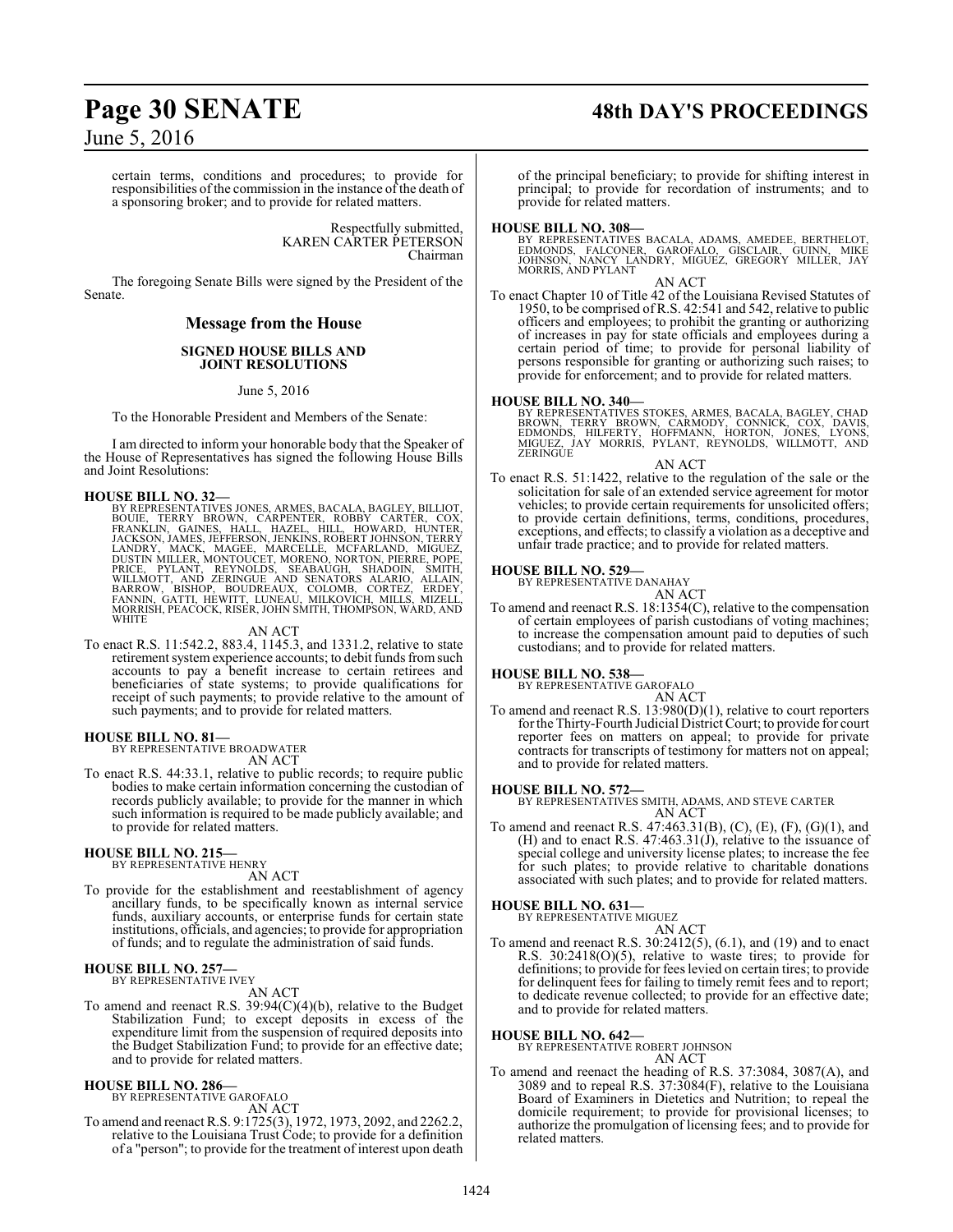certain terms, conditions and procedures; to provide for responsibilities of the commission in the instance of the death of a sponsoring broker; and to provide for related matters.

Respectfully submitted,
KAREN CARTER PETERSON
Chairman

The foregoing Senate Bills were signed by the President of the Senate.

## Message from the House

### SIGNED HOUSE BILLS AND JOINT RESOLUTIONS

June 5, 2016

To the Honorable President and Members of the Senate:

I am directed to inform your honorable body that the Speaker of the House of Representatives has signed the following House Bills and Joint Resolutions:

**HOUSE BILL NO. 32—**
BY REPRESENTATIVES JONES, ARMES, BACALA, BAGLEY, BILLIOT, BOUIE, TERRY BROWN, CARPENTER, ROBBY CARTER, COX, FRANKLIN, GAINES, HALL, HAZEL, HILL, HOWARD, HUNTER, JACKSON, JAMES, JEFFERSON, JENKINS, ROBERT JOHNSON, TERRY LANDRY, MACK, MAGEE, MARCELLE, MCFARLAND, MIGUEZ, DUSTIN MILLER, MONTOUCET, MORENO, NORTON, PIERRE, POPE, PRICE, PYLANT, REYNOLDS, SEABAUGH, SHADOIN, SMITH, WILLMOTT, AND ZERINGUE AND SENATORS ALARIO, ALLAIN, BARROW, BISHOP, BOUDREAUX, COLOMB, CORTEZ, ERDEY, FANNIN, GATTI, HEWITT, LUNEAU, MILKOVICH, MILLS, MIZELL, MORRISH, PEACOCK, RISER, JOHN SMITH, THOMPSON, WARD, AND WHITE

AN ACT

To enact R.S. 11:542.2, 883.4, 1145.3, and 1331.2, relative to state retirement system experience accounts; to debit funds from such accounts to pay a benefit increase to certain retirees and beneficiaries of state systems; to provide qualifications for receipt of such payments; to provide relative to the amount of such payments; and to provide for related matters.

**HOUSE BILL NO. 81—**
BY REPRESENTATIVE BROADWATER

AN ACT

To enact R.S. 44:33.1, relative to public records; to require public bodies to make certain information concerning the custodian of records publicly available; to provide for the manner in which such information is required to be made publicly available; and to provide for related matters.

**HOUSE BILL NO. 215—**
BY REPRESENTATIVE HENRY

AN ACT

To provide for the establishment and reestablishment of agency ancillary funds, to be specifically known as internal service funds, auxiliary accounts, or enterprise funds for certain state institutions, officials, and agencies; to provide for appropriation of funds; and to regulate the administration of said funds.

**HOUSE BILL NO. 257—**
BY REPRESENTATIVE IVEY

AN ACT

To amend and reenact R.S. 39:94(C)(4)(b), relative to the Budget Stabilization Fund; to except deposits in excess of the expenditure limit from the suspension of required deposits into the Budget Stabilization Fund; to provide for an effective date; and to provide for related matters.

**HOUSE BILL NO. 286—**
BY REPRESENTATIVE GAROFALO

AN ACT

To amend and reenact R.S. 9:1725(3), 1972, 1973, 2092, and 2262.2, relative to the Louisiana Trust Code; to provide for a definition of a "person"; to provide for the treatment of interest upon death of the principal beneficiary; to provide for shifting interest in principal; to provide for recordation of instruments; and to provide for related matters.

**HOUSE BILL NO. 308—**
BY REPRESENTATIVES BACALA, ADAMS, AMEDEE, BERTHELOT, EDMONDS, FALCONER, GAROFALO, GISCLAIR, GUINN, MIKE JOHNSON, NANCY LANDRY, MIGUEZ, GREGORY MILLER, JAY MORRIS, AND PYLANT

AN ACT

To enact Chapter 10 of Title 42 of the Louisiana Revised Statutes of 1950, to be comprised of R.S. 42:541 and 542, relative to public officers and employees; to prohibit the granting or authorizing of increases in pay for state officials and employees during a certain period of time; to provide for personal liability of persons responsible for granting or authorizing such raises; to provide for enforcement; and to provide for related matters.

**HOUSE BILL NO. 340—**
BY REPRESENTATIVES STOKES, ARMES, BACALA, BAGLEY, CHAD BROWN, TERRY BROWN, CARMODY, CONNICK, COX, DAVIS, EDMONDS, HILFERTY, HOFFMANN, HORTON, JONES, LYONS, MIGUEZ, JAY MORRIS, PYLANT, REYNOLDS, WILLMOTT, AND ZERINGUE

AN ACT

To enact R.S. 51:1422, relative to the regulation of the sale or the solicitation for sale of an extended service agreement for motor vehicles; to provide certain requirements for unsolicited offers; to provide certain definitions, terms, conditions, procedures, exceptions, and effects; to classify a violation as a deceptive and unfair trade practice; and to provide for related matters.

**HOUSE BILL NO. 529—**
BY REPRESENTATIVE DANAHAY

AN ACT

To amend and reenact R.S. 18:1354(C), relative to the compensation of certain employees of parish custodians of voting machines; to increase the compensation amount paid to deputies of such custodians; and to provide for related matters.

**HOUSE BILL NO. 538—**
BY REPRESENTATIVE GAROFALO

AN ACT

To amend and reenact R.S. 13:980(D)(1), relative to court reporters for the Thirty-Fourth Judicial District Court; to provide for court reporter fees on matters on appeal; to provide for private contracts for transcripts of testimony for matters not on appeal; and to provide for related matters.

**HOUSE BILL NO. 572—**
BY REPRESENTATIVES SMITH, ADAMS, AND STEVE CARTER

AN ACT

To amend and reenact R.S. 47:463.31(B), (C), (E), (F), (G)(1), and (H) and to enact R.S. 47:463.31(J), relative to the issuance of special college and university license plates; to increase the fee for such plates; to provide relative to charitable donations associated with such plates; and to provide for related matters.

**HOUSE BILL NO. 631—**
BY REPRESENTATIVE MIGUEZ

AN ACT

To amend and reenact R.S. 30:2412(5), (6.1), and (19) and to enact R.S. 30:2418(O)(5), relative to waste tires; to provide for definitions; to provide for fees levied on certain tires; to provide for delinquent fees for failing to timely remit fees and to report; to dedicate revenue collected; to provide for an effective date; and to provide for related matters.

**HOUSE BILL NO. 642—**
BY REPRESENTATIVE ROBERT JOHNSON

AN ACT

To amend and reenact the heading of R.S. 37:3084, 3087(A), and 3089 and to repeal R.S. 37:3084(F), relative to the Louisiana Board of Examiners in Dietetics and Nutrition; to repeal the domicile requirement; to provide for provisional licenses; to authorize the promulgation of licensing fees; and to provide for related matters.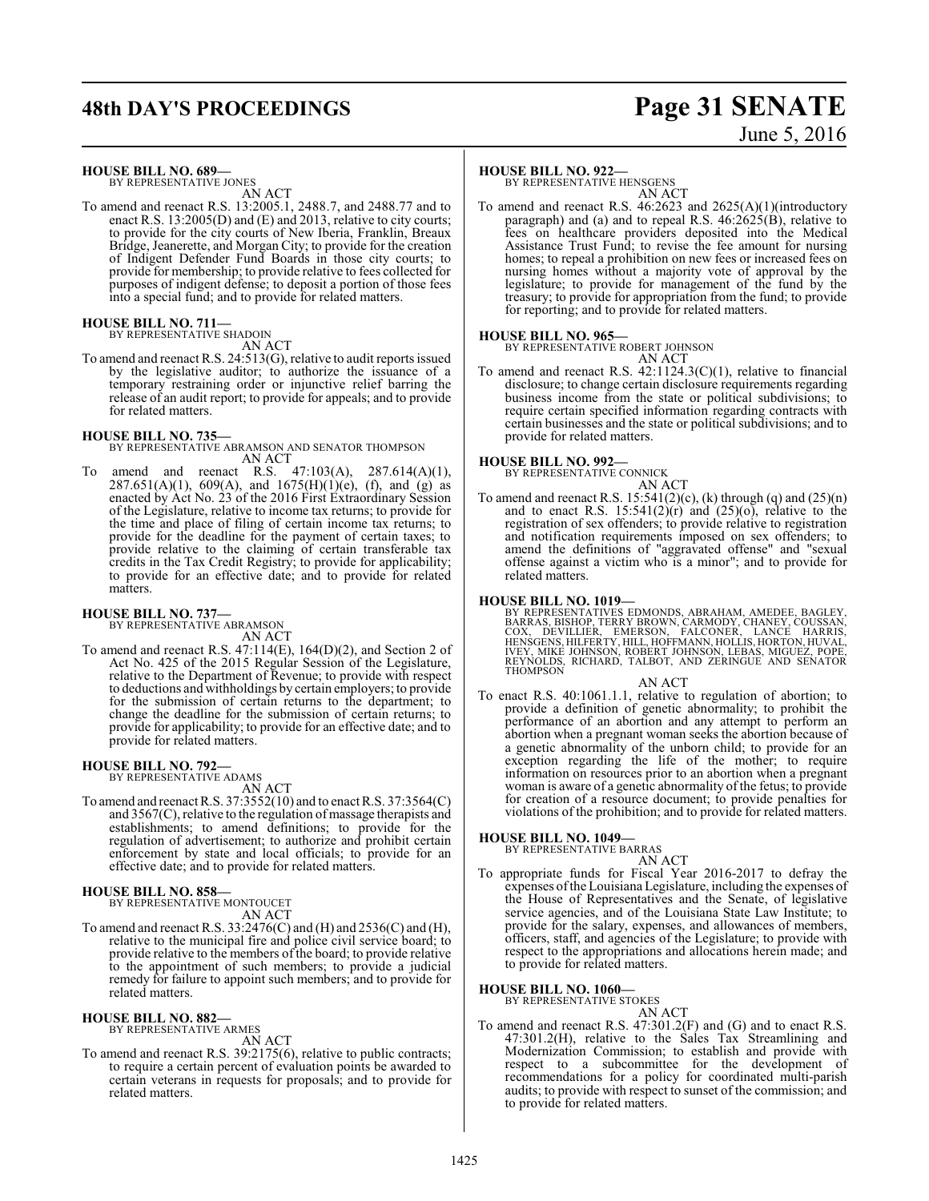**HOUSE BILL NO. 689—**
BY REPRESENTATIVE JONES

AN ACT

To amend and reenact R.S. 13:2005.1, 2488.7, and 2488.77 and to enact R.S. 13:2005(D) and (E) and 2013, relative to city courts; to provide for the city courts of New Iberia, Franklin, Breaux Bridge, Jeanerette, and Morgan City; to provide for the creation of Indigent Defender Fund Boards in those city courts; to provide for membership; to provide relative to fees collected for purposes of indigent defense; to deposit a portion of those fees into a special fund; and to provide for related matters.

**HOUSE BILL NO. 711—**
BY REPRESENTATIVE SHADOIN

AN ACT

To amend and reenact R.S. 24:513(G), relative to audit reports issued by the legislative auditor; to authorize the issuance of a temporary restraining order or injunctive relief barring the release of an audit report; to provide for appeals; and to provide for related matters.

**HOUSE BILL NO. 735—**
BY REPRESENTATIVE ABRAMSON AND SENATOR THOMPSON

AN ACT

To amend and reenact R.S. 47:103(A), 287.614(A)(1), 287.651(A)(1), 609(A), and 1675(H)(1)(e), (f), and (g) as enacted by Act No. 23 of the 2016 First Extraordinary Session of the Legislature, relative to income tax returns; to provide for the time and place of filing of certain income tax returns; to provide for the deadline for the payment of certain taxes; to provide relative to the claiming of certain transferable tax credits in the Tax Credit Registry; to provide for applicability; to provide for an effective date; and to provide for related matters.

**HOUSE BILL NO. 737—**
BY REPRESENTATIVE ABRAMSON

AN ACT

To amend and reenact R.S. 47:114(E), 164(D)(2), and Section 2 of Act No. 425 of the 2015 Regular Session of the Legislature, relative to the Department of Revenue; to provide with respect to deductions and withholdings by certain employers; to provide for the submission of certain returns to the department; to change the deadline for the submission of certain returns; to provide for applicability; to provide for an effective date; and to provide for related matters.

**HOUSE BILL NO. 792—**
BY REPRESENTATIVE ADAMS

AN ACT

To amend and reenact R.S. 37:3552(10) and to enact R.S. 37:3564(C) and 3567(C), relative to the regulation of massage therapists and establishments; to amend definitions; to provide for the regulation of advertisement; to authorize and prohibit certain enforcement by state and local officials; to provide for an effective date; and to provide for related matters.

**HOUSE BILL NO. 858—**
BY REPRESENTATIVE MONTOUCET

AN ACT

To amend and reenact R.S. 33:2476(C) and (H) and 2536(C) and (H), relative to the municipal fire and police civil service board; to provide relative to the members of the board; to provide relative to the appointment of such members; to provide a judicial remedy for failure to appoint such members; and to provide for related matters.

**HOUSE BILL NO. 882—**
BY REPRESENTATIVE ARMES

AN ACT

To amend and reenact R.S. 39:2175(6), relative to public contracts; to require a certain percent of evaluation points be awarded to certain veterans in requests for proposals; and to provide for related matters.

**HOUSE BILL NO. 922—**
BY REPRESENTATIVE HENSGENS

AN ACT

To amend and reenact R.S. 46:2623 and 2625(A)(1)(introductory paragraph) and (a) and to repeal R.S. 46:2625(B), relative to fees on healthcare providers deposited into the Medical Assistance Trust Fund; to revise the fee amount for nursing homes; to repeal a prohibition on new fees or increased fees on nursing homes without a majority vote of approval by the legislature; to provide for management of the fund by the treasury; to provide for appropriation from the fund; to provide for reporting; and to provide for related matters.

**HOUSE BILL NO. 965—**
BY REPRESENTATIVE ROBERT JOHNSON

AN ACT

To amend and reenact R.S. 42:1124.3(C)(1), relative to financial disclosure; to change certain disclosure requirements regarding business income from the state or political subdivisions; to require certain specified information regarding contracts with certain businesses and the state or political subdivisions; and to provide for related matters.

**HOUSE BILL NO. 992—**
BY REPRESENTATIVE CONNICK

AN ACT

To amend and reenact R.S. 15:541(2)(c), (k) through (q) and (25)(n) and to enact R.S. 15:541(2)(r) and (25)(o), relative to the registration of sex offenders; to provide relative to registration and notification requirements imposed on sex offenders; to amend the definitions of "aggravated offense" and "sexual offense against a victim who is a minor"; and to provide for related matters.

**HOUSE BILL NO. 1019—**
BY REPRESENTATIVES EDMONDS, ABRAHAM, AMEDEE, BAGLEY, BARRAS, BISHOP, TERRY BROWN, CARMODY, CHANEY, COUSSAN, COX, DEVILLIER, EMERSON, FALCONER, LANCE HARRIS, HENSGENS, HILFERTY, HILL, HOFFMANN, HOLLIS, HORTON, HUVAL, IVEY, MIKE JOHNSON, ROBERT JOHNSON, LEBAS, MIGUEZ, POPE, REYNOLDS, RICHARD, TALBOT, AND ZERINGUE AND SENATOR THOMPSON

AN ACT

To enact R.S. 40:1061.1.1, relative to regulation of abortion; to provide a definition of genetic abnormality; to prohibit the performance of an abortion and any attempt to perform an abortion when a pregnant woman seeks the abortion because of a genetic abnormality of the unborn child; to provide for an exception regarding the life of the mother; to require information on resources prior to an abortion when a pregnant woman is aware of a genetic abnormality of the fetus; to provide for creation of a resource document; to provide penalties for violations of the prohibition; and to provide for related matters.

**HOUSE BILL NO. 1049—**
BY REPRESENTATIVE BARRAS

AN ACT

To appropriate funds for Fiscal Year 2016-2017 to defray the expenses of the Louisiana Legislature, including the expenses of the House of Representatives and the Senate, of legislative service agencies, and of the Louisiana State Law Institute; to provide for the salary, expenses, and allowances of members, officers, staff, and agencies of the Legislature; to provide with respect to the appropriations and allocations herein made; and to provide for related matters.

**HOUSE BILL NO. 1060—**
BY REPRESENTATIVE STOKES

AN ACT

To amend and reenact R.S. 47:301.2(F) and (G) and to enact R.S. 47:301.2(H), relative to the Sales Tax Streamlining and Modernization Commission; to establish and provide with respect to a subcommittee for the development of recommendations for a policy for coordinated multi-parish audits; to provide with respect to sunset of the commission; and to provide for related matters.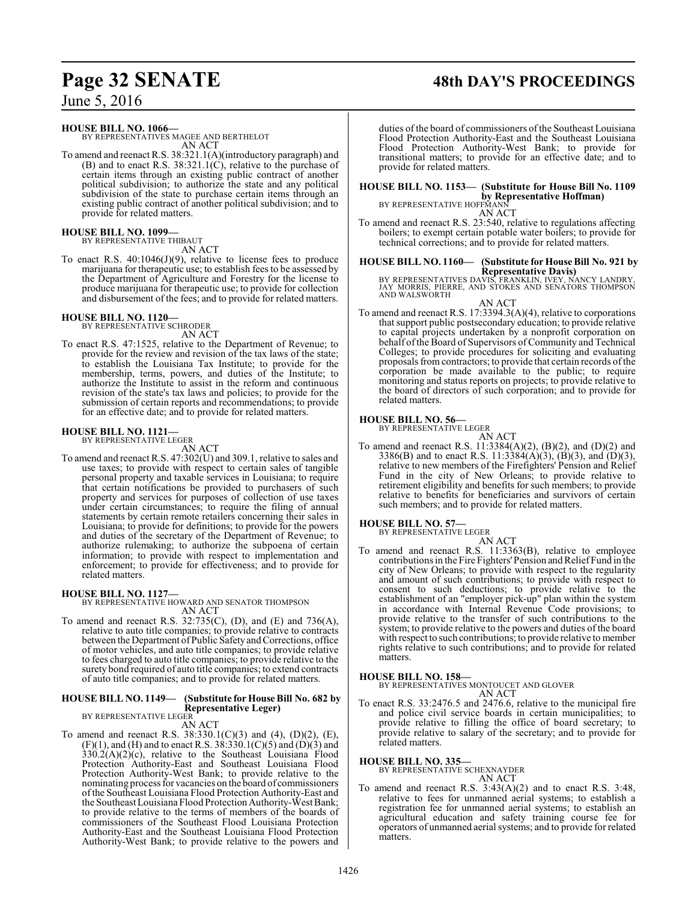**HOUSE BILL NO. 1066—**
BY REPRESENTATIVES MAGEE AND BERTHELOT
AN ACT

To amend and reenact R.S. 38:321.1(A)(introductory paragraph) and (B) and to enact R.S. 38:321.1(C), relative to the purchase of certain items through an existing public contract of another political subdivision; to authorize the state and any political subdivision of the state to purchase certain items through an existing public contract of another political subdivision; and to provide for related matters.

**HOUSE BILL NO. 1099—**
BY REPRESENTATIVE THIBAUT
AN ACT

To enact R.S. 40:1046(J)(9), relative to license fees to produce marijuana for therapeutic use; to establish fees to be assessed by the Department of Agriculture and Forestry for the license to produce marijuana for therapeutic use; to provide for collection and disbursement of the fees; and to provide for related matters.

**HOUSE BILL NO. 1120—**
BY REPRESENTATIVE SCHRODER
AN ACT

To enact R.S. 47:1525, relative to the Department of Revenue; to provide for the review and revision of the tax laws of the state; to establish the Louisiana Tax Institute; to provide for the membership, terms, powers, and duties of the Institute; to authorize the Institute to assist in the reform and continuous revision of the state's tax laws and policies; to provide for the submission of certain reports and recommendations; to provide for an effective date; and to provide for related matters.

**HOUSE BILL NO. 1121—**
BY REPRESENTATIVE LEGER
AN ACT

To amend and reenact R.S. 47:302(U) and 309.1, relative to sales and use taxes; to provide with respect to certain sales of tangible personal property and taxable services in Louisiana; to require that certain notifications be provided to purchasers of such property and services for purposes of collection of use taxes under certain circumstances; to require the filing of annual statements by certain remote retailers concerning their sales in Louisiana; to provide for definitions; to provide for the powers and duties of the secretary of the Department of Revenue; to authorize rulemaking; to authorize the subpoena of certain information; to provide with respect to implementation and enforcement; to provide for effectiveness; and to provide for related matters.

**HOUSE BILL NO. 1127—**
BY REPRESENTATIVE HOWARD AND SENATOR THOMPSON
AN ACT

To amend and reenact R.S. 32:735(C), (D), and (E) and 736(A), relative to auto title companies; to provide relative to contracts between the Department of Public Safety and Corrections, office of motor vehicles, and auto title companies; to provide relative to fees charged to auto title companies; to provide relative to the surety bond required of auto title companies; to extend contracts of auto title companies; and to provide for related matters.

**HOUSE BILL NO. 1149— (Substitute for House Bill No. 682 by Representative Leger)**
BY REPRESENTATIVE LEGER
AN ACT

To amend and reenact R.S. 38:330.1(C)(3) and (4), (D)(2), (E), (F)(1), and (H) and to enact R.S. 38:330.1(C)(5) and (D)(3) and 330.2(A)(2)(c), relative to the Southeast Louisiana Flood Protection Authority-East and Southeast Louisiana Flood Protection Authority-West Bank; to provide relative to the nominating process for vacancies on the board of commissioners of the Southeast Louisiana Flood Protection Authority-East and the Southeast Louisiana Flood Protection Authority-West Bank; to provide relative to the terms of members of the boards of commissioners of the Southeast Flood Louisiana Protection Authority-East and the Southeast Louisiana Flood Protection Authority-West Bank; to provide relative to the powers and duties of the board of commissioners of the Southeast Louisiana Flood Protection Authority-East and the Southeast Louisiana Flood Protection Authority-West Bank; to provide for transitional matters; to provide for an effective date; and to provide for related matters.

**HOUSE BILL NO. 1153— (Substitute for House Bill No. 1109 by Representative Hoffman)**
BY REPRESENTATIVE HOFFMANN
AN ACT

To amend and reenact R.S. 23:540, relative to regulations affecting boilers; to exempt certain potable water boilers; to provide for technical corrections; and to provide for related matters.

**HOUSE BILL NO. 1160— (Substitute for House Bill No. 921 by Representative Davis)**
BY REPRESENTATIVES DAVIS, FRANKLIN, IVEY, NANCY LANDRY, JAY MORRIS, PIERRE, AND STOKES AND SENATORS THOMPSON AND WALSWORTH
AN ACT

To amend and reenact R.S. 17:3394.3(A)(4), relative to corporations that support public postsecondary education; to provide relative to capital projects undertaken by a nonprofit corporation on behalf of the Board of Supervisors of Community and Technical Colleges; to provide procedures for soliciting and evaluating proposals from contractors; to provide that certain records of the corporation be made available to the public; to require monitoring and status reports on projects; to provide relative to the board of directors of such corporation; and to provide for related matters.

**HOUSE BILL NO. 56—**
BY REPRESENTATIVE LEGER
AN ACT

To amend and reenact R.S. 11:3384(A)(2), (B)(2), and (D)(2) and 3386(B) and to enact R.S. 11:3384(A)(3), (B)(3), and (D)(3), relative to new members of the Firefighters' Pension and Relief Fund in the city of New Orleans; to provide relative to retirement eligibility and benefits for such members; to provide relative to benefits for beneficiaries and survivors of certain such members; and to provide for related matters.

**HOUSE BILL NO. 57—**
BY REPRESENTATIVE LEGER
AN ACT

To amend and reenact R.S. 11:3363(B), relative to employee contributions in the Fire Fighters' Pension and Relief Fund in the city of New Orleans; to provide with respect to the regularity and amount of such contributions; to provide with respect to consent to such deductions; to provide relative to the establishment of an "employer pick-up" plan within the system in accordance with Internal Revenue Code provisions; to provide relative to the transfer of such contributions to the system; to provide relative to the powers and duties of the board with respect to such contributions; to provide relative to member rights relative to such contributions; and to provide for related matters.

**HOUSE BILL NO. 158—**
BY REPRESENTATIVES MONTOUCET AND GLOVER
AN ACT

To enact R.S. 33:2476.5 and 2476.6, relative to the municipal fire and police civil service boards in certain municipalities; to provide relative to filling the office of board secretary; to provide relative to salary of the secretary; and to provide for related matters.

**HOUSE BILL NO. 335—**
BY REPRESENTATIVE SCHEXNAYDER
AN ACT

To amend and reenact R.S. 3:43(A)(2) and to enact R.S. 3:48, relative to fees for unmanned aerial systems; to establish a registration fee for unmanned aerial systems; to establish an agricultural education and safety training course fee for operators of unmanned aerial systems; and to provide for related matters.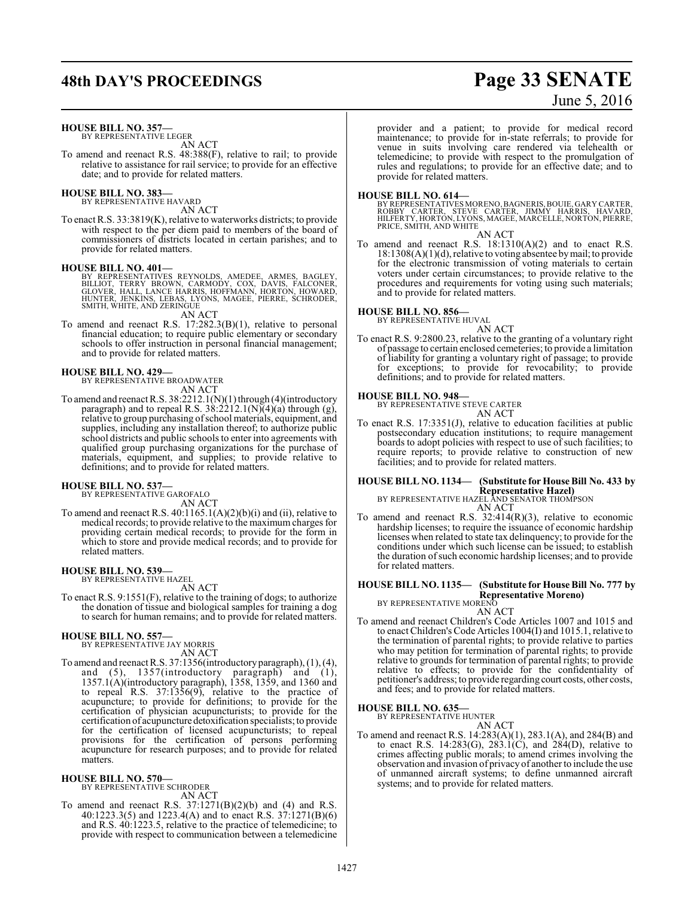**HOUSE BILL NO. 357—**
BY REPRESENTATIVE LEGER
AN ACT

To amend and reenact R.S. 48:388(F), relative to rail; to provide relative to assistance for rail service; to provide for an effective date; and to provide for related matters.

**HOUSE BILL NO. 383—**
BY REPRESENTATIVE HAVARD
AN ACT

To enact R.S. 33:3819(K), relative to waterworks districts; to provide with respect to the per diem paid to members of the board of commissioners of districts located in certain parishes; and to provide for related matters.

**HOUSE BILL NO. 401—**
BY REPRESENTATIVES REYNOLDS, AMEDEE, ARMES, BAGLEY, BILLIOT, TERRY BROWN, CARMODY, COX, DAVIS, FALCONER, GLOVER, HALL, LANCE HARRIS, HOFFMANN, HORTON, HOWARD, HUNTER, JENKINS, LEBAS, LYONS, MAGEE, PIERRE, SCHRODER, SMITH, WHITE, AND ZERINGUE
AN ACT

To amend and reenact R.S. 17:282.3(B)(1), relative to personal financial education; to require public elementary or secondary schools to offer instruction in personal financial management; and to provide for related matters.

**HOUSE BILL NO. 429—**
BY REPRESENTATIVE BROADWATER
AN ACT

To amend and reenact R.S. 38:2212.1(N)(1) through (4)(introductory paragraph) and to repeal R.S. 38:2212.1(N)(4)(a) through (g), relative to group purchasing of school materials, equipment, and supplies, including any installation thereof; to authorize public school districts and public schools to enter into agreements with qualified group purchasing organizations for the purchase of materials, equipment, and supplies; to provide relative to definitions; and to provide for related matters.

**HOUSE BILL NO. 537—**
BY REPRESENTATIVE GAROFALO
AN ACT

To amend and reenact R.S. 40:1165.1(A)(2)(b)(i) and (ii), relative to medical records; to provide relative to the maximum charges for providing certain medical records; to provide for the form in which to store and provide medical records; and to provide for related matters.

**HOUSE BILL NO. 539—**
BY REPRESENTATIVE HAZEL
AN ACT

To enact R.S. 9:1551(F), relative to the training of dogs; to authorize the donation of tissue and biological samples for training a dog to search for human remains; and to provide for related matters.

**HOUSE BILL NO. 557—**
BY REPRESENTATIVE JAY MORRIS
AN ACT

To amend and reenact R.S. 37:1356(introductory paragraph), (1), (4), and (5), 1357(introductory paragraph) and (1), 1357.1(A)(introductory paragraph), 1358, 1359, and 1360 and to repeal R.S. 37:1356(9), relative to the practice of acupuncture; to provide for definitions; to provide for the certification of physician acupuncturists; to provide for the certification of acupuncture detoxification specialists; to provide for the certification of licensed acupuncturists; to repeal provisions for the certification of persons performing acupuncture for research purposes; and to provide for related matters.

**HOUSE BILL NO. 570—**
BY REPRESENTATIVE SCHRODER
AN ACT

To amend and reenact R.S. 37:1271(B)(2)(b) and (4) and R.S. 40:1223.3(5) and 1223.4(A) and to enact R.S. 37:1271(B)(6) and R.S. 40:1223.5, relative to the practice of telemedicine; to provide with respect to communication between a telemedicine provider and a patient; to provide for medical record maintenance; to provide for in-state referrals; to provide for venue in suits involving care rendered via telehealth or telemedicine; to provide with respect to the promulgation of rules and regulations; to provide for an effective date; and to provide for related matters.

**HOUSE BILL NO. 614—**
BY REPRESENTATIVES MORENO, BAGNERIS, BOUIE, GARY CARTER, ROBBY CARTER, STEVE CARTER, JIMMY HARRIS, HAVARD, HILFERTY, HORTON, LYONS, MAGEE, MARCELLE, NORTON, PIERRE, PRICE, SMITH, AND WHITE
AN ACT

To amend and reenact R.S. 18:1310(A)(2) and to enact R.S. 18:1308(A)(1)(d), relative to voting absentee by mail; to provide for the electronic transmission of voting materials to certain voters under certain circumstances; to provide relative to the procedures and requirements for voting using such materials; and to provide for related matters.

**HOUSE BILL NO. 856—**
BY REPRESENTATIVE HUVAL
AN ACT

To enact R.S. 9:2800.23, relative to the granting of a voluntary right of passage to certain enclosed cemeteries; to provide a limitation of liability for granting a voluntary right of passage; to provide for exceptions; to provide for revocability; to provide definitions; and to provide for related matters.

**HOUSE BILL NO. 948—**
BY REPRESENTATIVE STEVE CARTER
AN ACT

To enact R.S. 17:3351(J), relative to education facilities at public postsecondary education institutions; to require management boards to adopt policies with respect to use of such facilities; to require reports; to provide relative to construction of new facilities; and to provide for related matters.

**HOUSE BILL NO. 1134— (Substitute for House Bill No. 433 by Representative Hazel)**
BY REPRESENTATIVE HAZEL AND SENATOR THOMPSON
AN ACT

To amend and reenact R.S. 32:414(R)(3), relative to economic hardship licenses; to require the issuance of economic hardship licenses when related to state tax delinquency; to provide for the conditions under which such license can be issued; to establish the duration of such economic hardship licenses; and to provide for related matters.

**HOUSE BILL NO. 1135— (Substitute for House Bill No. 777 by Representative Moreno)**
BY REPRESENTATIVE MORENO
AN ACT

To amend and reenact Children's Code Articles 1007 and 1015 and to enact Children's Code Articles 1004(I) and 1015.1, relative to the termination of parental rights; to provide relative to parties who may petition for termination of parental rights; to provide relative to grounds for termination of parental rights; to provide relative to effects; to provide for the confidentiality of petitioner's address; to provide regarding court costs, other costs, and fees; and to provide for related matters.

**HOUSE BILL NO. 635—**
BY REPRESENTATIVE HUNTER
AN ACT

To amend and reenact R.S. 14:283(A)(1), 283.1(A), and 284(B) and to enact R.S. 14:283(G), 283.1(C), and 284(D), relative to crimes affecting public morals; to amend crimes involving the observation and invasion of privacy of another to include the use of unmanned aircraft systems; to define unmanned aircraft systems; and to provide for related matters.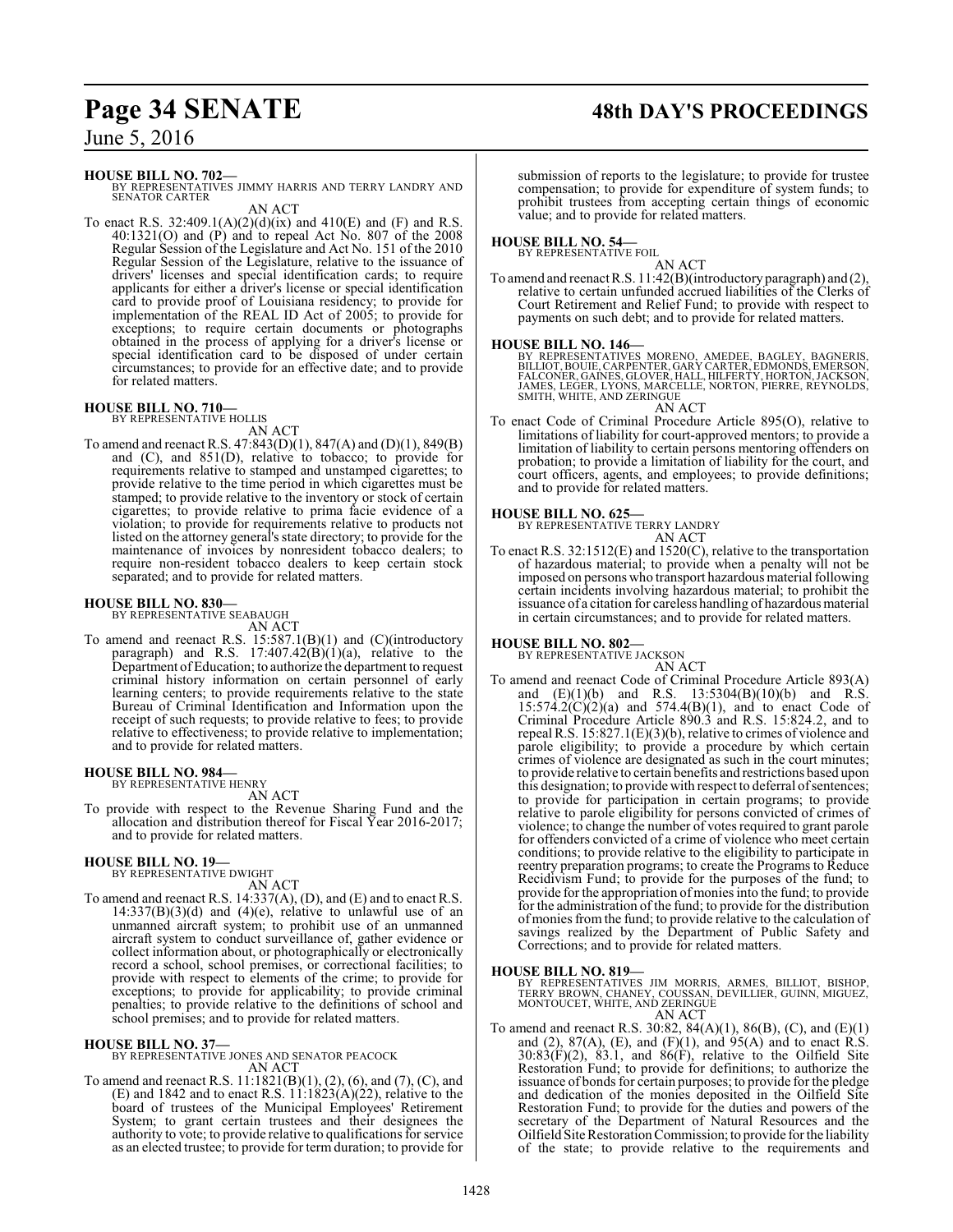**HOUSE BILL NO. 702—**
BY REPRESENTATIVES JIMMY HARRIS AND TERRY LANDRY AND SENATOR CARTER

AN ACT

To enact R.S. 32:409.1(A)(2)(d)(ix) and 410(E) and (F) and R.S. 40:1321(O) and (P) and to repeal Act No. 807 of the 2008 Regular Session of the Legislature and Act No. 151 of the 2010 Regular Session of the Legislature, relative to the issuance of drivers' licenses and special identification cards; to require applicants for either a driver's license or special identification card to provide proof of Louisiana residency; to provide for implementation of the REAL ID Act of 2005; to provide for exceptions; to require certain documents or photographs obtained in the process of applying for a driver's license or special identification card to be disposed of under certain circumstances; to provide for an effective date; and to provide for related matters.

**HOUSE BILL NO. 710—**
BY REPRESENTATIVE HOLLIS

AN ACT

To amend and reenact R.S. 47:843(D)(1), 847(A) and (D)(1), 849(B) and (C), and 851(D), relative to tobacco; to provide for requirements relative to stamped and unstamped cigarettes; to provide relative to the time period in which cigarettes must be stamped; to provide relative to the inventory or stock of certain cigarettes; to provide relative to prima facie evidence of a violation; to provide for requirements relative to products not listed on the attorney general's state directory; to provide for the maintenance of invoices by nonresident tobacco dealers; to require non-resident tobacco dealers to keep certain stock separated; and to provide for related matters.

**HOUSE BILL NO. 830—**
BY REPRESENTATIVE SEABAUGH

AN ACT

To amend and reenact R.S. 15:587.1(B)(1) and (C)(introductory paragraph) and R.S. 17:407.42(B)(1)(a), relative to the Department of Education; to authorize the department to request criminal history information on certain personnel of early learning centers; to provide requirements relative to the state Bureau of Criminal Identification and Information upon the receipt of such requests; to provide relative to fees; to provide relative to effectiveness; to provide relative to implementation; and to provide for related matters.

**HOUSE BILL NO. 984—**
BY REPRESENTATIVE HENRY

AN ACT

To provide with respect to the Revenue Sharing Fund and the allocation and distribution thereof for Fiscal Year 2016-2017; and to provide for related matters.

**HOUSE BILL NO. 19—**
BY REPRESENTATIVE DWIGHT

AN ACT

To amend and reenact R.S. 14:337(A), (D), and (E) and to enact R.S. 14:337(B)(3)(d) and (4)(e), relative to unlawful use of an unmanned aircraft system; to prohibit use of an unmanned aircraft system to conduct surveillance of, gather evidence or collect information about, or photographically or electronically record a school, school premises, or correctional facilities; to provide with respect to elements of the crime; to provide for exceptions; to provide for applicability; to provide criminal penalties; to provide relative to the definitions of school and school premises; and to provide for related matters.

**HOUSE BILL NO. 37—**
BY REPRESENTATIVE JONES AND SENATOR PEACOCK

AN ACT

To amend and reenact R.S. 11:1821(B)(1), (2), (6), and (7), (C), and (E) and 1842 and to enact R.S. 11:1823(A)(22), relative to the board of trustees of the Municipal Employees' Retirement System; to grant certain trustees and their designees the authority to vote; to provide relative to qualifications for service as an elected trustee; to provide for term duration; to provide for submission of reports to the legislature; to provide for trustee compensation; to provide for expenditure of system funds; to prohibit trustees from accepting certain things of economic value; and to provide for related matters.

**HOUSE BILL NO. 54—**
BY REPRESENTATIVE FOIL

AN ACT

To amend and reenact R.S. 11:42(B)(introductory paragraph) and (2), relative to certain unfunded accrued liabilities of the Clerks of Court Retirement and Relief Fund; to provide with respect to payments on such debt; and to provide for related matters.

**HOUSE BILL NO. 146—**
BY REPRESENTATIVES MORENO, AMEDEE, BAGLEY, BAGNERIS, BILLIOT, BOUIE, CARPENTER, GARY CARTER, EDMONDS, EMERSON, FALCONER, GAINES, GLOVER, HALL, HILFERTY, HORTON, JACKSON, JAMES, LEGER, LYONS, MARCELLE, NORTON, PIERRE, REYNOLDS, SMITH, WHITE, AND ZERINGUE

AN ACT

To enact Code of Criminal Procedure Article 895(O), relative to limitations of liability for court-approved mentors; to provide a limitation of liability to certain persons mentoring offenders on probation; to provide a limitation of liability for the court, and court officers, agents, and employees; to provide definitions; and to provide for related matters.

**HOUSE BILL NO. 625—**
BY REPRESENTATIVE TERRY LANDRY

AN ACT

To enact R.S. 32:1512(E) and 1520(C), relative to the transportation of hazardous material; to provide when a penalty will not be imposed on persons who transport hazardous material following certain incidents involving hazardous material; to prohibit the issuance of a citation for careless handling of hazardous material in certain circumstances; and to provide for related matters.

**HOUSE BILL NO. 802—**
BY REPRESENTATIVE JACKSON

AN ACT

To amend and reenact Code of Criminal Procedure Article 893(A) and (E)(1)(b) and R.S. 13:5304(B)(10)(b) and R.S. 15:574.2(C)(2)(a) and 574.4(B)(1), and to enact Code of Criminal Procedure Article 890.3 and R.S. 15:824.2, and to repeal R.S. 15:827.1(E)(3)(b), relative to crimes of violence and parole eligibility; to provide a procedure by which certain crimes of violence are designated as such in the court minutes; to provide relative to certain benefits and restrictions based upon this designation; to provide with respect to deferral of sentences; to provide for participation in certain programs; to provide relative to parole eligibility for persons convicted of crimes of violence; to change the number of votes required to grant parole for offenders convicted of a crime of violence who meet certain conditions; to provide relative to the eligibility to participate in reentry preparation programs; to create the Programs to Reduce Recidivism Fund; to provide for the purposes of the fund; to provide for the appropriation of monies into the fund; to provide for the administration of the fund; to provide for the distribution of monies from the fund; to provide relative to the calculation of savings realized by the Department of Public Safety and Corrections; and to provide for related matters.

**HOUSE BILL NO. 819—**
BY REPRESENTATIVES JIM MORRIS, ARMES, BILLIOT, BISHOP, TERRY BROWN, CHANEY, COUSSAN, DEVILLIER, GUINN, MIGUEZ, MONTOUCET, WHITE, AND ZERINGUE

AN ACT

To amend and reenact R.S. 30:82, 84(A)(1), 86(B), (C), and (E)(1) and (2), 87(A), (E), and (F)(1), and 95(A) and to enact R.S. 30:83(F)(2), 83.1, and 86(F), relative to the Oilfield Site Restoration Fund; to provide for definitions; to authorize the issuance of bonds for certain purposes; to provide for the pledge and dedication of the monies deposited in the Oilfield Site Restoration Fund; to provide for the duties and powers of the secretary of the Department of Natural Resources and the Oilfield Site Restoration Commission; to provide for the liability of the state; to provide relative to the requirements and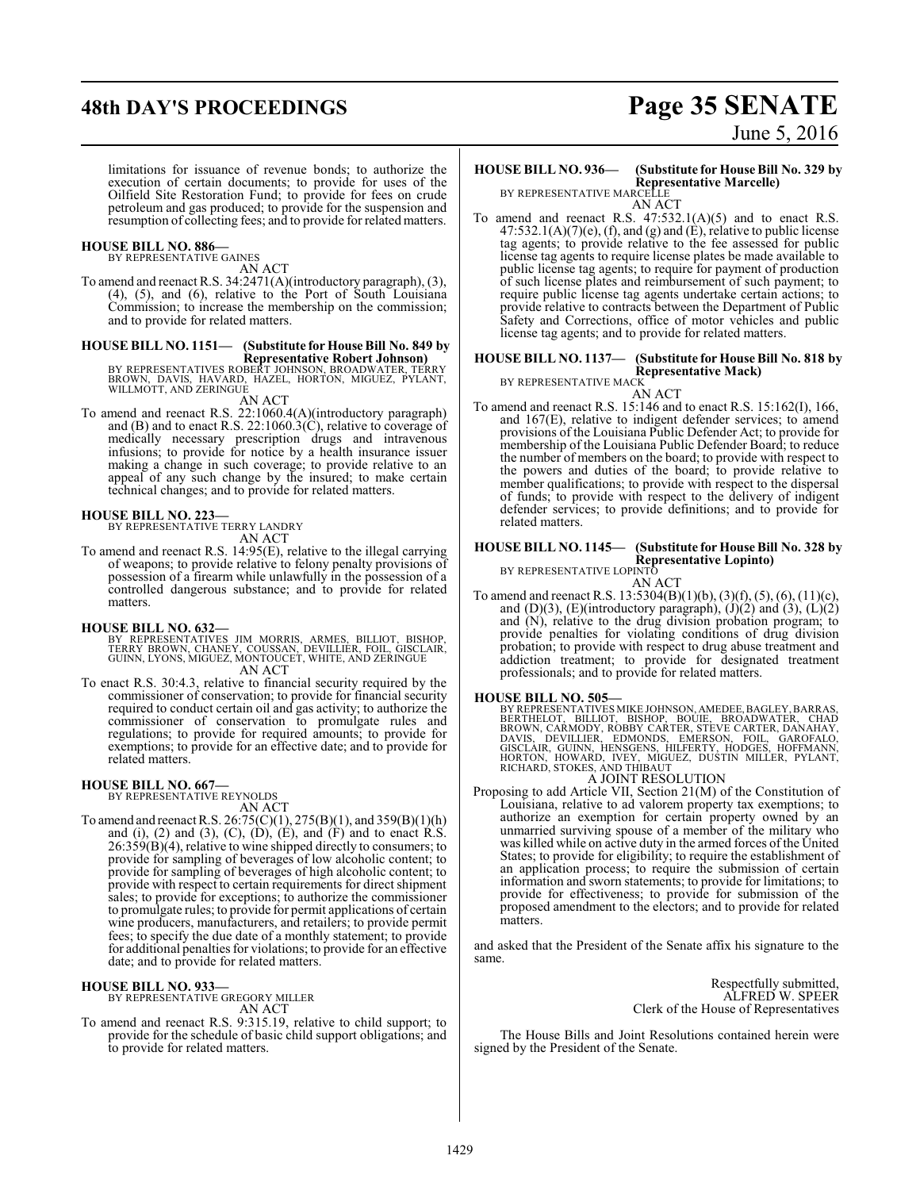limitations for issuance of revenue bonds; to authorize the execution of certain documents; to provide for uses of the Oilfield Site Restoration Fund; to provide for fees on crude petroleum and gas produced; to provide for the suspension and resumption of collecting fees; and to provide for related matters.

**HOUSE BILL NO. 886—**
BY REPRESENTATIVE GAINES
AN ACT

To amend and reenact R.S. 34:2471(A)(introductory paragraph), (3), (4), (5), and (6), relative to the Port of South Louisiana Commission; to increase the membership on the commission; and to provide for related matters.

**HOUSE BILL NO. 1151— (Substitute for House Bill No. 849 by Representative Robert Johnson)**
BY REPRESENTATIVES ROBERT JOHNSON, BROADWATER, TERRY BROWN, DAVIS, HAVARD, HAZEL, HORTON, MIGUEZ, PYLANT, WILLMOTT, AND ZERINGUE
AN ACT

To amend and reenact R.S. 22:1060.4(A)(introductory paragraph) and (B) and to enact R.S. 22:1060.3(C), relative to coverage of medically necessary prescription drugs and intravenous infusions; to provide for notice by a health insurance issuer making a change in such coverage; to provide relative to an appeal of any such change by the insured; to make certain technical changes; and to provide for related matters.

**HOUSE BILL NO. 223—**
BY REPRESENTATIVE TERRY LANDRY
AN ACT

To amend and reenact R.S. 14:95(E), relative to the illegal carrying of weapons; to provide relative to felony penalty provisions of possession of a firearm while unlawfully in the possession of a controlled dangerous substance; and to provide for related matters.

**HOUSE BILL NO. 632—**
BY REPRESENTATIVES JIM MORRIS, ARMES, BILLIOT, BISHOP, TERRY BROWN, CHANEY, COUSSAN, DEVILLIER, FOIL, GISCLAIR, GUINN, LYONS, MIGUEZ, MONTOUCET, WHITE, AND ZERINGUE
AN ACT

To enact R.S. 30:4.3, relative to financial security required by the commissioner of conservation; to provide for financial security required to conduct certain oil and gas activity; to authorize the commissioner of conservation to promulgate rules and regulations; to provide for required amounts; to provide for exemptions; to provide for an effective date; and to provide for related matters.

**HOUSE BILL NO. 667—**
BY REPRESENTATIVE REYNOLDS
AN ACT

To amend and reenact R.S. 26:75(C)(1), 275(B)(1), and 359(B)(1)(h) and (i), (2) and (3), (C), (D), (E), and (F) and to enact R.S. 26:359(B)(4), relative to wine shipped directly to consumers; to provide for sampling of beverages of low alcoholic content; to provide for sampling of beverages of high alcoholic content; to provide with respect to certain requirements for direct shipment sales; to provide for exceptions; to authorize the commissioner to promulgate rules; to provide for permit applications of certain wine producers, manufacturers, and retailers; to provide permit fees; to specify the due date of a monthly statement; to provide for additional penalties for violations; to provide for an effective date; and to provide for related matters.

**HOUSE BILL NO. 933—**
BY REPRESENTATIVE GREGORY MILLER
AN ACT

To amend and reenact R.S. 9:315.19, relative to child support; to provide for the schedule of basic child support obligations; and to provide for related matters.

**HOUSE BILL NO. 936— (Substitute for House Bill No. 329 by Representative Marcelle)**
BY REPRESENTATIVE MARCELLE
AN ACT

To amend and reenact R.S. 47:532.1(A)(5) and to enact R.S. 47:532.1(A)(7)(e), (f), and (g) and (E), relative to public license tag agents; to provide relative to the fee assessed for public license tag agents to require license plates be made available to public license tag agents; to require for payment of production of such license plates and reimbursement of such payment; to require public license tag agents undertake certain actions; to provide relative to contracts between the Department of Public Safety and Corrections, office of motor vehicles and public license tag agents; and to provide for related matters.

**HOUSE BILL NO. 1137— (Substitute for House Bill No. 818 by Representative Mack)**
BY REPRESENTATIVE MACK
AN ACT

To amend and reenact R.S. 15:146 and to enact R.S. 15:162(I), 166, and 167(E), relative to indigent defender services; to amend provisions of the Louisiana Public Defender Act; to provide for membership of the Louisiana Public Defender Board; to reduce the number of members on the board; to provide with respect to the powers and duties of the board; to provide relative to member qualifications; to provide with respect to the dispersal of funds; to provide with respect to the delivery of indigent defender services; to provide definitions; and to provide for related matters.

**HOUSE BILL NO. 1145— (Substitute for House Bill No. 328 by Representative Lopinto)**
BY REPRESENTATIVE LOPINTO
AN ACT

To amend and reenact R.S. 13:5304(B)(1)(b), (3)(f), (5), (6), (11)(c), and (D)(3), (E)(introductory paragraph), (J)(2) and (3), (L)(2) and (N), relative to the drug division probation program; to provide penalties for violating conditions of drug division probation; to provide with respect to drug abuse treatment and addiction treatment; to provide for designated treatment professionals; and to provide for related matters.

**HOUSE BILL NO. 505—**
BY REPRESENTATIVES MIKE JOHNSON, AMEDEE, BAGLEY, BARRAS, BERTHELOT, BILLIOT, BISHOP, BOUIE, BROADWATER, CHAD BROWN, CARMODY, ROBBY CARTER, STEVE CARTER, DANAHAY, DAVIS, DEVILLIER, EDMONDS, EMERSON, FOIL, GAROFALO, GISCLAIR, GUINN, HENSGENS, HILFERTY, HODGES, HOFFMANN, HORTON, HOWARD, IVEY, MIGUEZ, DUSTIN MILLER, PYLANT, RICHARD, STOKES, AND THIBAUT
A JOINT RESOLUTION

Proposing to add Article VII, Section 21(M) of the Constitution of Louisiana, relative to ad valorem property tax exemptions; to authorize an exemption for certain property owned by an unmarried surviving spouse of a member of the military who was killed while on active duty in the armed forces of the United States; to provide for eligibility; to require the establishment of an application process; to require the submission of certain information and sworn statements; to provide for limitations; to provide for effectiveness; to provide for submission of the proposed amendment to the electors; and to provide for related matters.

and asked that the President of the Senate affix his signature to the same.

Respectfully submitted,
ALFRED W. SPEER
Clerk of the House of Representatives

The House Bills and Joint Resolutions contained herein were signed by the President of the Senate.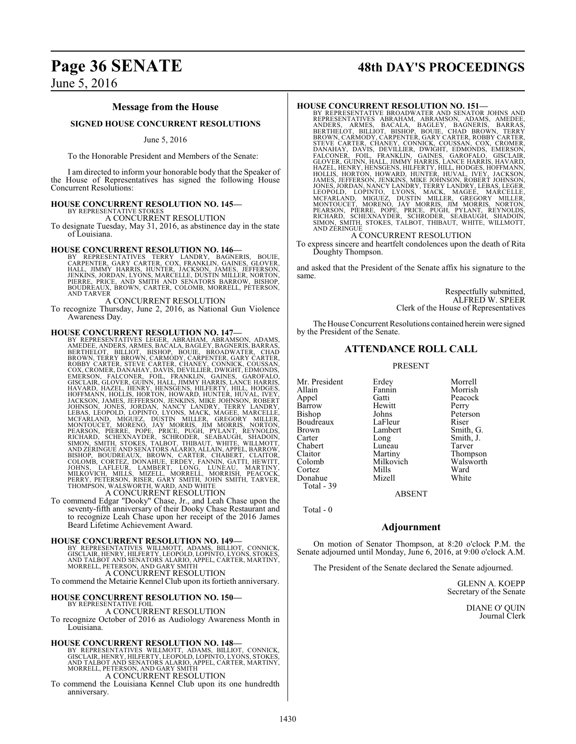## Message from the House

### SIGNED HOUSE CONCURRENT RESOLUTIONS

June 5, 2016

To the Honorable President and Members of the Senate:

I am directed to inform your honorable body that the Speaker of the House of Representatives has signed the following House Concurrent Resolutions:

**HOUSE CONCURRENT RESOLUTION NO. 145—**
BY REPRESENTATIVE STOKES
A CONCURRENT RESOLUTION
To designate Tuesday, May 31, 2016, as abstinence day in the state of Louisiana.

**HOUSE CONCURRENT RESOLUTION NO. 146—**
BY REPRESENTATIVES TERRY LANDRY, BAGNERIS, BOUIE, CARPENTER, GARY CARTER, COX, FRANKLIN, GAINES, GLOVER, HALL, JIMMY HARRIS, HUNTER, JACKSON, JAMES, JEFFERSON, JENKINS, JORDAN, LYONS, MARCELLE, DUSTIN MILLER, NORTON, PIERRE, PRICE, AND SMITH AND SENATORS BARROW, BISHOP, BOUDREAUX, BROWN, CARTER, COLOMB, MORRELL, PETERSON, AND TARVER
A CONCURRENT RESOLUTION
To recognize Thursday, June 2, 2016, as National Gun Violence Awareness Day.

**HOUSE CONCURRENT RESOLUTION NO. 147—**
BY REPRESENTATIVES LEGER, ABRAHAM, ABRAMSON, ADAMS, AMEDEE, ANDERS, ARMES, BACALA, BAGLEY, BAGNERIS, BARRAS, BERTHELOT, BILLIOT, BISHOP, BOUIE, BROADWATER, CHAD BROWN, TERRY BROWN, CARMODY, CARPENTER, GARY CARTER, ROBBY CARTER, STEVE CARTER, CHANEY, CONNICK, COUSSAN, COX, CROMER, DANAHAY, DAVIS, DEVILLIER, DWIGHT, EDMONDS, EMERSON, FALCONER, FOIL, FRANKLIN, GAINES, GAROFALO, GISCLAIR, GLOVER, GUINN, HALL, JIMMY HARRIS, LANCE HARRIS, HAVARD, HAZEL, HENRY, HENSGENS, HILFERTY, HILL, HODGES, HOFFMANN, HOLLIS, HORTON, HOWARD, HUNTER, HUVAL, IVEY, JACKSON, JAMES, JEFFERSON, JENKINS, MIKE JOHNSON, ROBERT JOHNSON, JONES, JORDAN, NANCY LANDRY, TERRY LANDRY, LEBAS, LEOPOLD, LOPINTO, LYONS, MACK, MAGEE, MARCELLE, MCFARLAND, MIGUEZ, DUSTIN MILLER, GREGORY MILLER, MONTOUCET, MORENO, JAY MORRIS, JIM MORRIS, NORTON, PEARSON, PIERRE, POPE, PRICE, PUGH, PYLANT, REYNOLDS, RICHARD, SCHEXNAYDER, SCHRODER, SEABAUGH, SHADOIN, SIMON, SMITH, STOKES, TALBOT, THIBAUT, WHITE, WILLMOTT, AND ZERINGUE AND SENATORS ALARIO, ALLAIN, APPEL, BARROW, BISHOP, BOUDREAUX, BROWN, CARTER, CHABERT, CLAITOR, COLOMB, CORTEZ, DONAHUE, ERDEY, FANNIN, GATTI, HEWITT, JOHNS, LAFLEUR, LAMBERT, LONG, LUNEAU, MARTINY, MILKOVICH, MILLS, MIZELL, MORRELL, MORRISH, PEACOCK, PERRY, PETERSON, RISER, GARY SMITH, JOHN SMITH, TARVER, THOMPSON, WALSWORTH, WARD, AND WHITE
A CONCURRENT RESOLUTION
To commend Edgar "Dooky" Chase, Jr., and Leah Chase upon the seventy-fifth anniversary of their Dooky Chase Restaurant and to recognize Leah Chase upon her receipt of the 2016 James Beard Lifetime Achievement Award.

**HOUSE CONCURRENT RESOLUTION NO. 149—**
BY REPRESENTATIVES WILLMOTT, ADAMS, BILLIOT, CONNICK, GISCLAIR, HENRY, HILFERTY, LEOPOLD, LOPINTO, LYONS, STOKES, AND TALBOT AND SENATORS ALARIO, APPEL, CARTER, MARTINY, MORRELL, PETERSON, AND GARY SMITH
A CONCURRENT RESOLUTION
To commend the Metairie Kennel Club upon its fortieth anniversary.

**HOUSE CONCURRENT RESOLUTION NO. 150—**
BY REPRESENTATIVE FOIL
A CONCURRENT RESOLUTION
To recognize October of 2016 as Audiology Awareness Month in Louisiana.

**HOUSE CONCURRENT RESOLUTION NO. 148—**
BY REPRESENTATIVES WILLMOTT, ADAMS, BILLIOT, CONNICK, GISCLAIR, HENRY, HILFERTY, LEOPOLD, LOPINTO, LYONS, STOKES, AND TALBOT AND SENATORS ALARIO, APPEL, CARTER, MARTINY, MORRELL, PETERSON, AND GARY SMITH
A CONCURRENT RESOLUTION
To commend the Louisiana Kennel Club upon its one hundredth anniversary.

**HOUSE CONCURRENT RESOLUTION NO. 151—**
BY REPRESENTATIVE BROADWATER AND SENATOR JOHNS AND REPRESENTATIVES ABRAHAM, ABRAMSON, ADAMS, AMEDEE, ANDERS, ARMES, BACALA, BAGLEY, BAGNERIS, BARRAS, BERTHELOT, BILLIOT, BISHOP, BOUIE, CHAD BROWN, TERRY BROWN, CARMODY, CARPENTER, GARY CARTER, ROBBY CARTER, STEVE CARTER, CHANEY, CONNICK, COUSSAN, COX, CROMER, DANAHAY, DAVIS, DEVILLIER, DWIGHT, EDMONDS, EMERSON, FALCONER, FOIL, FRANKLIN, GAINES, GAROFALO, GISCLAIR, GLOVER, GUINN, HALL, JIMMY HARRIS, LANCE HARRIS, HAVARD, HAZEL, HENRY, HENSGENS, HILFERTY, HILL, HODGES, HOFFMANN, HOLLIS, HORTON, HOWARD, HUNTER, HUVAL, IVEY, JACKSON, JAMES, JEFFERSON, JENKINS, MIKE JOHNSON, ROBERT JOHNSON, JONES, JORDAN, NANCY LANDRY, TERRY LANDRY, LEBAS, LEGER, LEOPOLD, LOPINTO, LYONS, MACK, MAGEE, MARCELLE, MCFARLAND, MIGUEZ, DUSTIN MILLER, GREGORY MILLER, MONTOUCET, MORENO, JAY MORRIS, JIM MORRIS, NORTON, PEARSON, PIERRE, POPE, PRICE, PUGH, PYLANT, REYNOLDS, RICHARD, SCHEXNAYDER, SCHRODER, SEABAUGH, SHADOIN, SIMON, SMITH, STOKES, TALBOT, THIBAUT, WHITE, WILLMOTT, AND ZERINGUE
A CONCURRENT RESOLUTION
To express sincere and heartfelt condolences upon the death of Rita Doughty Thompson.

and asked that the President of the Senate affix his signature to the same.

Respectfully submitted,
ALFRED W. SPEER
Clerk of the House of Representatives

The House Concurrent Resolutions contained herein were signed by the President of the Senate.

## ATTENDANCE ROLL CALL

PRESENT

| | | |
|---|---|---|
| Mr. President | Erdey | Morrell |
| Allain | Fannin | Morrish |
| Appel | Gatti | Peacock |
| Barrow | Hewitt | Perry |
| Bishop | Johns | Peterson |
| Boudreaux | LaFleur | Riser |
| Brown | Lambert | Smith, G. |
| Carter | Long | Smith, J. |
| Chabert | Luneau | Tarver |
| Claitor | Martiny | Thompson |
| Colomb | Milkovich | Walsworth |
| Cortez | Mills | Ward |
| Donahue | Mizell | White |

Total - 39

ABSENT

Total - 0

## Adjournment

On motion of Senator Thompson, at 8:20 o'clock P.M. the Senate adjourned until Monday, June 6, 2016, at 9:00 o'clock A.M.

The President of the Senate declared the Senate adjourned.

GLENN A. KOEPP
Secretary of the Senate

DIANE O' QUIN
Journal Clerk